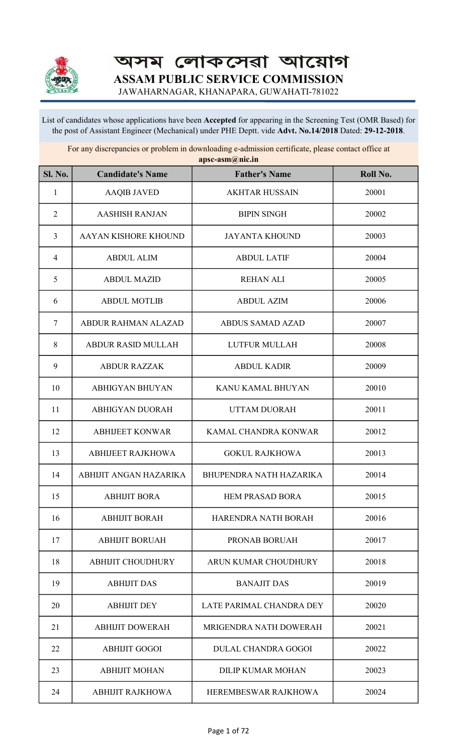# অসম লোকসেৱা আয়োগ

# ASSAM PUBLIC SERVICE COMMISSION

JAWAHARNAGAR, KHANAPARA, GUWAHATI-781022

List of candidates whose applications have been **Accepted** for appearing in the Screening Test (OMR Based) for the post of Assistant Engineer (Mechanical) under PHE Deptt. vide **Advt. No.14/2018** Dated: **29-12-2018**.

For any discrepancies or problem in downloading e-admission certificate, please contact office at **apsc-asm@nic.in**

| Sl. No. | Candidate's Name | Father's Name | Roll No. |
|---|---|---|---|
| 1 | AAQIB JAVED | AKHTAR HUSSAIN | 20001 |
| 2 | AASHISH RANJAN | BIPIN SINGH | 20002 |
| 3 | AAYAN KISHORE KHOUND | JAYANTA KHOUND | 20003 |
| 4 | ABDUL ALIM | ABDUL LATIF | 20004 |
| 5 | ABDUL MAZID | REHAN ALI | 20005 |
| 6 | ABDUL MOTLIB | ABDUL AZIM | 20006 |
| 7 | ABDUR RAHMAN ALAZAD | ABDUS SAMAD AZAD | 20007 |
| 8 | ABDUR RASID MULLAH | LUTFUR MULLAH | 20008 |
| 9 | ABDUR RAZZAK | ABDUL KADIR | 20009 |
| 10 | ABHIGYAN BHUYAN | KANU KAMAL BHUYAN | 20010 |
| 11 | ABHIGYAN DUORAH | UTTAM DUORAH | 20011 |
| 12 | ABHIJEET KONWAR | KAMAL CHANDRA KONWAR | 20012 |
| 13 | ABHIJEET RAJKHOWA | GOKUL RAJKHOWA | 20013 |
| 14 | ABHIJIT ANGAN HAZARIKA | BHUPENDRA NATH HAZARIKA | 20014 |
| 15 | ABHIJIT BORA | HEM PRASAD BORA | 20015 |
| 16 | ABHIJIT BORAH | HARENDRA NATH BORAH | 20016 |
| 17 | ABHIJIT BORUAH | PRONAB BORUAH | 20017 |
| 18 | ABHIJIT CHOUDHURY | ARUN KUMAR CHOUDHURY | 20018 |
| 19 | ABHIJIT DAS | BANAJIT DAS | 20019 |
| 20 | ABHIJIT DEY | LATE PARIMAL CHANDRA DEY | 20020 |
| 21 | ABHIJIT DOWERAH | MRIGENDRA NATH DOWERAH | 20021 |
| 22 | ABHIJIT GOGOI | DULAL CHANDRA GOGOI | 20022 |
| 23 | ABHIJIT MOHAN | DILIP KUMAR MOHAN | 20023 |
| 24 | ABHIJIT RAJKHOWA | HEREMBESWAR RAJKHOWA | 20024 |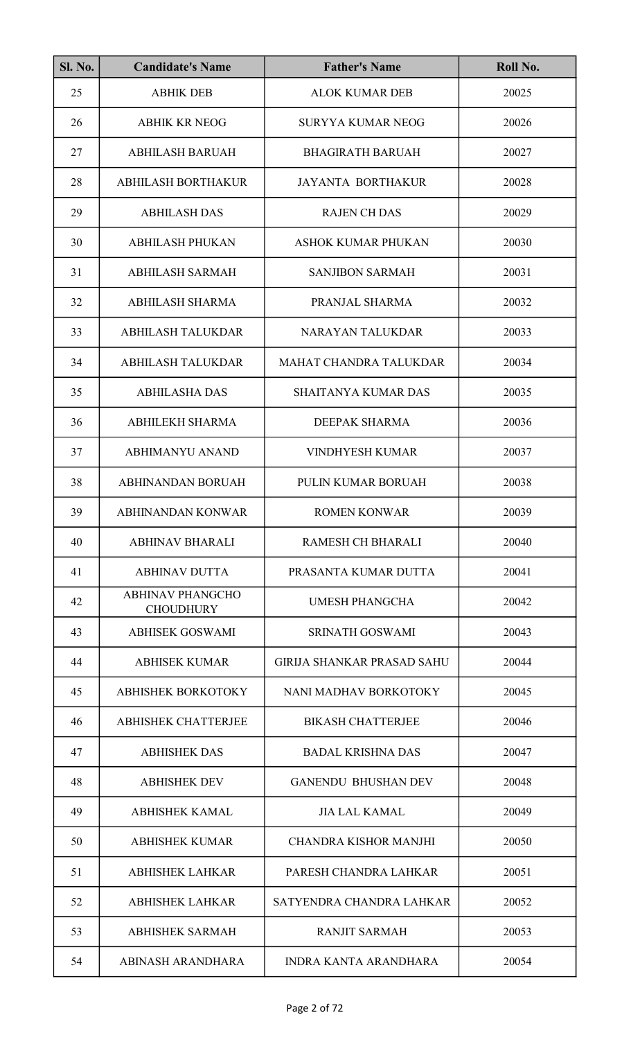| Sl. No. | Candidate's Name | Father's Name | Roll No. |
|---|---|---|---|
| 25 | ABHIK DEB | ALOK KUMAR DEB | 20025 |
| 26 | ABHIK KR NEOG | SURYYA KUMAR NEOG | 20026 |
| 27 | ABHILASH BARUAH | BHAGIRATH BARUAH | 20027 |
| 28 | ABHILASH BORTHAKUR | JAYANTA BORTHAKUR | 20028 |
| 29 | ABHILASH DAS | RAJEN CH DAS | 20029 |
| 30 | ABHILASH PHUKAN | ASHOK KUMAR PHUKAN | 20030 |
| 31 | ABHILASH SARMAH | SANJIBON SARMAH | 20031 |
| 32 | ABHILASH SHARMA | PRANJAL SHARMA | 20032 |
| 33 | ABHILASH TALUKDAR | NARAYAN TALUKDAR | 20033 |
| 34 | ABHILASH TALUKDAR | MAHAT CHANDRA TALUKDAR | 20034 |
| 35 | ABHILASHA DAS | SHAITANYA KUMAR DAS | 20035 |
| 36 | ABHILEKH SHARMA | DEEPAK SHARMA | 20036 |
| 37 | ABHIMANYU ANAND | VINDHYESH KUMAR | 20037 |
| 38 | ABHINANDAN BORUAH | PULIN KUMAR BORUAH | 20038 |
| 39 | ABHINANDAN KONWAR | ROMEN KONWAR | 20039 |
| 40 | ABHINAV BHARALI | RAMESH CH BHARALI | 20040 |
| 41 | ABHINAV DUTTA | PRASANTA KUMAR DUTTA | 20041 |
| 42 | ABHINAV PHANGCHO CHOUDHURY | UMESH PHANGCHA | 20042 |
| 43 | ABHISEK GOSWAMI | SRINATH GOSWAMI | 20043 |
| 44 | ABHISEK KUMAR | GIRIJA SHANKAR PRASAD SAHU | 20044 |
| 45 | ABHISHEK BORKOTOKY | NANI MADHAV BORKOTOKY | 20045 |
| 46 | ABHISHEK CHATTERJEE | BIKASH CHATTERJEE | 20046 |
| 47 | ABHISHEK DAS | BADAL KRISHNA DAS | 20047 |
| 48 | ABHISHEK DEV | GANENDU BHUSHAN DEV | 20048 |
| 49 | ABHISHEK KAMAL | JIA LAL KAMAL | 20049 |
| 50 | ABHISHEK KUMAR | CHANDRA KISHOR MANJHI | 20050 |
| 51 | ABHISHEK LAHKAR | PARESH CHANDRA LAHKAR | 20051 |
| 52 | ABHISHEK LAHKAR | SATYENDRA CHANDRA LAHKAR | 20052 |
| 53 | ABHISHEK SARMAH | RANJIT SARMAH | 20053 |
| 54 | ABINASH ARANDHARA | INDRA KANTA ARANDHARA | 20054 |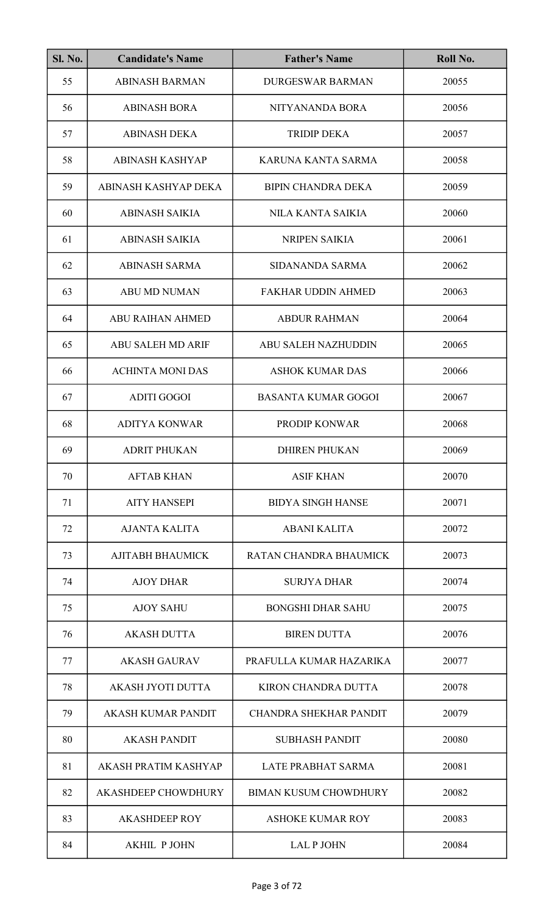| Sl. No. | Candidate's Name | Father's Name | Roll No. |
|---|---|---|---|
| 55 | ABINASH BARMAN | DURGESWAR BARMAN | 20055 |
| 56 | ABINASH BORA | NITYANANDA BORA | 20056 |
| 57 | ABINASH DEKA | TRIDIP DEKA | 20057 |
| 58 | ABINASH KASHYAP | KARUNA KANTA SARMA | 20058 |
| 59 | ABINASH KASHYAP DEKA | BIPIN CHANDRA DEKA | 20059 |
| 60 | ABINASH SAIKIA | NILA KANTA SAIKIA | 20060 |
| 61 | ABINASH SAIKIA | NRIPEN SAIKIA | 20061 |
| 62 | ABINASH SARMA | SIDANANDA SARMA | 20062 |
| 63 | ABU MD NUMAN | FAKHAR UDDIN AHMED | 20063 |
| 64 | ABU RAIHAN AHMED | ABDUR RAHMAN | 20064 |
| 65 | ABU SALEH MD ARIF | ABU SALEH NAZHUDDIN | 20065 |
| 66 | ACHINTA MONI DAS | ASHOK KUMAR DAS | 20066 |
| 67 | ADITI GOGOI | BASANTA KUMAR GOGOI | 20067 |
| 68 | ADITYA KONWAR | PRODIP KONWAR | 20068 |
| 69 | ADRIT PHUKAN | DHIREN PHUKAN | 20069 |
| 70 | AFTAB KHAN | ASIF KHAN | 20070 |
| 71 | AITY HANSEPI | BIDYA SINGH HANSE | 20071 |
| 72 | AJANTA KALITA | ABANI KALITA | 20072 |
| 73 | AJITABH BHAUMICK | RATAN CHANDRA BHAUMICK | 20073 |
| 74 | AJOY DHAR | SURJYA DHAR | 20074 |
| 75 | AJOY SAHU | BONGSHI DHAR SAHU | 20075 |
| 76 | AKASH DUTTA | BIREN DUTTA | 20076 |
| 77 | AKASH GAURAV | PRAFULLA KUMAR HAZARIKA | 20077 |
| 78 | AKASH JYOTI DUTTA | KIRON CHANDRA DUTTA | 20078 |
| 79 | AKASH KUMAR PANDIT | CHANDRA SHEKHAR PANDIT | 20079 |
| 80 | AKASH PANDIT | SUBHASH PANDIT | 20080 |
| 81 | AKASH PRATIM KASHYAP | LATE PRABHAT SARMA | 20081 |
| 82 | AKASHDEEP CHOWDHURY | BIMAN KUSUM CHOWDHURY | 20082 |
| 83 | AKASHDEEP ROY | ASHOKE KUMAR ROY | 20083 |
| 84 | AKHIL P JOHN | LAL P JOHN | 20084 |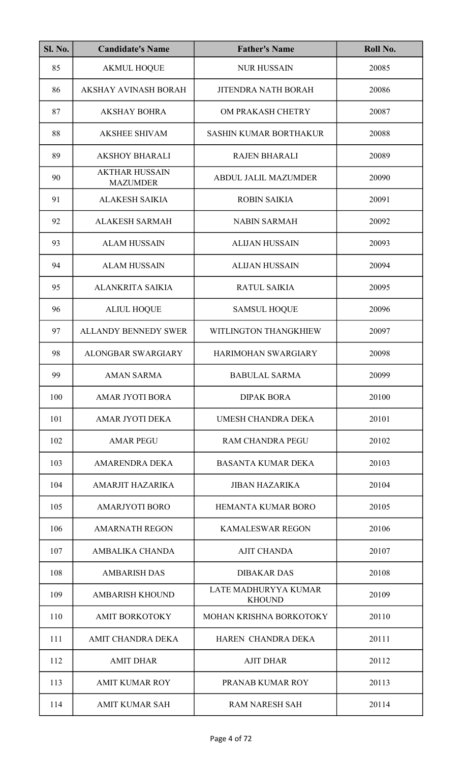| Sl. No. | Candidate's Name | Father's Name | Roll No. |
|---|---|---|---|
| 85 | AKMUL HOQUE | NUR HUSSAIN | 20085 |
| 86 | AKSHAY AVINASH BORAH | JITENDRA NATH BORAH | 20086 |
| 87 | AKSHAY BOHRA | OM PRAKASH CHETRY | 20087 |
| 88 | AKSHEE SHIVAM | SASHIN KUMAR BORTHAKUR | 20088 |
| 89 | AKSHOY BHARALI | RAJEN BHARALI | 20089 |
| 90 | AKTHAR HUSSAIN MAZUMDER | ABDUL JALIL MAZUMDER | 20090 |
| 91 | ALAKESH SAIKIA | ROBIN SAIKIA | 20091 |
| 92 | ALAKESH SARMAH | NABIN SARMAH | 20092 |
| 93 | ALAM HUSSAIN | ALIJAN HUSSAIN | 20093 |
| 94 | ALAM HUSSAIN | ALIJAN HUSSAIN | 20094 |
| 95 | ALANKRITA SAIKIA | RATUL SAIKIA | 20095 |
| 96 | ALIUL HOQUE | SAMSUL HOQUE | 20096 |
| 97 | ALLANDY BENNEDY SWER | WITLINGTON THANGKHIEW | 20097 |
| 98 | ALONGBAR SWARGIARY | HARIMOHAN SWARGIARY | 20098 |
| 99 | AMAN SARMA | BABULAL SARMA | 20099 |
| 100 | AMAR JYOTI BORA | DIPAK BORA | 20100 |
| 101 | AMAR JYOTI DEKA | UMESH CHANDRA DEKA | 20101 |
| 102 | AMAR PEGU | RAM CHANDRA PEGU | 20102 |
| 103 | AMARENDRA DEKA | BASANTA KUMAR DEKA | 20103 |
| 104 | AMARJIT HAZARIKA | JIBAN HAZARIKA | 20104 |
| 105 | AMARJYOTI BORO | HEMANTA KUMAR BORO | 20105 |
| 106 | AMARNATH REGON | KAMALESWAR REGON | 20106 |
| 107 | AMBALIKA CHANDA | AJIT CHANDA | 20107 |
| 108 | AMBARISH DAS | DIBAKAR DAS | 20108 |
| 109 | AMBARISH KHOUND | LATE MADHURYYA KUMAR KHOUND | 20109 |
| 110 | AMIT BORKOTOKY | MOHAN KRISHNA BORKOTOKY | 20110 |
| 111 | AMIT CHANDRA DEKA | HAREN CHANDRA DEKA | 20111 |
| 112 | AMIT DHAR | AJIT DHAR | 20112 |
| 113 | AMIT KUMAR ROY | PRANAB KUMAR ROY | 20113 |
| 114 | AMIT KUMAR SAH | RAM NARESH SAH | 20114 |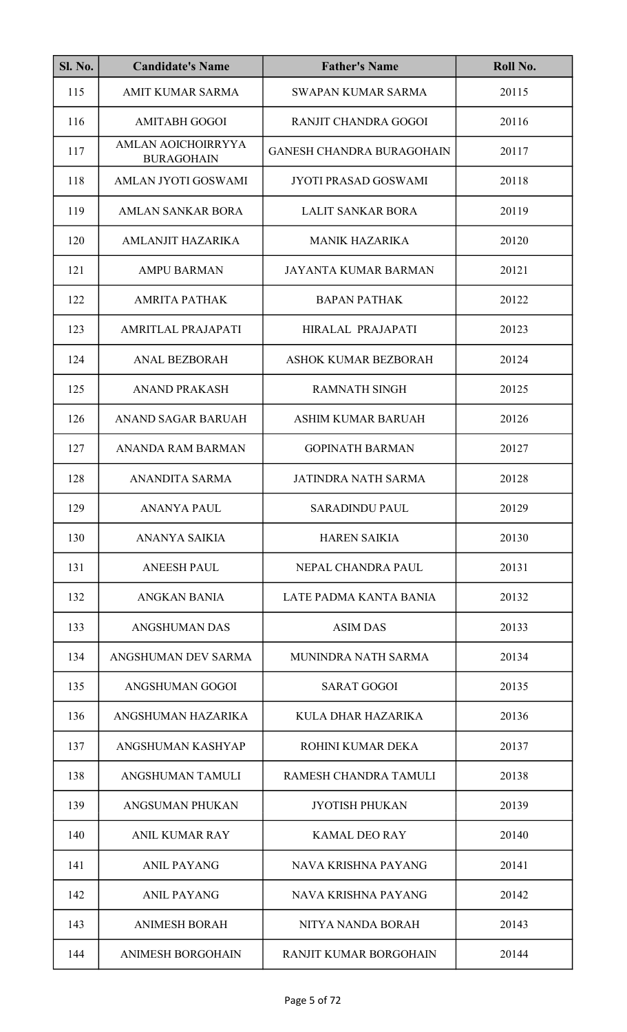| Sl. No. | Candidate's Name | Father's Name | Roll No. |
|---|---|---|---|
| 115 | AMIT KUMAR SARMA | SWAPAN KUMAR SARMA | 20115 |
| 116 | AMITABH GOGOI | RANJIT CHANDRA GOGOI | 20116 |
| 117 | AMLAN AOICHOIRRYYA BURAGOHAIN | GANESH CHANDRA BURAGOHAIN | 20117 |
| 118 | AMLAN JYOTI GOSWAMI | JYOTI PRASAD GOSWAMI | 20118 |
| 119 | AMLAN SANKAR BORA | LALIT SANKAR BORA | 20119 |
| 120 | AMLANJIT HAZARIKA | MANIK HAZARIKA | 20120 |
| 121 | AMPU BARMAN | JAYANTA KUMAR BARMAN | 20121 |
| 122 | AMRITA PATHAK | BAPAN PATHAK | 20122 |
| 123 | AMRITLAL PRAJAPATI | HIRALAL PRAJAPATI | 20123 |
| 124 | ANAL BEZBORAH | ASHOK KUMAR BEZBORAH | 20124 |
| 125 | ANAND PRAKASH | RAMNATH SINGH | 20125 |
| 126 | ANAND SAGAR BARUAH | ASHIM KUMAR BARUAH | 20126 |
| 127 | ANANDA RAM BARMAN | GOPINATH BARMAN | 20127 |
| 128 | ANANDITA SARMA | JATINDRA NATH SARMA | 20128 |
| 129 | ANANYA PAUL | SARADINDU PAUL | 20129 |
| 130 | ANANYA SAIKIA | HAREN SAIKIA | 20130 |
| 131 | ANEESH PAUL | NEPAL CHANDRA PAUL | 20131 |
| 132 | ANGKAN BANIA | LATE PADMA KANTA BANIA | 20132 |
| 133 | ANGSHUMAN DAS | ASIM DAS | 20133 |
| 134 | ANGSHUMAN DEV SARMA | MUNINDRA NATH SARMA | 20134 |
| 135 | ANGSHUMAN GOGOI | SARAT GOGOI | 20135 |
| 136 | ANGSHUMAN HAZARIKA | KULA DHAR HAZARIKA | 20136 |
| 137 | ANGSHUMAN KASHYAP | ROHINI KUMAR DEKA | 20137 |
| 138 | ANGSHUMAN TAMULI | RAMESH CHANDRA TAMULI | 20138 |
| 139 | ANGSUMAN PHUKAN | JYOTISH PHUKAN | 20139 |
| 140 | ANIL KUMAR RAY | KAMAL DEO RAY | 20140 |
| 141 | ANIL PAYANG | NAVA KRISHNA PAYANG | 20141 |
| 142 | ANIL PAYANG | NAVA KRISHNA PAYANG | 20142 |
| 143 | ANIMESH BORAH | NITYA NANDA BORAH | 20143 |
| 144 | ANIMESH BORGOHAIN | RANJIT KUMAR BORGOHAIN | 20144 |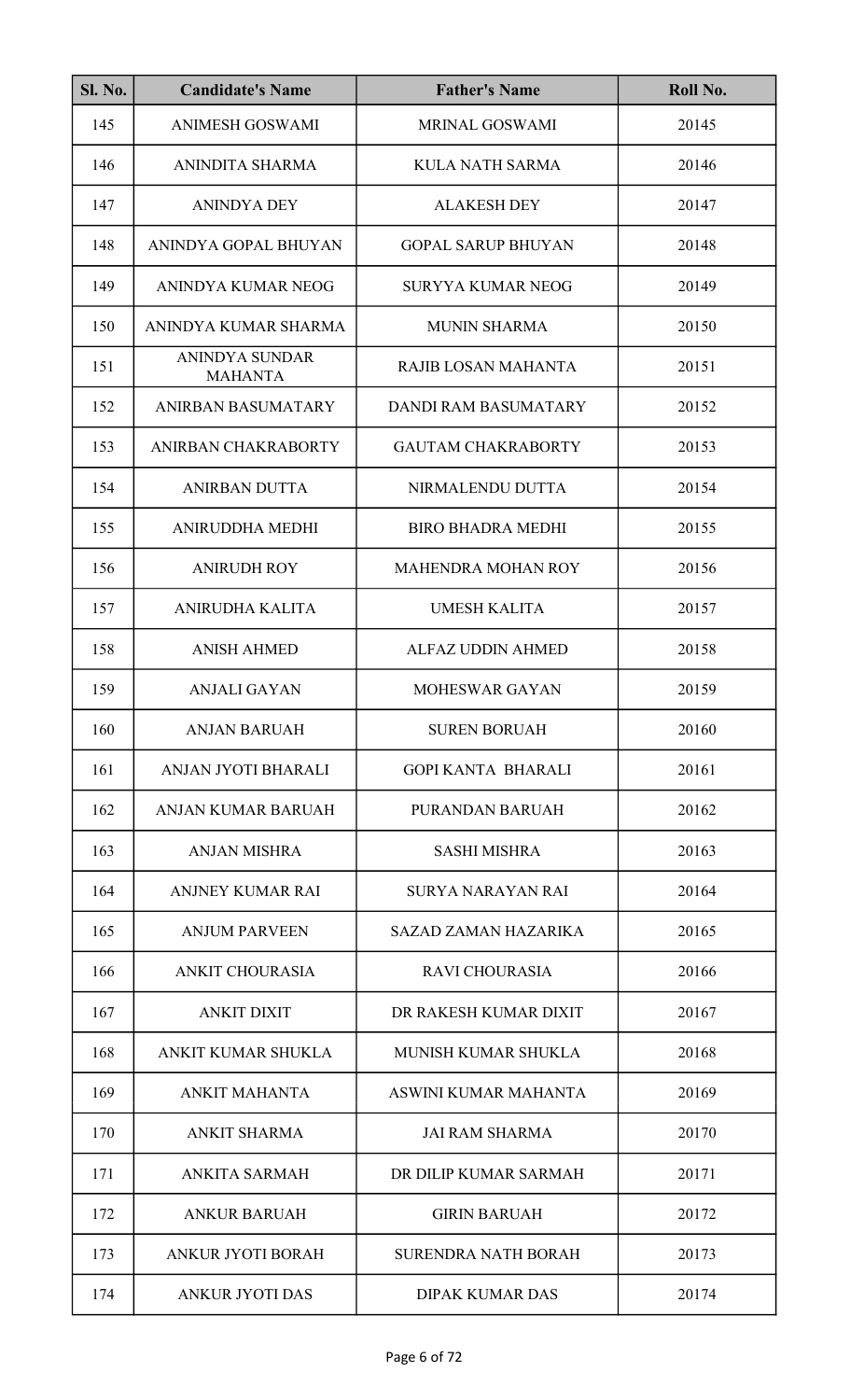| Sl. No. | Candidate's Name | Father's Name | Roll No. |
|---|---|---|---|
| 145 | ANIMESH GOSWAMI | MRINAL GOSWAMI | 20145 |
| 146 | ANINDITA SHARMA | KULA NATH SARMA | 20146 |
| 147 | ANINDYA DEY | ALAKESH DEY | 20147 |
| 148 | ANINDYA GOPAL BHUYAN | GOPAL SARUP BHUYAN | 20148 |
| 149 | ANINDYA KUMAR NEOG | SURYYA KUMAR NEOG | 20149 |
| 150 | ANINDYA KUMAR SHARMA | MUNIN SHARMA | 20150 |
| 151 | ANINDYA SUNDAR MAHANTA | RAJIB LOSAN MAHANTA | 20151 |
| 152 | ANIRBAN BASUMATARY | DANDI RAM BASUMATARY | 20152 |
| 153 | ANIRBAN CHAKRABORTY | GAUTAM CHAKRABORTY | 20153 |
| 154 | ANIRBAN DUTTA | NIRMALENDU DUTTA | 20154 |
| 155 | ANIRUDDHA MEDHI | BIRO BHADRA MEDHI | 20155 |
| 156 | ANIRUDH ROY | MAHENDRA MOHAN ROY | 20156 |
| 157 | ANIRUDHA KALITA | UMESH KALITA | 20157 |
| 158 | ANISH AHMED | ALFAZ UDDIN AHMED | 20158 |
| 159 | ANJALI GAYAN | MOHESWAR GAYAN | 20159 |
| 160 | ANJAN BARUAH | SUREN BORUAH | 20160 |
| 161 | ANJAN JYOTI BHARALI | GOPI KANTA BHARALI | 20161 |
| 162 | ANJAN KUMAR BARUAH | PURANDAN BARUAH | 20162 |
| 163 | ANJAN MISHRA | SASHI MISHRA | 20163 |
| 164 | ANJNEY KUMAR RAI | SURYA NARAYAN RAI | 20164 |
| 165 | ANJUM PARVEEN | SAZAD ZAMAN HAZARIKA | 20165 |
| 166 | ANKIT CHOURASIA | RAVI CHOURASIA | 20166 |
| 167 | ANKIT DIXIT | DR RAKESH KUMAR DIXIT | 20167 |
| 168 | ANKIT KUMAR SHUKLA | MUNISH KUMAR SHUKLA | 20168 |
| 169 | ANKIT MAHANTA | ASWINI KUMAR MAHANTA | 20169 |
| 170 | ANKIT SHARMA | JAI RAM SHARMA | 20170 |
| 171 | ANKITA SARMAH | DR DILIP KUMAR SARMAH | 20171 |
| 172 | ANKUR BARUAH | GIRIN BARUAH | 20172 |
| 173 | ANKUR JYOTI BORAH | SURENDRA NATH BORAH | 20173 |
| 174 | ANKUR JYOTI DAS | DIPAK KUMAR DAS | 20174 |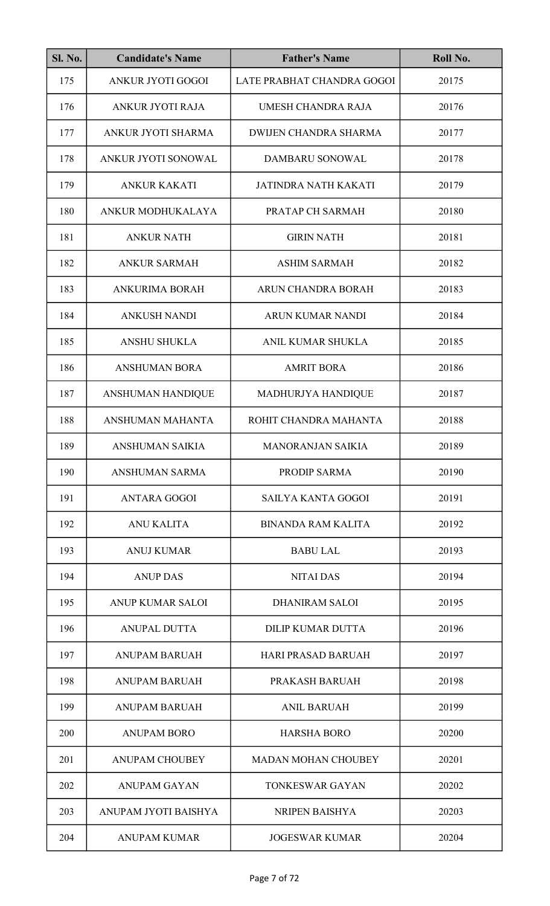| Sl. No. | Candidate's Name | Father's Name | Roll No. |
|---|---|---|---|
| 175 | ANKUR JYOTI GOGOI | LATE PRABHAT CHANDRA GOGOI | 20175 |
| 176 | ANKUR JYOTI RAJA | UMESH CHANDRA RAJA | 20176 |
| 177 | ANKUR JYOTI SHARMA | DWIJEN CHANDRA SHARMA | 20177 |
| 178 | ANKUR JYOTI SONOWAL | DAMBARU SONOWAL | 20178 |
| 179 | ANKUR KAKATI | JATINDRA NATH KAKATI | 20179 |
| 180 | ANKUR MODHUKALAYA | PRATAP CH SARMAH | 20180 |
| 181 | ANKUR NATH | GIRIN NATH | 20181 |
| 182 | ANKUR SARMAH | ASHIM SARMAH | 20182 |
| 183 | ANKURIMA BORAH | ARUN CHANDRA BORAH | 20183 |
| 184 | ANKUSH NANDI | ARUN KUMAR NANDI | 20184 |
| 185 | ANSHU SHUKLA | ANIL KUMAR SHUKLA | 20185 |
| 186 | ANSHUMAN BORA | AMRIT BORA | 20186 |
| 187 | ANSHUMAN HANDIQUE | MADHURJYA HANDIQUE | 20187 |
| 188 | ANSHUMAN MAHANTA | ROHIT CHANDRA MAHANTA | 20188 |
| 189 | ANSHUMAN SAIKIA | MANORANJAN SAIKIA | 20189 |
| 190 | ANSHUMAN SARMA | PRODIP SARMA | 20190 |
| 191 | ANTARA GOGOI | SAILYA KANTA GOGOI | 20191 |
| 192 | ANU KALITA | BINANDA RAM KALITA | 20192 |
| 193 | ANUJ KUMAR | BABU LAL | 20193 |
| 194 | ANUP DAS | NITAI DAS | 20194 |
| 195 | ANUP KUMAR SALOI | DHANIRAM SALOI | 20195 |
| 196 | ANUPAL DUTTA | DILIP KUMAR DUTTA | 20196 |
| 197 | ANUPAM BARUAH | HARI PRASAD BARUAH | 20197 |
| 198 | ANUPAM BARUAH | PRAKASH BARUAH | 20198 |
| 199 | ANUPAM BARUAH | ANIL BARUAH | 20199 |
| 200 | ANUPAM BORO | HARSHA BORO | 20200 |
| 201 | ANUPAM CHOUBEY | MADAN MOHAN CHOUBEY | 20201 |
| 202 | ANUPAM GAYAN | TONKESWAR GAYAN | 20202 |
| 203 | ANUPAM JYOTI BAISHYA | NRIPEN BAISHYA | 20203 |
| 204 | ANUPAM KUMAR | JOGESWAR KUMAR | 20204 |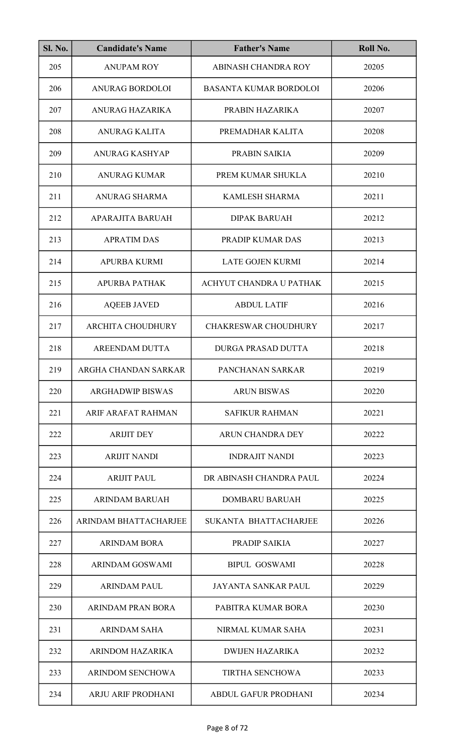| Sl. No. | Candidate's Name | Father's Name | Roll No. |
|---|---|---|---|
| 205 | ANUPAM ROY | ABINASH CHANDRA ROY | 20205 |
| 206 | ANURAG BORDOLOI | BASANTA KUMAR BORDOLOI | 20206 |
| 207 | ANURAG HAZARIKA | PRABIN HAZARIKA | 20207 |
| 208 | ANURAG KALITA | PREMADHAR KALITA | 20208 |
| 209 | ANURAG KASHYAP | PRABIN SAIKIA | 20209 |
| 210 | ANURAG KUMAR | PREM KUMAR SHUKLA | 20210 |
| 211 | ANURAG SHARMA | KAMLESH SHARMA | 20211 |
| 212 | APARAJITA BARUAH | DIPAK BARUAH | 20212 |
| 213 | APRATIM DAS | PRADIP KUMAR DAS | 20213 |
| 214 | APURBA KURMI | LATE GOJEN KURMI | 20214 |
| 215 | APURBA PATHAK | ACHYUT CHANDRA U PATHAK | 20215 |
| 216 | AQEEB JAVED | ABDUL LATIF | 20216 |
| 217 | ARCHITA CHOUDHURY | CHAKRESWAR CHOUDHURY | 20217 |
| 218 | AREENDAM DUTTA | DURGA PRASAD DUTTA | 20218 |
| 219 | ARGHA CHANDAN SARKAR | PANCHANAN SARKAR | 20219 |
| 220 | ARGHADWIP BISWAS | ARUN BISWAS | 20220 |
| 221 | ARIF ARAFAT RAHMAN | SAFIKUR RAHMAN | 20221 |
| 222 | ARIJIT DEY | ARUN CHANDRA DEY | 20222 |
| 223 | ARIJIT NANDI | INDRAJIT NANDI | 20223 |
| 224 | ARIJIT PAUL | DR ABINASH CHANDRA PAUL | 20224 |
| 225 | ARINDAM BARUAH | DOMBARU BARUAH | 20225 |
| 226 | ARINDAM BHATTACHARJEE | SUKANTA BHATTACHARJEE | 20226 |
| 227 | ARINDAM BORA | PRADIP SAIKIA | 20227 |
| 228 | ARINDAM GOSWAMI | BIPUL GOSWAMI | 20228 |
| 229 | ARINDAM PAUL | JAYANTA SANKAR PAUL | 20229 |
| 230 | ARINDAM PRAN BORA | PABITRA KUMAR BORA | 20230 |
| 231 | ARINDAM SAHA | NIRMAL KUMAR SAHA | 20231 |
| 232 | ARINDOM HAZARIKA | DWIJEN HAZARIKA | 20232 |
| 233 | ARINDOM SENCHOWA | TIRTHA SENCHOWA | 20233 |
| 234 | ARJU ARIF PRODHANI | ABDUL GAFUR PRODHANI | 20234 |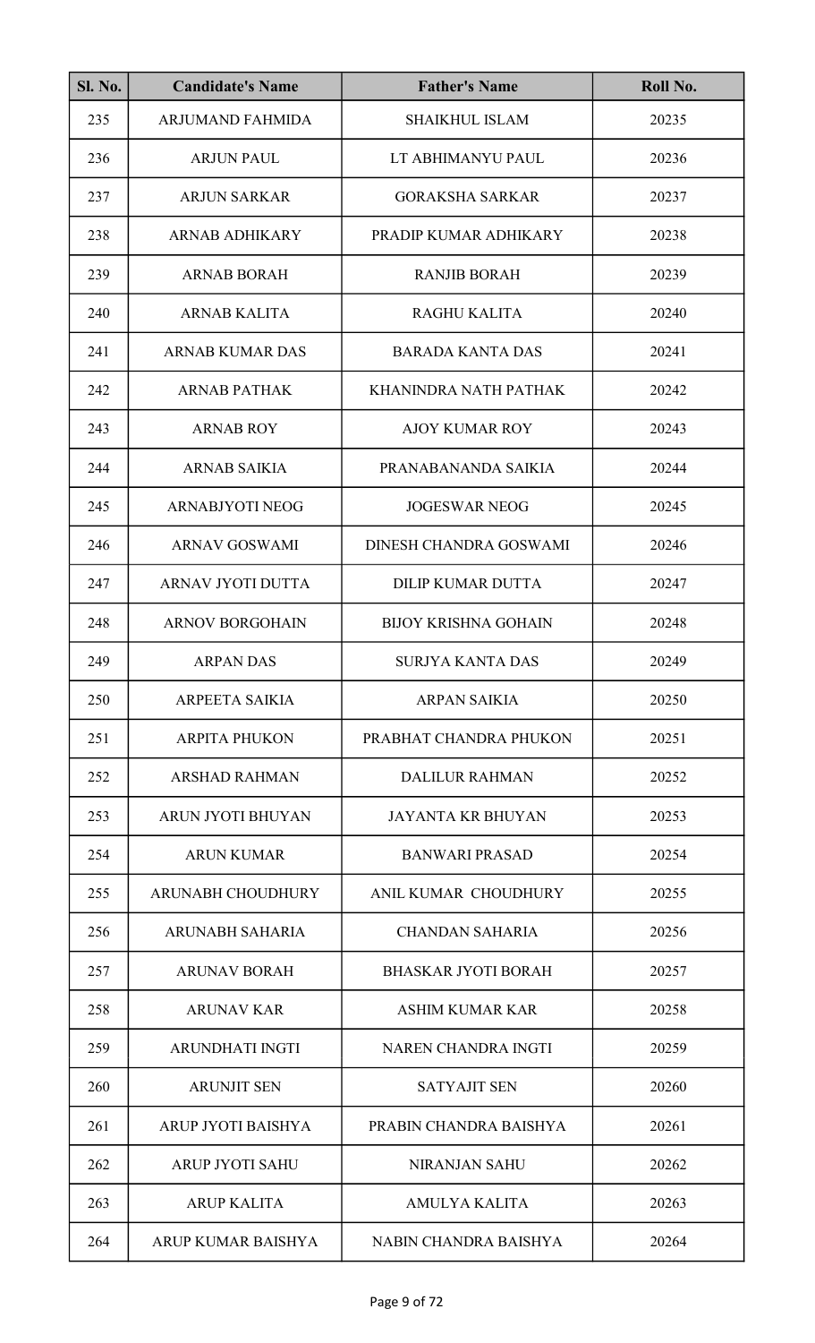| Sl. No. | Candidate's Name | Father's Name | Roll No. |
|---|---|---|---|
| 235 | ARJUMAND FAHMIDA | SHAIKHUL ISLAM | 20235 |
| 236 | ARJUN PAUL | LT ABHIMANYU PAUL | 20236 |
| 237 | ARJUN SARKAR | GORAKSHA SARKAR | 20237 |
| 238 | ARNAB ADHIKARY | PRADIP KUMAR ADHIKARY | 20238 |
| 239 | ARNAB BORAH | RANJIB BORAH | 20239 |
| 240 | ARNAB KALITA | RAGHU KALITA | 20240 |
| 241 | ARNAB KUMAR DAS | BARADA KANTA DAS | 20241 |
| 242 | ARNAB PATHAK | KHANINDRA NATH PATHAK | 20242 |
| 243 | ARNAB ROY | AJOY KUMAR ROY | 20243 |
| 244 | ARNAB SAIKIA | PRANABANANDA SAIKIA | 20244 |
| 245 | ARNABJYOTI NEOG | JOGESWAR NEOG | 20245 |
| 246 | ARNAV GOSWAMI | DINESH CHANDRA GOSWAMI | 20246 |
| 247 | ARNAV JYOTI DUTTA | DILIP KUMAR DUTTA | 20247 |
| 248 | ARNOV BORGOHAIN | BIJOY KRISHNA GOHAIN | 20248 |
| 249 | ARPAN DAS | SURJYA KANTA DAS | 20249 |
| 250 | ARPEETA SAIKIA | ARPAN SAIKIA | 20250 |
| 251 | ARPITA PHUKON | PRABHAT CHANDRA PHUKON | 20251 |
| 252 | ARSHAD RAHMAN | DALILUR RAHMAN | 20252 |
| 253 | ARUN JYOTI BHUYAN | JAYANTA KR BHUYAN | 20253 |
| 254 | ARUN KUMAR | BANWARI PRASAD | 20254 |
| 255 | ARUNABH CHOUDHURY | ANIL KUMAR CHOUDHURY | 20255 |
| 256 | ARUNABH SAHARIA | CHANDAN SAHARIA | 20256 |
| 257 | ARUNAV BORAH | BHASKAR JYOTI BORAH | 20257 |
| 258 | ARUNAV KAR | ASHIM KUMAR KAR | 20258 |
| 259 | ARUNDHATI INGTI | NAREN CHANDRA INGTI | 20259 |
| 260 | ARUNJIT SEN | SATYAJIT SEN | 20260 |
| 261 | ARUP JYOTI BAISHYA | PRABIN CHANDRA BAISHYA | 20261 |
| 262 | ARUP JYOTI SAHU | NIRANJAN SAHU | 20262 |
| 263 | ARUP KALITA | AMULYA KALITA | 20263 |
| 264 | ARUP KUMAR BAISHYA | NABIN CHANDRA BAISHYA | 20264 |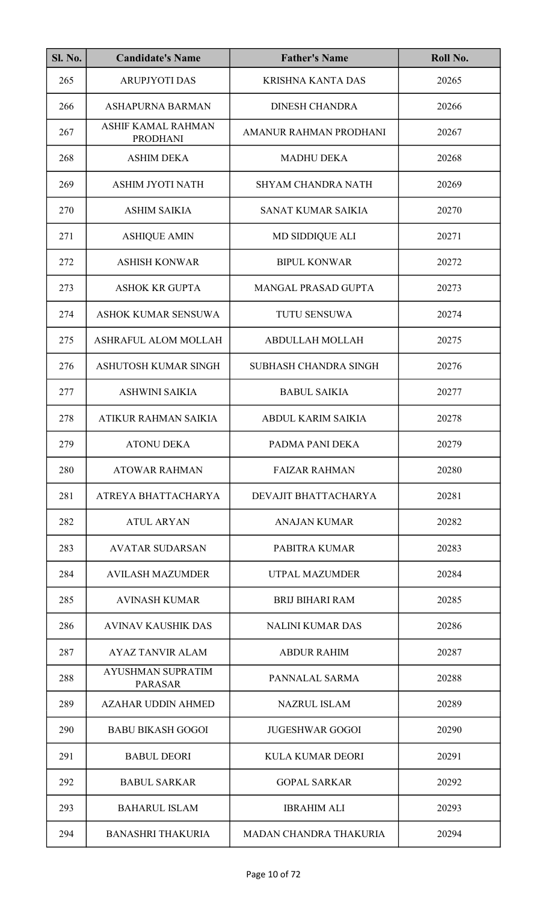| Sl. No. | Candidate's Name | Father's Name | Roll No. |
|---|---|---|---|
| 265 | ARUPJYOTI DAS | KRISHNA KANTA DAS | 20265 |
| 266 | ASHAPURNA BARMAN | DINESH CHANDRA | 20266 |
| 267 | ASHIF KAMAL RAHMAN PRODHANI | AMANUR RAHMAN PRODHANI | 20267 |
| 268 | ASHIM DEKA | MADHU DEKA | 20268 |
| 269 | ASHIM JYOTI NATH | SHYAM CHANDRA NATH | 20269 |
| 270 | ASHIM SAIKIA | SANAT KUMAR SAIKIA | 20270 |
| 271 | ASHIQUE AMIN | MD SIDDIQUE ALI | 20271 |
| 272 | ASHISH KONWAR | BIPUL KONWAR | 20272 |
| 273 | ASHOK KR GUPTA | MANGAL PRASAD GUPTA | 20273 |
| 274 | ASHOK KUMAR SENSUWA | TUTU SENSUWA | 20274 |
| 275 | ASHRAFUL ALOM MOLLAH | ABDULLAH MOLLAH | 20275 |
| 276 | ASHUTOSH KUMAR SINGH | SUBHASH CHANDRA SINGH | 20276 |
| 277 | ASHWINI SAIKIA | BABUL SAIKIA | 20277 |
| 278 | ATIKUR RAHMAN SAIKIA | ABDUL KARIM SAIKIA | 20278 |
| 279 | ATONU DEKA | PADMA PANI DEKA | 20279 |
| 280 | ATOWAR RAHMAN | FAIZAR RAHMAN | 20280 |
| 281 | ATREYA BHATTACHARYA | DEVAJIT BHATTACHARYA | 20281 |
| 282 | ATUL ARYAN | ANAJAN KUMAR | 20282 |
| 283 | AVATAR SUDARSAN | PABITRA KUMAR | 20283 |
| 284 | AVILASH MAZUMDER | UTPAL MAZUMDER | 20284 |
| 285 | AVINASH KUMAR | BRIJ BIHARI RAM | 20285 |
| 286 | AVINAV KAUSHIK DAS | NALINI KUMAR DAS | 20286 |
| 287 | AYAZ TANVIR ALAM | ABDUR RAHIM | 20287 |
| 288 | AYUSHMAN SUPRATIM PARASAR | PANNALAL SARMA | 20288 |
| 289 | AZAHAR UDDIN AHMED | NAZRUL ISLAM | 20289 |
| 290 | BABU BIKASH GOGOI | JUGESHWAR GOGOI | 20290 |
| 291 | BABUL DEORI | KULA KUMAR DEORI | 20291 |
| 292 | BABUL SARKAR | GOPAL SARKAR | 20292 |
| 293 | BAHARUL ISLAM | IBRAHIM ALI | 20293 |
| 294 | BANASHRI THAKURIA | MADAN CHANDRA THAKURIA | 20294 |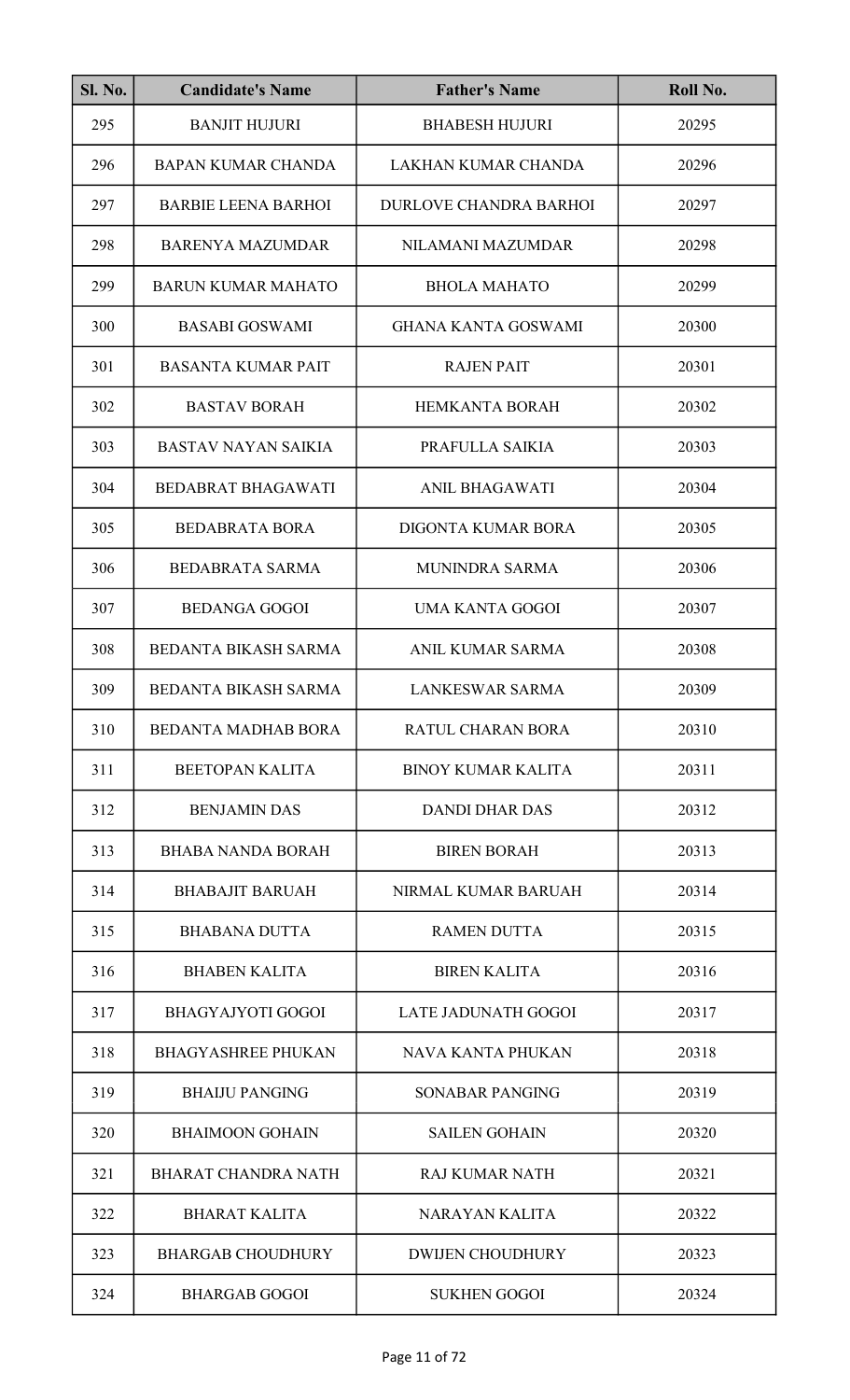| Sl. No. | Candidate's Name | Father's Name | Roll No. |
| --- | --- | --- | --- |
| 295 | BANJIT HUJURI | BHABESH HUJURI | 20295 |
| 296 | BAPAN KUMAR CHANDA | LAKHAN KUMAR CHANDA | 20296 |
| 297 | BARBIE LEENA BARHOI | DURLOVE CHANDRA BARHOI | 20297 |
| 298 | BARENYA MAZUMDAR | NILAMANI MAZUMDAR | 20298 |
| 299 | BARUN KUMAR MAHATO | BHOLA MAHATO | 20299 |
| 300 | BASABI GOSWAMI | GHANA KANTA GOSWAMI | 20300 |
| 301 | BASANTA KUMAR PAIT | RAJEN PAIT | 20301 |
| 302 | BASTAV BORAH | HEMKANTA BORAH | 20302 |
| 303 | BASTAV NAYAN SAIKIA | PRAFULLA SAIKIA | 20303 |
| 304 | BEDABRAT BHAGAWATI | ANIL BHAGAWATI | 20304 |
| 305 | BEDABRATA BORA | DIGONTA KUMAR BORA | 20305 |
| 306 | BEDABRATA SARMA | MUNINDRA SARMA | 20306 |
| 307 | BEDANGA GOGOI | UMA KANTA GOGOI | 20307 |
| 308 | BEDANTA BIKASH SARMA | ANIL KUMAR SARMA | 20308 |
| 309 | BEDANTA BIKASH SARMA | LANKESWAR SARMA | 20309 |
| 310 | BEDANTA MADHAB BORA | RATUL CHARAN BORA | 20310 |
| 311 | BEETOPAN KALITA | BINOY KUMAR KALITA | 20311 |
| 312 | BENJAMIN DAS | DANDI DHAR DAS | 20312 |
| 313 | BHABA NANDA BORAH | BIREN BORAH | 20313 |
| 314 | BHABAJIT BARUAH | NIRMAL KUMAR BARUAH | 20314 |
| 315 | BHABANA DUTTA | RAMEN DUTTA | 20315 |
| 316 | BHABEN KALITA | BIREN KALITA | 20316 |
| 317 | BHAGYAJYOTI GOGOI | LATE JADUNATH GOGOI | 20317 |
| 318 | BHAGYASHREE PHUKAN | NAVA KANTA PHUKAN | 20318 |
| 319 | BHAIJU PANGING | SONABAR PANGING | 20319 |
| 320 | BHAIMOON GOHAIN | SAILEN GOHAIN | 20320 |
| 321 | BHARAT CHANDRA NATH | RAJ KUMAR NATH | 20321 |
| 322 | BHARAT KALITA | NARAYAN KALITA | 20322 |
| 323 | BHARGAB CHOUDHURY | DWIJEN CHOUDHURY | 20323 |
| 324 | BHARGAB GOGOI | SUKHEN GOGOI | 20324 |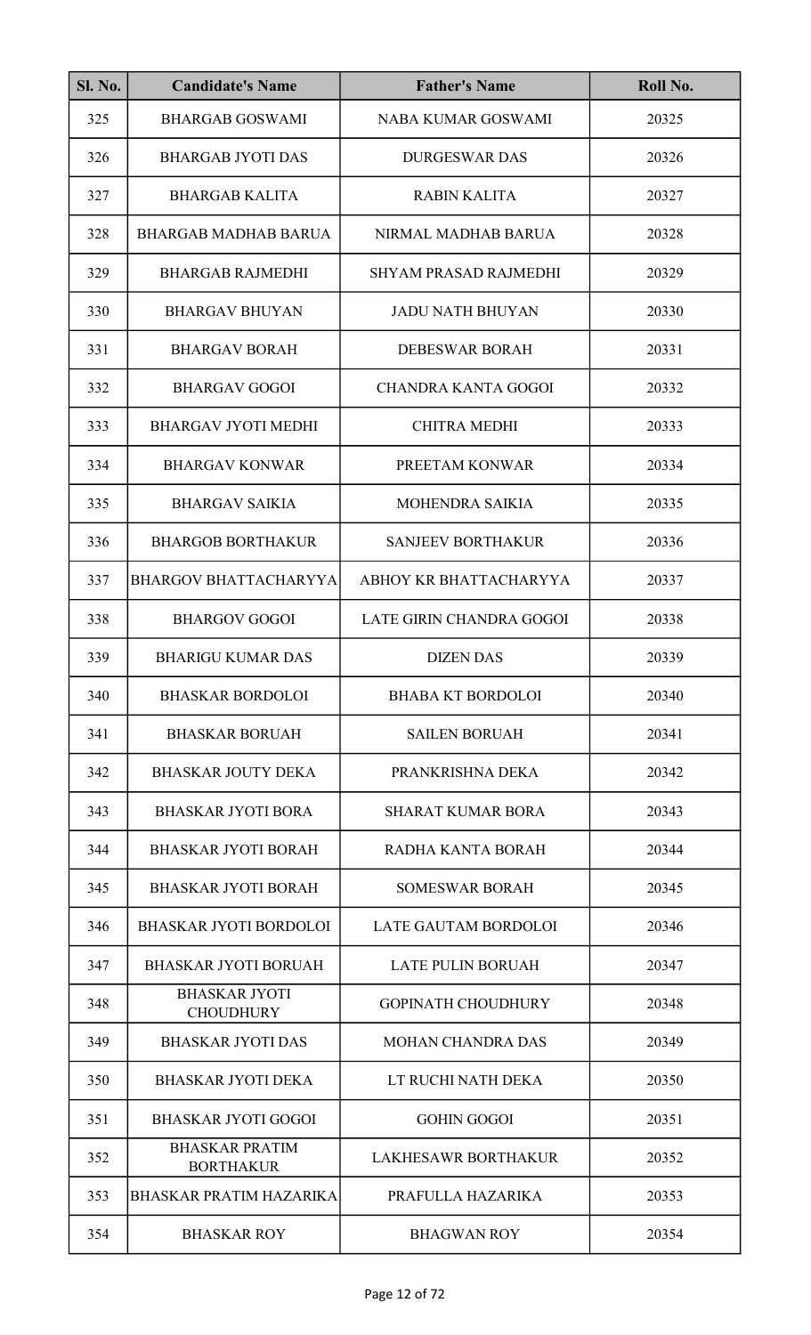| Sl. No. | Candidate's Name | Father's Name | Roll No. |
|---|---|---|---|
| 325 | BHARGAB GOSWAMI | NABA KUMAR GOSWAMI | 20325 |
| 326 | BHARGAB JYOTI DAS | DURGESWAR DAS | 20326 |
| 327 | BHARGAB KALITA | RABIN KALITA | 20327 |
| 328 | BHARGAB MADHAB BARUA | NIRMAL MADHAB BARUA | 20328 |
| 329 | BHARGAB RAJMEDHI | SHYAM PRASAD RAJMEDHI | 20329 |
| 330 | BHARGAV BHUYAN | JADU NATH BHUYAN | 20330 |
| 331 | BHARGAV BORAH | DEBESWAR BORAH | 20331 |
| 332 | BHARGAV GOGOI | CHANDRA KANTA GOGOI | 20332 |
| 333 | BHARGAV JYOTI MEDHI | CHITRA MEDHI | 20333 |
| 334 | BHARGAV KONWAR | PREETAM KONWAR | 20334 |
| 335 | BHARGAV SAIKIA | MOHENDRA SAIKIA | 20335 |
| 336 | BHARGOB BORTHAKUR | SANJEEV BORTHAKUR | 20336 |
| 337 | BHARGOV BHATTACHARYYA | ABHOY KR BHATTACHARYYA | 20337 |
| 338 | BHARGOV GOGOI | LATE GIRIN CHANDRA GOGOI | 20338 |
| 339 | BHARIGU KUMAR DAS | DIZEN DAS | 20339 |
| 340 | BHASKAR BORDOLOI | BHABA KT BORDOLOI | 20340 |
| 341 | BHASKAR BORUAH | SAILEN BORUAH | 20341 |
| 342 | BHASKAR JOUTY DEKA | PRANKRISHNA DEKA | 20342 |
| 343 | BHASKAR JYOTI BORA | SHARAT KUMAR BORA | 20343 |
| 344 | BHASKAR JYOTI BORAH | RADHA KANTA BORAH | 20344 |
| 345 | BHASKAR JYOTI BORAH | SOMESWAR BORAH | 20345 |
| 346 | BHASKAR JYOTI BORDOLOI | LATE GAUTAM BORDOLOI | 20346 |
| 347 | BHASKAR JYOTI BORUAH | LATE PULIN BORUAH | 20347 |
| 348 | BHASKAR JYOTI CHOUDHURY | GOPINATH CHOUDHURY | 20348 |
| 349 | BHASKAR JYOTI DAS | MOHAN CHANDRA DAS | 20349 |
| 350 | BHASKAR JYOTI DEKA | LT RUCHI NATH DEKA | 20350 |
| 351 | BHASKAR JYOTI GOGOI | GOHIN GOGOI | 20351 |
| 352 | BHASKAR PRATIM BORTHAKUR | LAKHESAWR BORTHAKUR | 20352 |
| 353 | BHASKAR PRATIM HAZARIKA | PRAFULLA HAZARIKA | 20353 |
| 354 | BHASKAR ROY | BHAGWAN ROY | 20354 |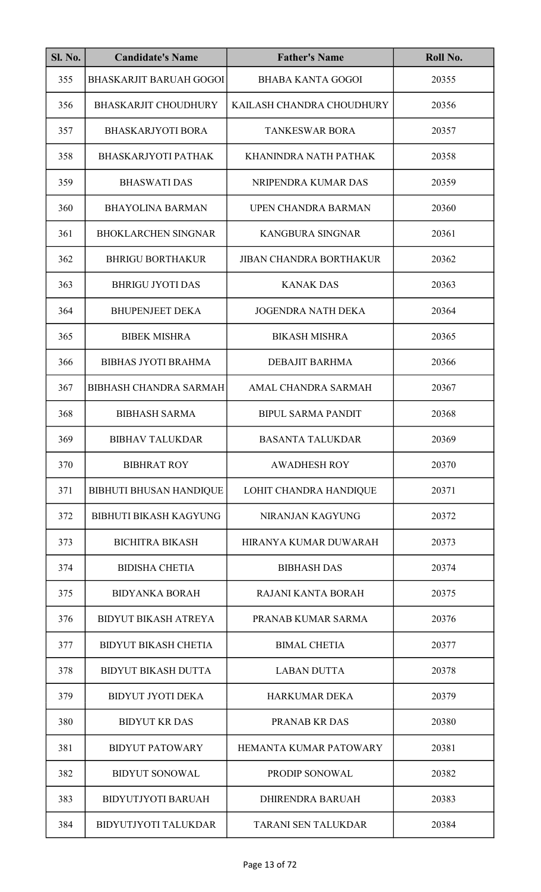| Sl. No. | Candidate's Name | Father's Name | Roll No. |
|---|---|---|---|
| 355 | BHASKARJIT BARUAH GOGOI | BHABA KANTA GOGOI | 20355 |
| 356 | BHASKARJIT CHOUDHURY | KAILASH CHANDRA CHOUDHURY | 20356 |
| 357 | BHASKARJYOTI BORA | TANKESWAR BORA | 20357 |
| 358 | BHASKARJYOTI PATHAK | KHANINDRA NATH PATHAK | 20358 |
| 359 | BHASWATI DAS | NRIPENDRA KUMAR DAS | 20359 |
| 360 | BHAYOLINA BARMAN | UPEN CHANDRA BARMAN | 20360 |
| 361 | BHOKLARCHEN SINGNAR | KANGBURA SINGNAR | 20361 |
| 362 | BHRIGU BORTHAKUR | JIBAN CHANDRA BORTHAKUR | 20362 |
| 363 | BHRIGU JYOTI DAS | KANAK DAS | 20363 |
| 364 | BHUPENJEET DEKA | JOGENDRA NATH DEKA | 20364 |
| 365 | BIBEK MISHRA | BIKASH MISHRA | 20365 |
| 366 | BIBHAS JYOTI BRAHMA | DEBAJIT BARHMA | 20366 |
| 367 | BIBHASH CHANDRA SARMAH | AMAL CHANDRA SARMAH | 20367 |
| 368 | BIBHASH SARMA | BIPUL SARMA PANDIT | 20368 |
| 369 | BIBHAV TALUKDAR | BASANTA TALUKDAR | 20369 |
| 370 | BIBHRAT ROY | AWADHESH ROY | 20370 |
| 371 | BIBHUTI BHUSAN HANDIQUE | LOHIT CHANDRA HANDIQUE | 20371 |
| 372 | BIBHUTI BIKASH KAGYUNG | NIRANJAN KAGYUNG | 20372 |
| 373 | BICHITRA BIKASH | HIRANYA KUMAR DUWARAH | 20373 |
| 374 | BIDISHA CHETIA | BIBHASH DAS | 20374 |
| 375 | BIDYANKA BORAH | RAJANI KANTA BORAH | 20375 |
| 376 | BIDYUT BIKASH ATREYA | PRANAB KUMAR SARMA | 20376 |
| 377 | BIDYUT BIKASH CHETIA | BIMAL CHETIA | 20377 |
| 378 | BIDYUT BIKASH DUTTA | LABAN DUTTA | 20378 |
| 379 | BIDYUT JYOTI DEKA | HARKUMAR DEKA | 20379 |
| 380 | BIDYUT KR DAS | PRANAB KR DAS | 20380 |
| 381 | BIDYUT PATOWARY | HEMANTA KUMAR PATOWARY | 20381 |
| 382 | BIDYUT SONOWAL | PRODIP SONOWAL | 20382 |
| 383 | BIDYUTJYOTI BARUAH | DHIRENDRA BARUAH | 20383 |
| 384 | BIDYUTJYOTI TALUKDAR | TARANI SEN TALUKDAR | 20384 |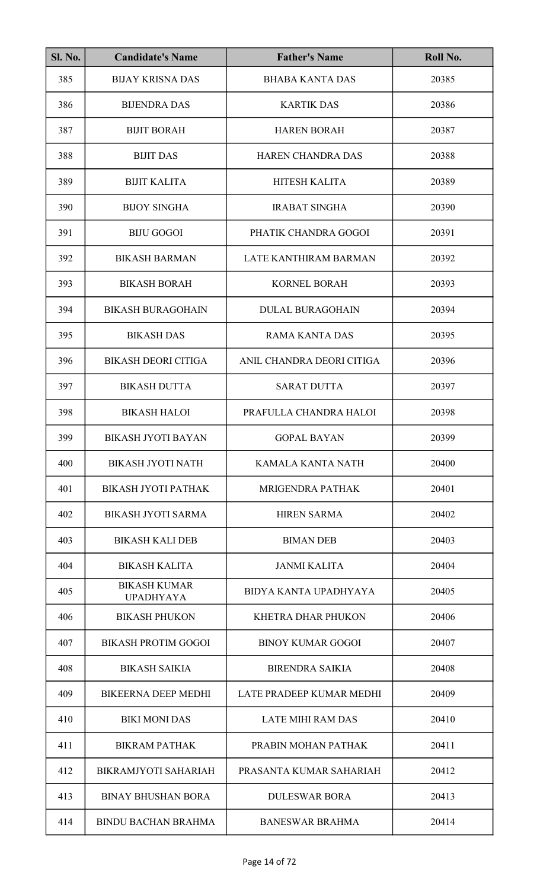| Sl. No. | Candidate's Name | Father's Name | Roll No. |
|---|---|---|---|
| 385 | BIJAY KRISNA DAS | BHABA KANTA DAS | 20385 |
| 386 | BIJENDRA DAS | KARTIK DAS | 20386 |
| 387 | BIJIT BORAH | HAREN BORAH | 20387 |
| 388 | BIJIT DAS | HAREN CHANDRA DAS | 20388 |
| 389 | BIJIT KALITA | HITESH KALITA | 20389 |
| 390 | BIJOY SINGHA | IRABAT SINGHA | 20390 |
| 391 | BIJU GOGOI | PHATIK CHANDRA GOGOI | 20391 |
| 392 | BIKASH BARMAN | LATE KANTHIRAM BARMAN | 20392 |
| 393 | BIKASH BORAH | KORNEL BORAH | 20393 |
| 394 | BIKASH BURAGOHAIN | DULAL BURAGOHAIN | 20394 |
| 395 | BIKASH DAS | RAMA KANTA DAS | 20395 |
| 396 | BIKASH DEORI CITIGA | ANIL CHANDRA DEORI CITIGA | 20396 |
| 397 | BIKASH DUTTA | SARAT DUTTA | 20397 |
| 398 | BIKASH HALOI | PRAFULLA CHANDRA HALOI | 20398 |
| 399 | BIKASH JYOTI BAYAN | GOPAL BAYAN | 20399 |
| 400 | BIKASH JYOTI NATH | KAMALA KANTA NATH | 20400 |
| 401 | BIKASH JYOTI PATHAK | MRIGENDRA PATHAK | 20401 |
| 402 | BIKASH JYOTI SARMA | HIREN SARMA | 20402 |
| 403 | BIKASH KALI DEB | BIMAN DEB | 20403 |
| 404 | BIKASH KALITA | JANMI KALITA | 20404 |
| 405 | BIKASH KUMAR UPADHYAYA | BIDYA KANTA UPADHYAYA | 20405 |
| 406 | BIKASH PHUKON | KHETRA DHAR PHUKON | 20406 |
| 407 | BIKASH PROTIM GOGOI | BINOY KUMAR GOGOI | 20407 |
| 408 | BIKASH SAIKIA | BIRENDRA SAIKIA | 20408 |
| 409 | BIKEERNA DEEP MEDHI | LATE PRADEEP KUMAR MEDHI | 20409 |
| 410 | BIKI MONI DAS | LATE MIHI RAM DAS | 20410 |
| 411 | BIKRAM PATHAK | PRABIN MOHAN PATHAK | 20411 |
| 412 | BIKRAMJYOTI SAHARIAH | PRASANTA KUMAR SAHARIAH | 20412 |
| 413 | BINAY BHUSHAN BORA | DULESWAR BORA | 20413 |
| 414 | BINDU BACHAN BRAHMA | BANESWAR BRAHMA | 20414 |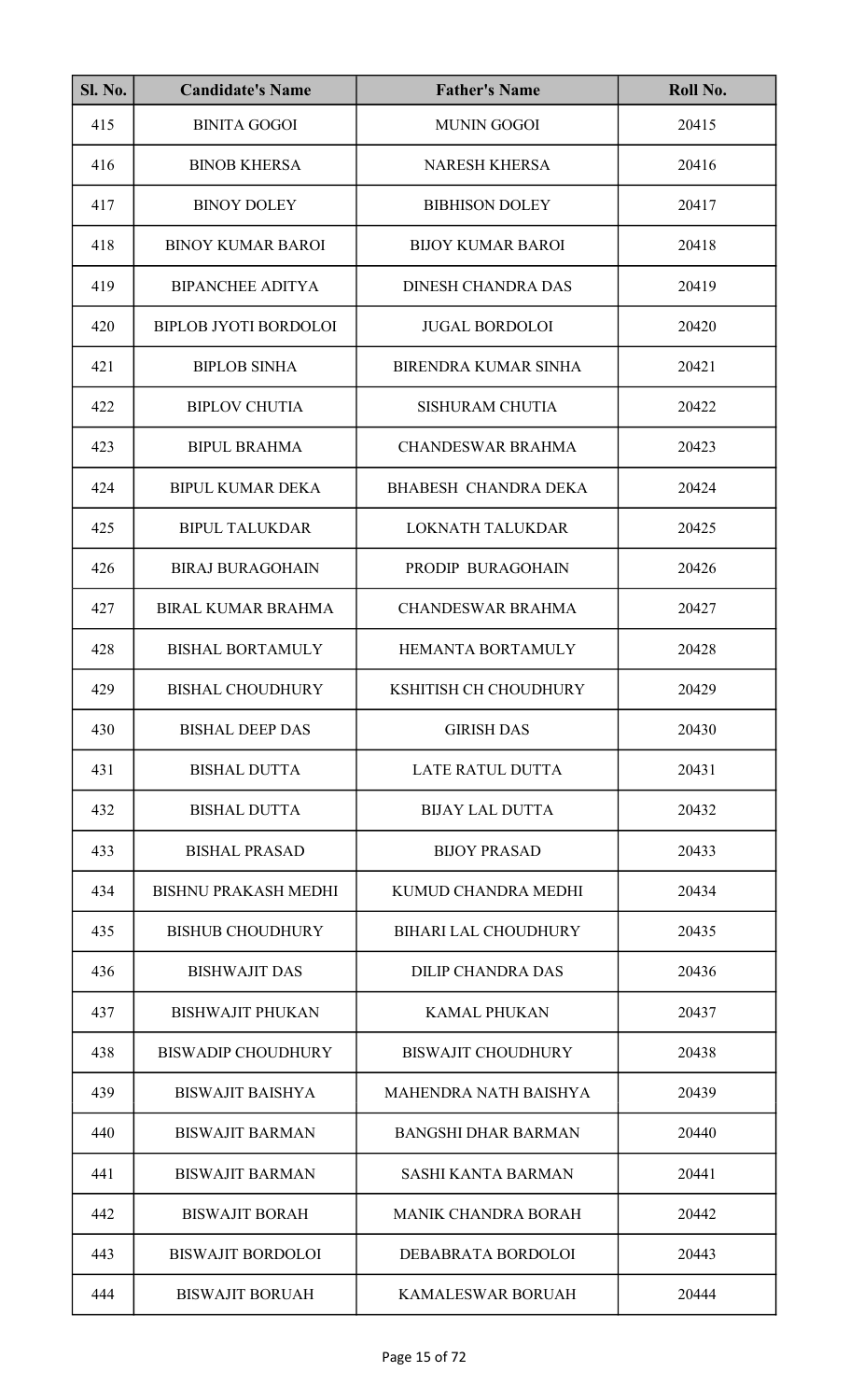| Sl. No. | Candidate's Name | Father's Name | Roll No. |
|---|---|---|---|
| 415 | BINITA GOGOI | MUNIN GOGOI | 20415 |
| 416 | BINOB KHERSA | NARESH KHERSA | 20416 |
| 417 | BINOY DOLEY | BIBHISON DOLEY | 20417 |
| 418 | BINOY KUMAR BAROI | BIJOY KUMAR BAROI | 20418 |
| 419 | BIPANCHEE ADITYA | DINESH CHANDRA DAS | 20419 |
| 420 | BIPLOB JYOTI BORDOLOI | JUGAL BORDOLOI | 20420 |
| 421 | BIPLOB SINHA | BIRENDRA KUMAR SINHA | 20421 |
| 422 | BIPLOV CHUTIA | SISHURAM CHUTIA | 20422 |
| 423 | BIPUL BRAHMA | CHANDESWAR BRAHMA | 20423 |
| 424 | BIPUL KUMAR DEKA | BHABESH CHANDRA DEKA | 20424 |
| 425 | BIPUL TALUKDAR | LOKNATH TALUKDAR | 20425 |
| 426 | BIRAJ BURAGOHAIN | PRODIP BURAGOHAIN | 20426 |
| 427 | BIRAL KUMAR BRAHMA | CHANDESWAR BRAHMA | 20427 |
| 428 | BISHAL BORTAMULY | HEMANTA BORTAMULY | 20428 |
| 429 | BISHAL CHOUDHURY | KSHITISH CH CHOUDHURY | 20429 |
| 430 | BISHAL DEEP DAS | GIRISH DAS | 20430 |
| 431 | BISHAL DUTTA | LATE RATUL DUTTA | 20431 |
| 432 | BISHAL DUTTA | BIJAY LAL DUTTA | 20432 |
| 433 | BISHAL PRASAD | BIJOY PRASAD | 20433 |
| 434 | BISHNU PRAKASH MEDHI | KUMUD CHANDRA MEDHI | 20434 |
| 435 | BISHUB CHOUDHURY | BIHARI LAL CHOUDHURY | 20435 |
| 436 | BISHWAJIT DAS | DILIP CHANDRA DAS | 20436 |
| 437 | BISHWAJIT PHUKAN | KAMAL PHUKAN | 20437 |
| 438 | BISWADIP CHOUDHURY | BISWAJIT CHOUDHURY | 20438 |
| 439 | BISWAJIT BAISHYA | MAHENDRA NATH BAISHYA | 20439 |
| 440 | BISWAJIT BARMAN | BANGSHI DHAR BARMAN | 20440 |
| 441 | BISWAJIT BARMAN | SASHI KANTA BARMAN | 20441 |
| 442 | BISWAJIT BORAH | MANIK CHANDRA BORAH | 20442 |
| 443 | BISWAJIT BORDOLOI | DEBABRATA BORDOLOI | 20443 |
| 444 | BISWAJIT BORUAH | KAMALESWAR BORUAH | 20444 |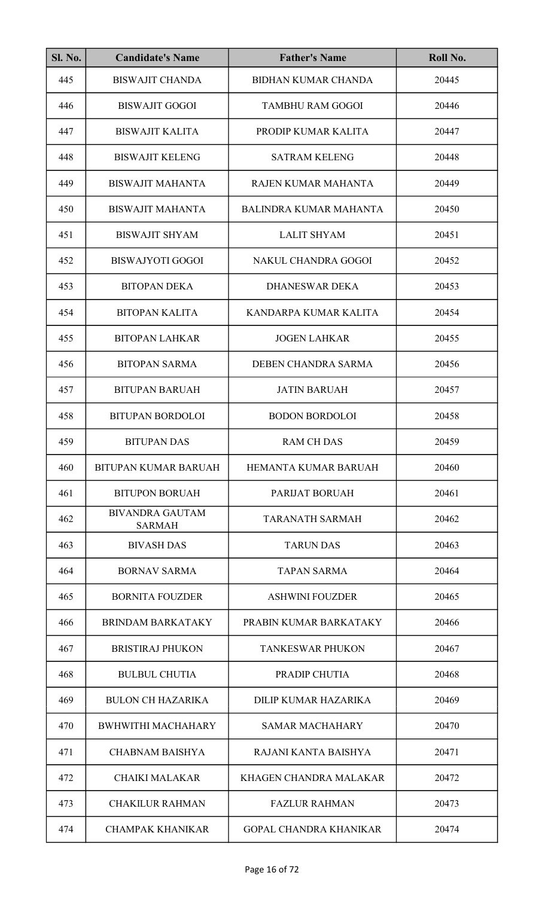| Sl. No. | Candidate's Name | Father's Name | Roll No. |
|---|---|---|---|
| 445 | BISWAJIT CHANDA | BIDHAN KUMAR CHANDA | 20445 |
| 446 | BISWAJIT GOGOI | TAMBHU RAM GOGOI | 20446 |
| 447 | BISWAJIT KALITA | PRODIP KUMAR KALITA | 20447 |
| 448 | BISWAJIT KELENG | SATRAM KELENG | 20448 |
| 449 | BISWAJIT MAHANTA | RAJEN KUMAR MAHANTA | 20449 |
| 450 | BISWAJIT MAHANTA | BALINDRA KUMAR MAHANTA | 20450 |
| 451 | BISWAJIT SHYAM | LALIT SHYAM | 20451 |
| 452 | BISWAJYOTI GOGOI | NAKUL CHANDRA GOGOI | 20452 |
| 453 | BITOPAN DEKA | DHANESWAR DEKA | 20453 |
| 454 | BITOPAN KALITA | KANDARPA KUMAR KALITA | 20454 |
| 455 | BITOPAN LAHKAR | JOGEN LAHKAR | 20455 |
| 456 | BITOPAN SARMA | DEBEN CHANDRA SARMA | 20456 |
| 457 | BITUPAN BARUAH | JATIN BARUAH | 20457 |
| 458 | BITUPAN BORDOLOI | BODON BORDOLOI | 20458 |
| 459 | BITUPAN DAS | RAM CH DAS | 20459 |
| 460 | BITUPAN KUMAR BARUAH | HEMANTA KUMAR BARUAH | 20460 |
| 461 | BITUPON BORUAH | PARIJAT BORUAH | 20461 |
| 462 | BIVANDRA GAUTAM SARMAH | TARANATH SARMAH | 20462 |
| 463 | BIVASH DAS | TARUN DAS | 20463 |
| 464 | BORNAV SARMA | TAPAN SARMA | 20464 |
| 465 | BORNITA FOUZDER | ASHWINI FOUZDER | 20465 |
| 466 | BRINDAM BARKATAKY | PRABIN KUMAR BARKATAKY | 20466 |
| 467 | BRISTIRAJ PHUKON | TANKESWAR PHUKON | 20467 |
| 468 | BULBUL CHUTIA | PRADIP CHUTIA | 20468 |
| 469 | BULON CH HAZARIKA | DILIP KUMAR HAZARIKA | 20469 |
| 470 | BWHWITHI MACHAHARY | SAMAR MACHAHARY | 20470 |
| 471 | CHABNAM BAISHYA | RAJANI KANTA BAISHYA | 20471 |
| 472 | CHAIKI MALAKAR | KHAGEN CHANDRA MALAKAR | 20472 |
| 473 | CHAKILUR RAHMAN | FAZLUR RAHMAN | 20473 |
| 474 | CHAMPAK KHANIKAR | GOPAL CHANDRA KHANIKAR | 20474 |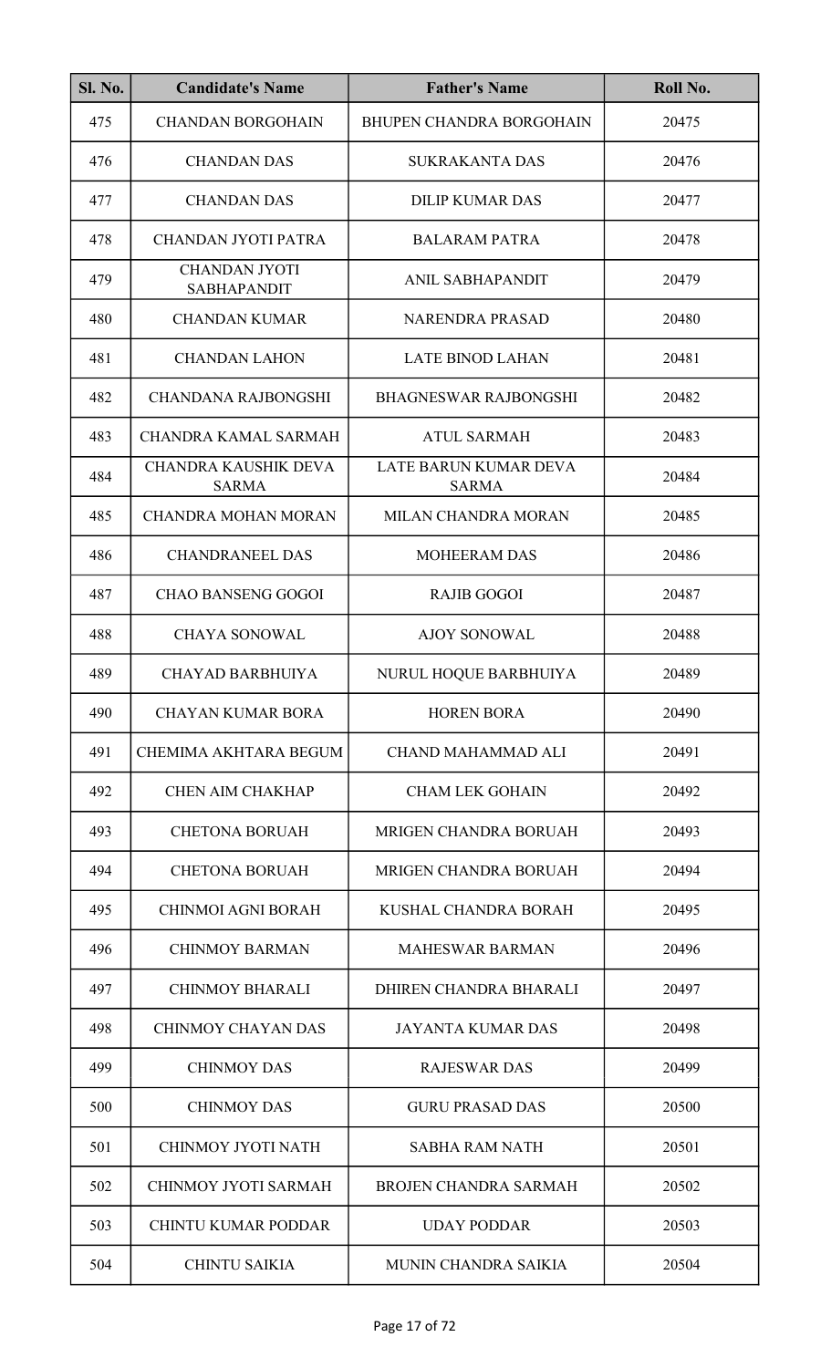| Sl. No. | Candidate's Name | Father's Name | Roll No. |
|---|---|---|---|
| 475 | CHANDAN BORGOHAIN | BHUPEN CHANDRA BORGOHAIN | 20475 |
| 476 | CHANDAN DAS | SUKRAKANTA DAS | 20476 |
| 477 | CHANDAN DAS | DILIP KUMAR DAS | 20477 |
| 478 | CHANDAN JYOTI PATRA | BALARAM PATRA | 20478 |
| 479 | CHANDAN JYOTI SABHAPANDIT | ANIL SABHAPANDIT | 20479 |
| 480 | CHANDAN KUMAR | NARENDRA PRASAD | 20480 |
| 481 | CHANDAN LAHON | LATE BINOD LAHAN | 20481 |
| 482 | CHANDANA RAJBONGSHI | BHAGNESWAR RAJBONGSHI | 20482 |
| 483 | CHANDRA KAMAL SARMAH | ATUL SARMAH | 20483 |
| 484 | CHANDRA KAUSHIK DEVA SARMA | LATE BARUN KUMAR DEVA SARMA | 20484 |
| 485 | CHANDRA MOHAN MORAN | MILAN CHANDRA MORAN | 20485 |
| 486 | CHANDRANEEL DAS | MOHEERAM DAS | 20486 |
| 487 | CHAO BANSENG GOGOI | RAJIB GOGOI | 20487 |
| 488 | CHAYA SONOWAL | AJOY SONOWAL | 20488 |
| 489 | CHAYAD BARBHUIYA | NURUL HOQUE BARBHUIYA | 20489 |
| 490 | CHAYAN KUMAR BORA | HOREN BORA | 20490 |
| 491 | CHEMIMA AKHTARA BEGUM | CHAND MAHAMMAD ALI | 20491 |
| 492 | CHEN AIM CHAKHAP | CHAM LEK GOHAIN | 20492 |
| 493 | CHETONA BORUAH | MRIGEN CHANDRA BORUAH | 20493 |
| 494 | CHETONA BORUAH | MRIGEN CHANDRA BORUAH | 20494 |
| 495 | CHINMOI AGNI BORAH | KUSHAL CHANDRA BORAH | 20495 |
| 496 | CHINMOY BARMAN | MAHESWAR BARMAN | 20496 |
| 497 | CHINMOY BHARALI | DHIREN CHANDRA BHARALI | 20497 |
| 498 | CHINMOY CHAYAN DAS | JAYANTA KUMAR DAS | 20498 |
| 499 | CHINMOY DAS | RAJESWAR DAS | 20499 |
| 500 | CHINMOY DAS | GURU PRASAD DAS | 20500 |
| 501 | CHINMOY JYOTI NATH | SABHA RAM NATH | 20501 |
| 502 | CHINMOY JYOTI SARMAH | BROJEN CHANDRA SARMAH | 20502 |
| 503 | CHINTU KUMAR PODDAR | UDAY PODDAR | 20503 |
| 504 | CHINTU SAIKIA | MUNIN CHANDRA SAIKIA | 20504 |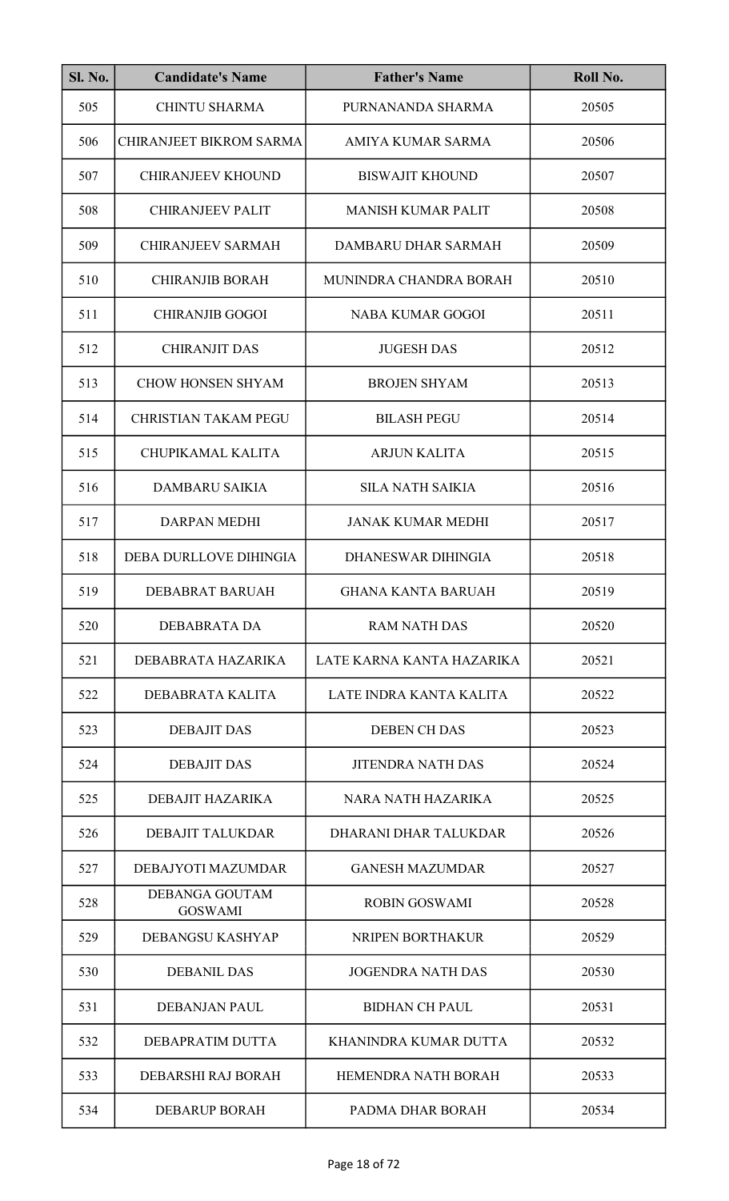| Sl. No. | Candidate's Name | Father's Name | Roll No. |
|---|---|---|---|
| 505 | CHINTU SHARMA | PURNANANDA SHARMA | 20505 |
| 506 | CHIRANJEET BIKROM SARMA | AMIYA KUMAR SARMA | 20506 |
| 507 | CHIRANJEEV KHOUND | BISWAJIT KHOUND | 20507 |
| 508 | CHIRANJEEV PALIT | MANISH KUMAR PALIT | 20508 |
| 509 | CHIRANJEEV SARMAH | DAMBARU DHAR SARMAH | 20509 |
| 510 | CHIRANJIB BORAH | MUNINDRA CHANDRA BORAH | 20510 |
| 511 | CHIRANJIB GOGOI | NABA KUMAR GOGOI | 20511 |
| 512 | CHIRANJIT DAS | JUGESH DAS | 20512 |
| 513 | CHOW HONSEN SHYAM | BROJEN SHYAM | 20513 |
| 514 | CHRISTIAN TAKAM PEGU | BILASH PEGU | 20514 |
| 515 | CHUPIKAMAL KALITA | ARJUN KALITA | 20515 |
| 516 | DAMBARU SAIKIA | SILA NATH SAIKIA | 20516 |
| 517 | DARPAN MEDHI | JANAK KUMAR MEDHI | 20517 |
| 518 | DEBA DURLLOVE DIHINGIA | DHANESWAR DIHINGIA | 20518 |
| 519 | DEBABRAT BARUAH | GHANA KANTA BARUAH | 20519 |
| 520 | DEBABRATA DA | RAM NATH DAS | 20520 |
| 521 | DEBABRATA HAZARIKA | LATE KARNA KANTA HAZARIKA | 20521 |
| 522 | DEBABRATA KALITA | LATE INDRA KANTA KALITA | 20522 |
| 523 | DEBAJIT DAS | DEBEN CH DAS | 20523 |
| 524 | DEBAJIT DAS | JITENDRA NATH DAS | 20524 |
| 525 | DEBAJIT HAZARIKA | NARA NATH HAZARIKA | 20525 |
| 526 | DEBAJIT TALUKDAR | DHARANI DHAR TALUKDAR | 20526 |
| 527 | DEBAJYOTI MAZUMDAR | GANESH MAZUMDAR | 20527 |
| 528 | DEBANGA GOUTAM GOSWAMI | ROBIN GOSWAMI | 20528 |
| 529 | DEBANGSU KASHYAP | NRIPEN BORTHAKUR | 20529 |
| 530 | DEBANIL DAS | JOGENDRA NATH DAS | 20530 |
| 531 | DEBANJAN PAUL | BIDHAN CH PAUL | 20531 |
| 532 | DEBAPRATIM DUTTA | KHANINDRA KUMAR DUTTA | 20532 |
| 533 | DEBARSHI RAJ BORAH | HEMENDRA NATH BORAH | 20533 |
| 534 | DEBARUP BORAH | PADMA DHAR BORAH | 20534 |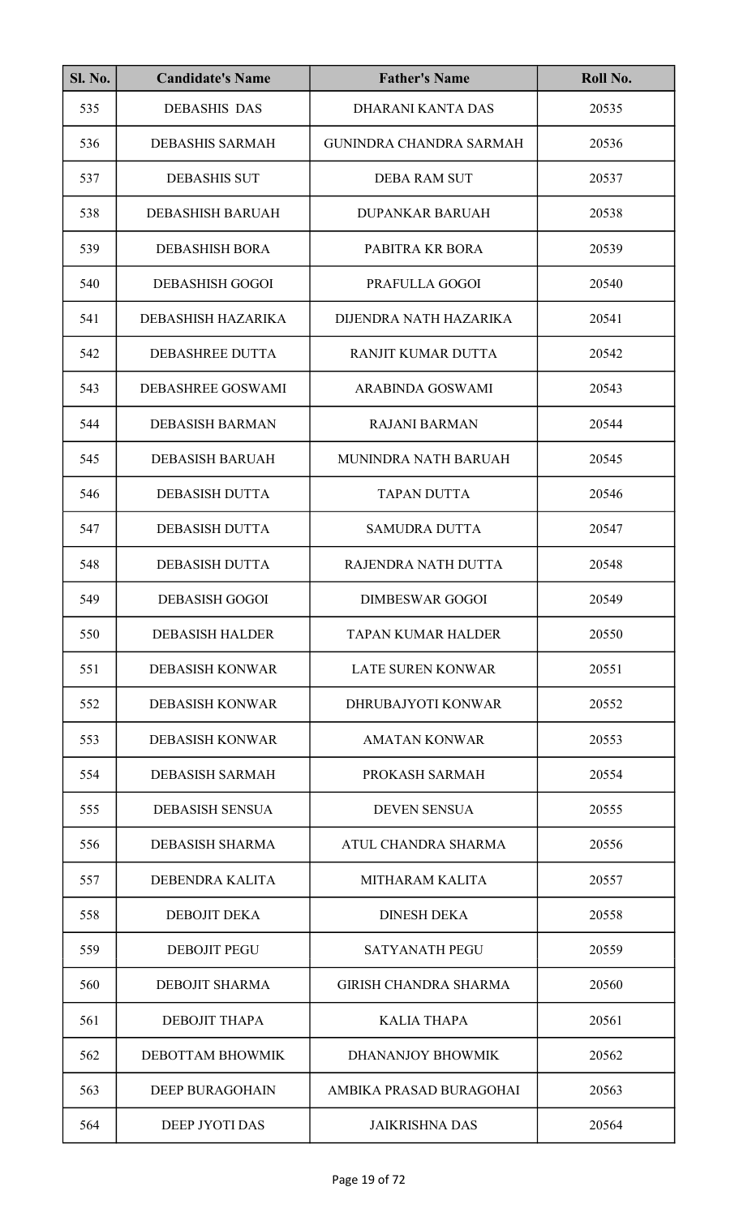| Sl. No. | Candidate's Name | Father's Name | Roll No. |
|---|---|---|---|
| 535 | DEBASHIS DAS | DHARANI KANTA DAS | 20535 |
| 536 | DEBASHIS SARMAH | GUNINDRA CHANDRA SARMAH | 20536 |
| 537 | DEBASHIS SUT | DEBA RAM SUT | 20537 |
| 538 | DEBASHISH BARUAH | DUPANKAR BARUAH | 20538 |
| 539 | DEBASHISH BORA | PABITRA KR BORA | 20539 |
| 540 | DEBASHISH GOGOI | PRAFULLA GOGOI | 20540 |
| 541 | DEBASHISH HAZARIKA | DIJENDRA NATH HAZARIKA | 20541 |
| 542 | DEBASHREE DUTTA | RANJIT KUMAR DUTTA | 20542 |
| 543 | DEBASHREE GOSWAMI | ARABINDA GOSWAMI | 20543 |
| 544 | DEBASISH BARMAN | RAJANI BARMAN | 20544 |
| 545 | DEBASISH BARUAH | MUNINDRA NATH BARUAH | 20545 |
| 546 | DEBASISH DUTTA | TAPAN DUTTA | 20546 |
| 547 | DEBASISH DUTTA | SAMUDRA DUTTA | 20547 |
| 548 | DEBASISH DUTTA | RAJENDRA NATH DUTTA | 20548 |
| 549 | DEBASISH GOGOI | DIMBESWAR GOGOI | 20549 |
| 550 | DEBASISH HALDER | TAPAN KUMAR HALDER | 20550 |
| 551 | DEBASISH KONWAR | LATE SUREN KONWAR | 20551 |
| 552 | DEBASISH KONWAR | DHRUBAJYOTI KONWAR | 20552 |
| 553 | DEBASISH KONWAR | AMATAN KONWAR | 20553 |
| 554 | DEBASISH SARMAH | PROKASH SARMAH | 20554 |
| 555 | DEBASISH SENSUA | DEVEN SENSUA | 20555 |
| 556 | DEBASISH SHARMA | ATUL CHANDRA SHARMA | 20556 |
| 557 | DEBENDRA KALITA | MITHARAM KALITA | 20557 |
| 558 | DEBOJIT DEKA | DINESH DEKA | 20558 |
| 559 | DEBOJIT PEGU | SATYANATH PEGU | 20559 |
| 560 | DEBOJIT SHARMA | GIRISH CHANDRA SHARMA | 20560 |
| 561 | DEBOJIT THAPA | KALIA THAPA | 20561 |
| 562 | DEBOTTAM BHOWMIK | DHANANJOY BHOWMIK | 20562 |
| 563 | DEEP BURAGOHAIN | AMBIKA PRASAD BURAGOHAI | 20563 |
| 564 | DEEP JYOTI DAS | JAIKRISHNA DAS | 20564 |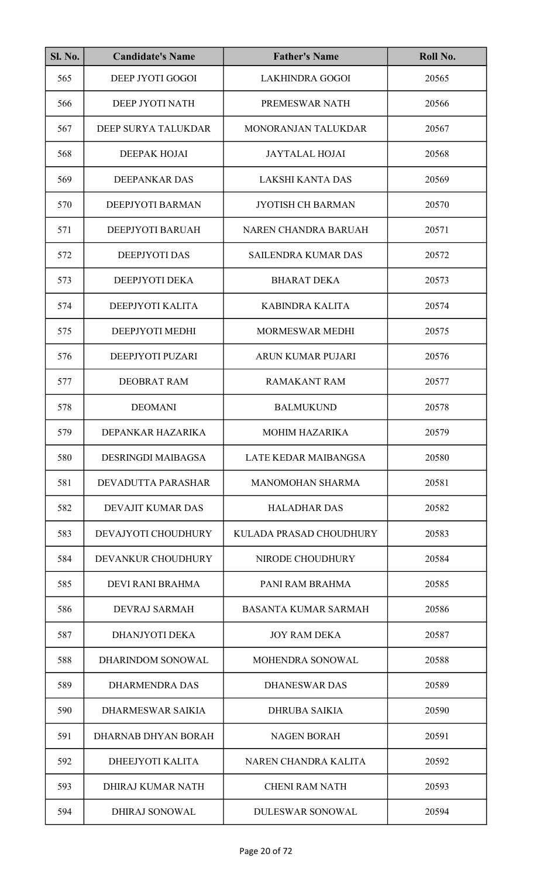| Sl. No. | Candidate's Name | Father's Name | Roll No. |
|---|---|---|---|
| 565 | DEEP JYOTI GOGOI | LAKHINDRA GOGOI | 20565 |
| 566 | DEEP JYOTI NATH | PREMESWAR NATH | 20566 |
| 567 | DEEP SURYA TALUKDAR | MONORANJAN TALUKDAR | 20567 |
| 568 | DEEPAK HOJAI | JAYTALAL HOJAI | 20568 |
| 569 | DEEPANKAR DAS | LAKSHI KANTA DAS | 20569 |
| 570 | DEEPJYOTI BARMAN | JYOTISH CH BARMAN | 20570 |
| 571 | DEEPJYOTI BARUAH | NAREN CHANDRA BARUAH | 20571 |
| 572 | DEEPJYOTI DAS | SAILENDRA KUMAR DAS | 20572 |
| 573 | DEEPJYOTI DEKA | BHARAT DEKA | 20573 |
| 574 | DEEPJYOTI KALITA | KABINDRA KALITA | 20574 |
| 575 | DEEPJYOTI MEDHI | MORMESWAR MEDHI | 20575 |
| 576 | DEEPJYOTI PUZARI | ARUN KUMAR PUJARI | 20576 |
| 577 | DEOBRAT RAM | RAMAKANT RAM | 20577 |
| 578 | DEOMANI | BALMUKUND | 20578 |
| 579 | DEPANKAR HAZARIKA | MOHIM HAZARIKA | 20579 |
| 580 | DESRINGDI MAIBAGSA | LATE KEDAR MAIBANGSA | 20580 |
| 581 | DEVADUTTA PARASHAR | MANOMOHAN SHARMA | 20581 |
| 582 | DEVAJIT KUMAR DAS | HALADHAR DAS | 20582 |
| 583 | DEVAJYOTI CHOUDHURY | KULADA PRASAD CHOUDHURY | 20583 |
| 584 | DEVANKUR CHOUDHURY | NIRODE CHOUDHURY | 20584 |
| 585 | DEVI RANI BRAHMA | PANI RAM BRAHMA | 20585 |
| 586 | DEVRAJ SARMAH | BASANTA KUMAR SARMAH | 20586 |
| 587 | DHANJYOTI DEKA | JOY RAM DEKA | 20587 |
| 588 | DHARINDOM SONOWAL | MOHENDRA SONOWAL | 20588 |
| 589 | DHARMENDRA DAS | DHANESWAR DAS | 20589 |
| 590 | DHARMESWAR SAIKIA | DHRUBA SAIKIA | 20590 |
| 591 | DHARNAB DHYAN BORAH | NAGEN BORAH | 20591 |
| 592 | DHEEJYOTI KALITA | NAREN CHANDRA KALITA | 20592 |
| 593 | DHIRAJ KUMAR NATH | CHENI RAM NATH | 20593 |
| 594 | DHIRAJ SONOWAL | DULESWAR SONOWAL | 20594 |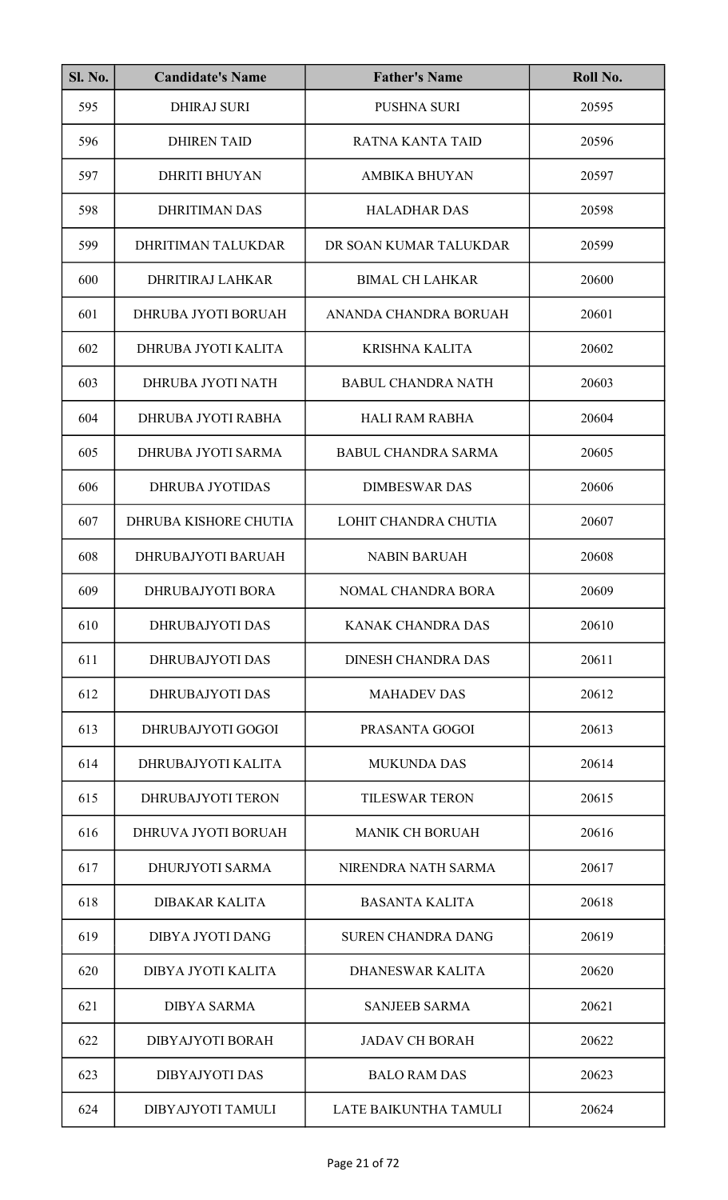| Sl. No. | Candidate's Name | Father's Name | Roll No. |
|---|---|---|---|
| 595 | DHIRAJ SURI | PUSHNA SURI | 20595 |
| 596 | DHIREN TAID | RATNA KANTA TAID | 20596 |
| 597 | DHRITI BHUYAN | AMBIKA BHUYAN | 20597 |
| 598 | DHRITIMAN DAS | HALADHAR DAS | 20598 |
| 599 | DHRITIMAN TALUKDAR | DR SOAN KUMAR TALUKDAR | 20599 |
| 600 | DHRITIRAJ LAHKAR | BIMAL CH LAHKAR | 20600 |
| 601 | DHRUBA JYOTI BORUAH | ANANDA CHANDRA BORUAH | 20601 |
| 602 | DHRUBA JYOTI KALITA | KRISHNA KALITA | 20602 |
| 603 | DHRUBA JYOTI NATH | BABUL CHANDRA NATH | 20603 |
| 604 | DHRUBA JYOTI RABHA | HALI RAM RABHA | 20604 |
| 605 | DHRUBA JYOTI SARMA | BABUL CHANDRA SARMA | 20605 |
| 606 | DHRUBA JYOTIDAS | DIMBESWAR DAS | 20606 |
| 607 | DHRUBA KISHORE CHUTIA | LOHIT CHANDRA CHUTIA | 20607 |
| 608 | DHRUBAJYOTI BARUAH | NABIN BARUAH | 20608 |
| 609 | DHRUBAJYOTI BORA | NOMAL CHANDRA BORA | 20609 |
| 610 | DHRUBAJYOTI DAS | KANAK CHANDRA DAS | 20610 |
| 611 | DHRUBAJYOTI DAS | DINESH CHANDRA DAS | 20611 |
| 612 | DHRUBAJYOTI DAS | MAHADEV DAS | 20612 |
| 613 | DHRUBAJYOTI GOGOI | PRASANTA GOGOI | 20613 |
| 614 | DHRUBAJYOTI KALITA | MUKUNDA DAS | 20614 |
| 615 | DHRUBAJYOTI TERON | TILESWAR TERON | 20615 |
| 616 | DHRUVA JYOTI BORUAH | MANIK CH BORUAH | 20616 |
| 617 | DHURJYOTI SARMA | NIRENDRA NATH SARMA | 20617 |
| 618 | DIBAKAR KALITA | BASANTA KALITA | 20618 |
| 619 | DIBYA JYOTI DANG | SUREN CHANDRA DANG | 20619 |
| 620 | DIBYA JYOTI KALITA | DHANESWAR KALITA | 20620 |
| 621 | DIBYA SARMA | SANJEEB SARMA | 20621 |
| 622 | DIBYAJYOTI BORAH | JADAV CH BORAH | 20622 |
| 623 | DIBYAJYOTI DAS | BALO RAM DAS | 20623 |
| 624 | DIBYAJYOTI TAMULI | LATE BAIKUNTHA TAMULI | 20624 |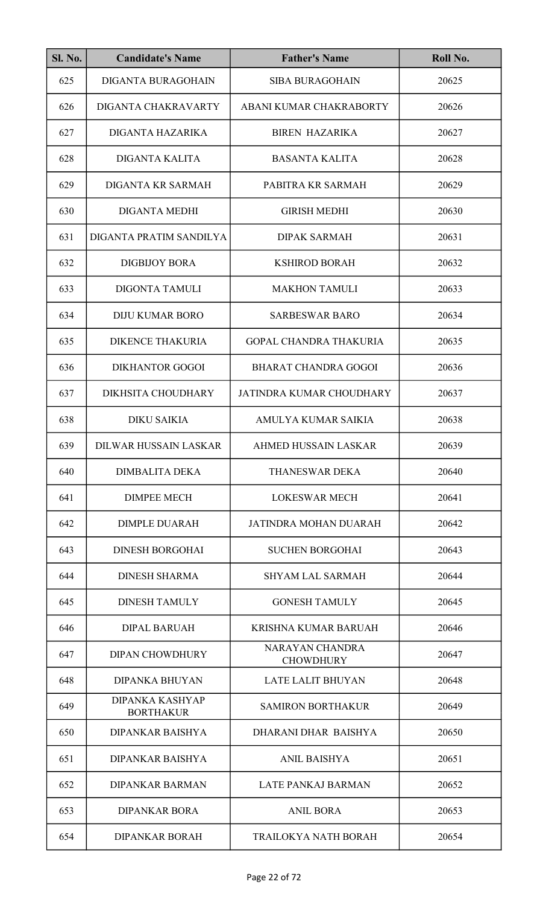| Sl. No. | Candidate's Name | Father's Name | Roll No. |
|---|---|---|---|
| 625 | DIGANTA BURAGOHAIN | SIBA BURAGOHAIN | 20625 |
| 626 | DIGANTA CHAKRAVARTY | ABANI KUMAR CHAKRABORTY | 20626 |
| 627 | DIGANTA HAZARIKA | BIREN HAZARIKA | 20627 |
| 628 | DIGANTA KALITA | BASANTA KALITA | 20628 |
| 629 | DIGANTA KR SARMAH | PABITRA KR SARMAH | 20629 |
| 630 | DIGANTA MEDHI | GIRISH MEDHI | 20630 |
| 631 | DIGANTA PRATIM SANDILYA | DIPAK SARMAH | 20631 |
| 632 | DIGBIJOY BORA | KSHIROD BORAH | 20632 |
| 633 | DIGONTA TAMULI | MAKHON TAMULI | 20633 |
| 634 | DIJU KUMAR BORO | SARBESWAR BARO | 20634 |
| 635 | DIKENCE THAKURIA | GOPAL CHANDRA THAKURIA | 20635 |
| 636 | DIKHANTOR GOGOI | BHARAT CHANDRA GOGOI | 20636 |
| 637 | DIKHSITA CHOUDHARY | JATINDRA KUMAR CHOUDHARY | 20637 |
| 638 | DIKU SAIKIA | AMULYA KUMAR SAIKIA | 20638 |
| 639 | DILWAR HUSSAIN LASKAR | AHMED HUSSAIN LASKAR | 20639 |
| 640 | DIMBALITA DEKA | THANESWAR DEKA | 20640 |
| 641 | DIMPEE MECH | LOKESWAR MECH | 20641 |
| 642 | DIMPLE DUARAH | JATINDRA MOHAN DUARAH | 20642 |
| 643 | DINESH BORGOHAI | SUCHEN BORGOHAI | 20643 |
| 644 | DINESH SHARMA | SHYAM LAL SARMAH | 20644 |
| 645 | DINESH TAMULY | GONESH TAMULY | 20645 |
| 646 | DIPAL BARUAH | KRISHNA KUMAR BARUAH | 20646 |
| 647 | DIPAN CHOWDHURY | NARAYAN CHANDRA CHOWDHURY | 20647 |
| 648 | DIPANKA BHUYAN | LATE LALIT BHUYAN | 20648 |
| 649 | DIPANKA KASHYAP BORTHAKUR | SAMIRON BORTHAKUR | 20649 |
| 650 | DIPANKAR BAISHYA | DHARANI DHAR BAISHYA | 20650 |
| 651 | DIPANKAR BAISHYA | ANIL BAISHYA | 20651 |
| 652 | DIPANKAR BARMAN | LATE PANKAJ BARMAN | 20652 |
| 653 | DIPANKAR BORA | ANIL BORA | 20653 |
| 654 | DIPANKAR BORAH | TRAILOKYA NATH BORAH | 20654 |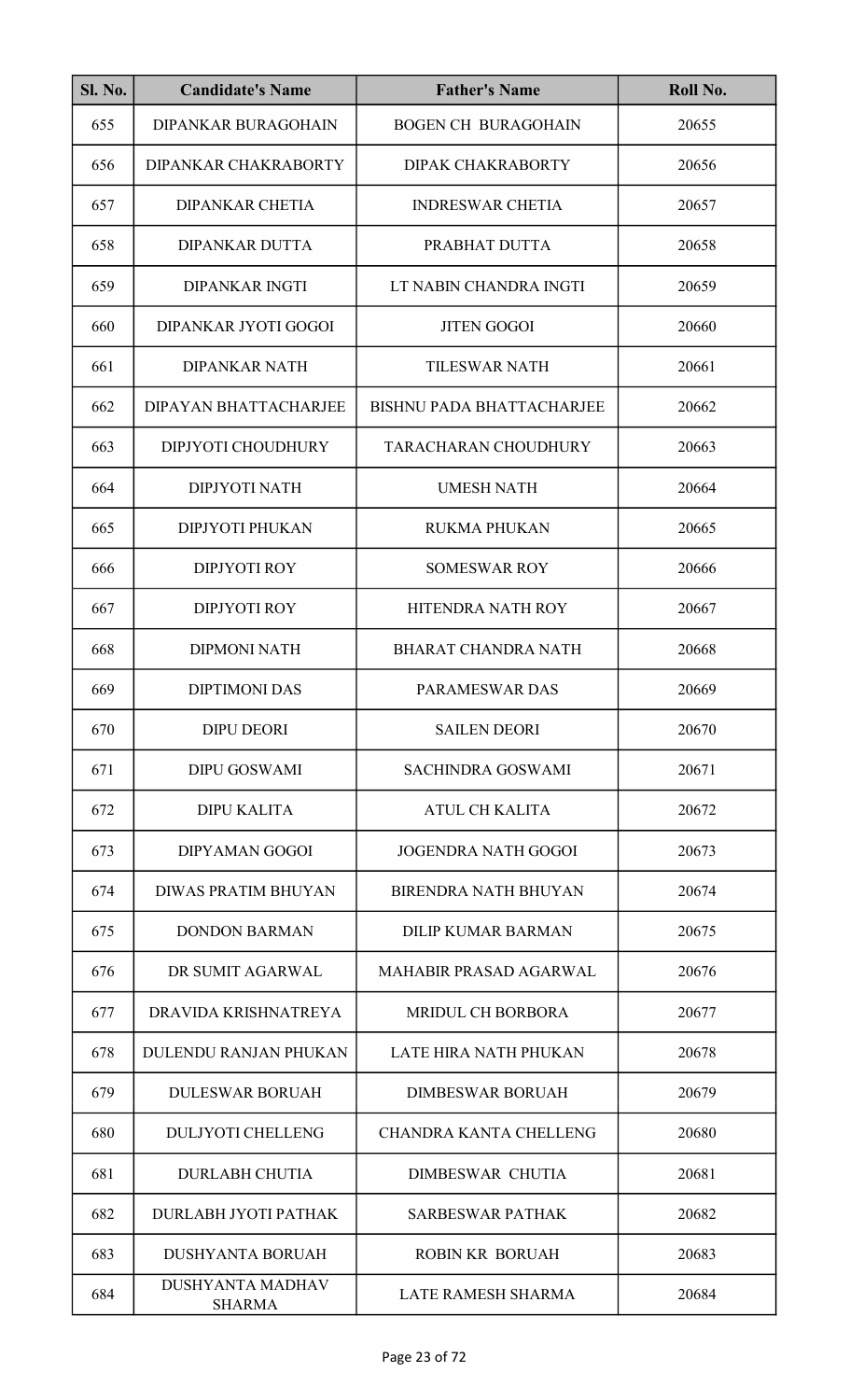| Sl. No. | Candidate's Name | Father's Name | Roll No. |
|---|---|---|---|
| 655 | DIPANKAR BURAGOHAIN | BOGEN CH BURAGOHAIN | 20655 |
| 656 | DIPANKAR CHAKRABORTY | DIPAK CHAKRABORTY | 20656 |
| 657 | DIPANKAR CHETIA | INDRESWAR CHETIA | 20657 |
| 658 | DIPANKAR DUTTA | PRABHAT DUTTA | 20658 |
| 659 | DIPANKAR INGTI | LT NABIN CHANDRA INGTI | 20659 |
| 660 | DIPANKAR JYOTI GOGOI | JITEN GOGOI | 20660 |
| 661 | DIPANKAR NATH | TILESWAR NATH | 20661 |
| 662 | DIPAYAN BHATTACHARJEE | BISHNU PADA BHATTACHARJEE | 20662 |
| 663 | DIPJYOTI CHOUDHURY | TARACHARAN CHOUDHURY | 20663 |
| 664 | DIPJYOTI NATH | UMESH NATH | 20664 |
| 665 | DIPJYOTI PHUKAN | RUKMA PHUKAN | 20665 |
| 666 | DIPJYOTI ROY | SOMESWAR ROY | 20666 |
| 667 | DIPJYOTI ROY | HITENDRA NATH ROY | 20667 |
| 668 | DIPMONI NATH | BHARAT CHANDRA NATH | 20668 |
| 669 | DIPTIMONI DAS | PARAMESWAR DAS | 20669 |
| 670 | DIPU DEORI | SAILEN DEORI | 20670 |
| 671 | DIPU GOSWAMI | SACHINDRA GOSWAMI | 20671 |
| 672 | DIPU KALITA | ATUL CH KALITA | 20672 |
| 673 | DIPYAMAN GOGOI | JOGENDRA NATH GOGOI | 20673 |
| 674 | DIWAS PRATIM BHUYAN | BIRENDRA NATH BHUYAN | 20674 |
| 675 | DONDON BARMAN | DILIP KUMAR BARMAN | 20675 |
| 676 | DR SUMIT AGARWAL | MAHABIR PRASAD AGARWAL | 20676 |
| 677 | DRAVIDA KRISHNATREYA | MRIDUL CH BORBORA | 20677 |
| 678 | DULENDU RANJAN PHUKAN | LATE HIRA NATH PHUKAN | 20678 |
| 679 | DULESWAR BORUAH | DIMBESWAR BORUAH | 20679 |
| 680 | DULJYOTI CHELLENG | CHANDRA KANTA CHELLENG | 20680 |
| 681 | DURLABH CHUTIA | DIMBESWAR CHUTIA | 20681 |
| 682 | DURLABH JYOTI PATHAK | SARBESWAR PATHAK | 20682 |
| 683 | DUSHYANTA BORUAH | ROBIN KR BORUAH | 20683 |
| 684 | DUSHYANTA MADHAV SHARMA | LATE RAMESH SHARMA | 20684 |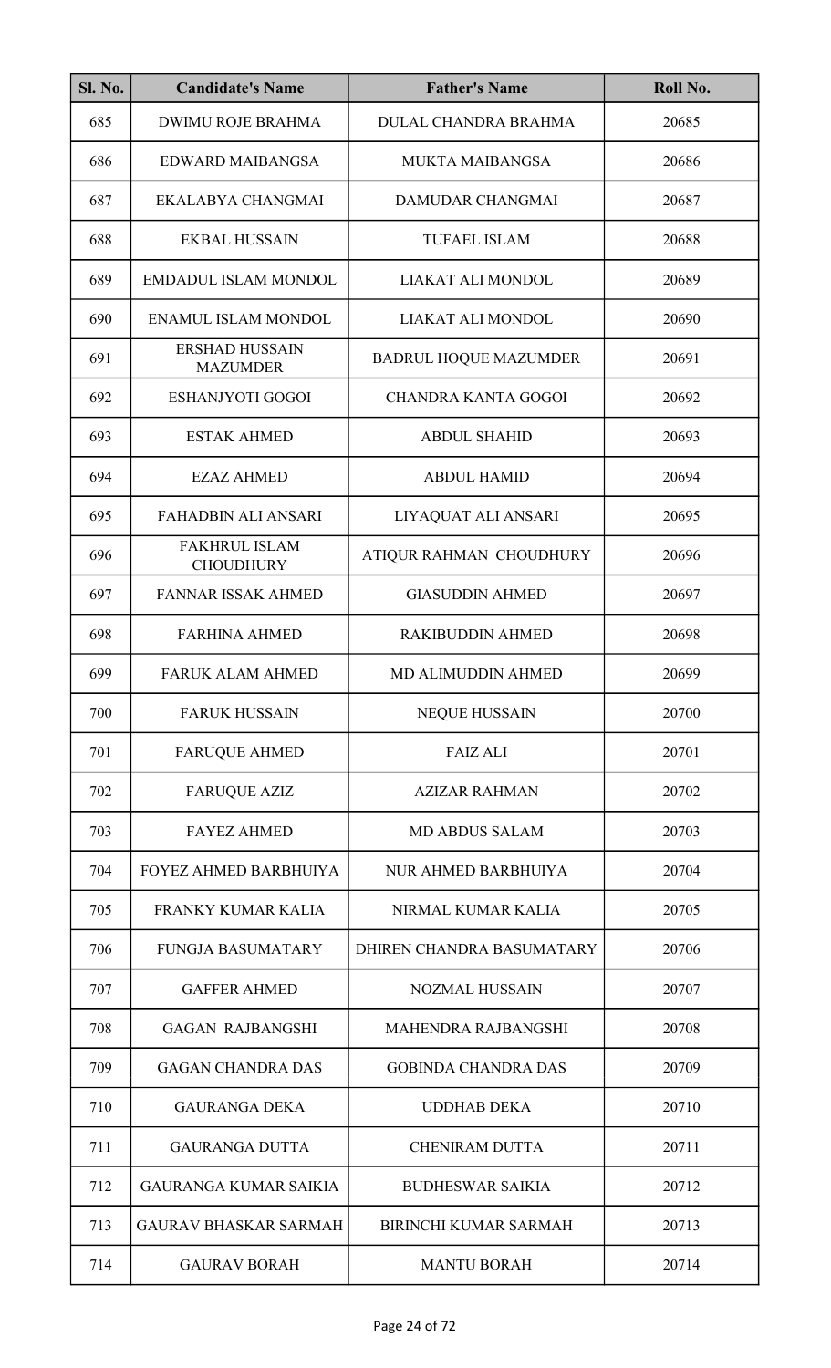| Sl. No. | Candidate's Name | Father's Name | Roll No. |
|---|---|---|---|
| 685 | DWIMU ROJE BRAHMA | DULAL CHANDRA BRAHMA | 20685 |
| 686 | EDWARD MAIBANGSA | MUKTA MAIBANGSA | 20686 |
| 687 | EKALABYA CHANGMAI | DAMUDAR CHANGMAI | 20687 |
| 688 | EKBAL HUSSAIN | TUFAEL ISLAM | 20688 |
| 689 | EMDADUL ISLAM MONDOL | LIAKAT ALI MONDOL | 20689 |
| 690 | ENAMUL ISLAM MONDOL | LIAKAT ALI MONDOL | 20690 |
| 691 | ERSHAD HUSSAIN MAZUMDER | BADRUL HOQUE MAZUMDER | 20691 |
| 692 | ESHANJYOTI GOGOI | CHANDRA KANTA GOGOI | 20692 |
| 693 | ESTAK AHMED | ABDUL SHAHID | 20693 |
| 694 | EZAZ AHMED | ABDUL HAMID | 20694 |
| 695 | FAHADBIN ALI ANSARI | LIYAQUAT ALI ANSARI | 20695 |
| 696 | FAKHRUL ISLAM CHOUDHURY | ATIQUR RAHMAN CHOUDHURY | 20696 |
| 697 | FANNAR ISSAK AHMED | GIASUDDIN AHMED | 20697 |
| 698 | FARHINA AHMED | RAKIBUDDIN AHMED | 20698 |
| 699 | FARUK ALAM AHMED | MD ALIMUDDIN AHMED | 20699 |
| 700 | FARUK HUSSAIN | NEQUE HUSSAIN | 20700 |
| 701 | FARUQUE AHMED | FAIZ ALI | 20701 |
| 702 | FARUQUE AZIZ | AZIZAR RAHMAN | 20702 |
| 703 | FAYEZ AHMED | MD ABDUS SALAM | 20703 |
| 704 | FOYEZ AHMED BARBHUIYA | NUR AHMED BARBHUIYA | 20704 |
| 705 | FRANKY KUMAR KALIA | NIRMAL KUMAR KALIA | 20705 |
| 706 | FUNGJA BASUMATARY | DHIREN CHANDRA BASUMATARY | 20706 |
| 707 | GAFFER AHMED | NOZMAL HUSSAIN | 20707 |
| 708 | GAGAN RAJBANGSHI | MAHENDRA RAJBANGSHI | 20708 |
| 709 | GAGAN CHANDRA DAS | GOBINDA CHANDRA DAS | 20709 |
| 710 | GAURANGA DEKA | UDDHAB DEKA | 20710 |
| 711 | GAURANGA DUTTA | CHENIRAM DUTTA | 20711 |
| 712 | GAURANGA KUMAR SAIKIA | BUDHESWAR SAIKIA | 20712 |
| 713 | GAURAV BHASKAR SARMAH | BIRINCHI KUMAR SARMAH | 20713 |
| 714 | GAURAV BORAH | MANTU BORAH | 20714 |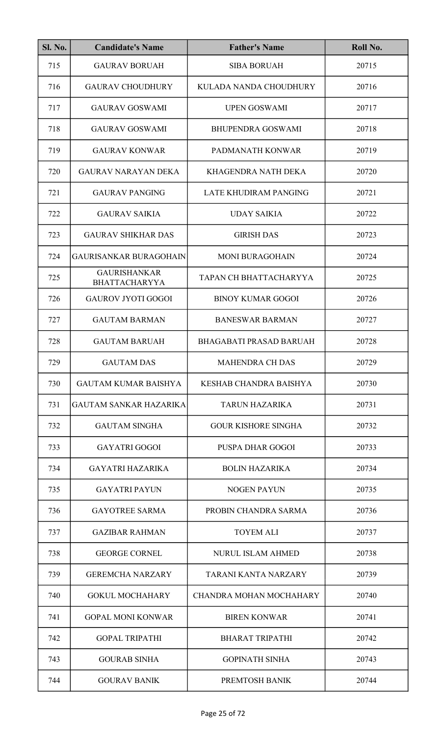| Sl. No. | Candidate's Name | Father's Name | Roll No. |
|---|---|---|---|
| 715 | GAURAV BORUAH | SIBA BORUAH | 20715 |
| 716 | GAURAV CHOUDHURY | KULADA NANDA CHOUDHURY | 20716 |
| 717 | GAURAV GOSWAMI | UPEN GOSWAMI | 20717 |
| 718 | GAURAV GOSWAMI | BHUPENDRA GOSWAMI | 20718 |
| 719 | GAURAV KONWAR | PADMANATH KONWAR | 20719 |
| 720 | GAURAV NARAYAN DEKA | KHAGENDRA NATH DEKA | 20720 |
| 721 | GAURAV PANGING | LATE KHUDIRAM PANGING | 20721 |
| 722 | GAURAV SAIKIA | UDAY SAIKIA | 20722 |
| 723 | GAURAV SHIKHAR DAS | GIRISH DAS | 20723 |
| 724 | GAURISANKAR BURAGOHAIN | MONI BURAGOHAIN | 20724 |
| 725 | GAURISHANKAR BHATTACHARYYA | TAPAN CH BHATTACHARYYA | 20725 |
| 726 | GAUROV JYOTI GOGOI | BINOY KUMAR GOGOI | 20726 |
| 727 | GAUTAM BARMAN | BANESWAR BARMAN | 20727 |
| 728 | GAUTAM BARUAH | BHAGABATI PRASAD BARUAH | 20728 |
| 729 | GAUTAM DAS | MAHENDRA CH DAS | 20729 |
| 730 | GAUTAM KUMAR BAISHYA | KESHAB CHANDRA BAISHYA | 20730 |
| 731 | GAUTAM SANKAR HAZARIKA | TARUN HAZARIKA | 20731 |
| 732 | GAUTAM SINGHA | GOUR KISHORE SINGHA | 20732 |
| 733 | GAYATRI GOGOI | PUSPA DHAR GOGOI | 20733 |
| 734 | GAYATRI HAZARIKA | BOLIN HAZARIKA | 20734 |
| 735 | GAYATRI PAYUN | NOGEN PAYUN | 20735 |
| 736 | GAYOTREE SARMA | PROBIN CHANDRA SARMA | 20736 |
| 737 | GAZIBAR RAHMAN | TOYEM ALI | 20737 |
| 738 | GEORGE CORNEL | NURUL ISLAM AHMED | 20738 |
| 739 | GEREMCHA NARZARY | TARANI KANTA NARZARY | 20739 |
| 740 | GOKUL MOCHAHARY | CHANDRA MOHAN MOCHAHARY | 20740 |
| 741 | GOPAL MONI KONWAR | BIREN KONWAR | 20741 |
| 742 | GOPAL TRIPATHI | BHARAT TRIPATHI | 20742 |
| 743 | GOURAB SINHA | GOPINATH SINHA | 20743 |
| 744 | GOURAV BANIK | PREMTOSH BANIK | 20744 |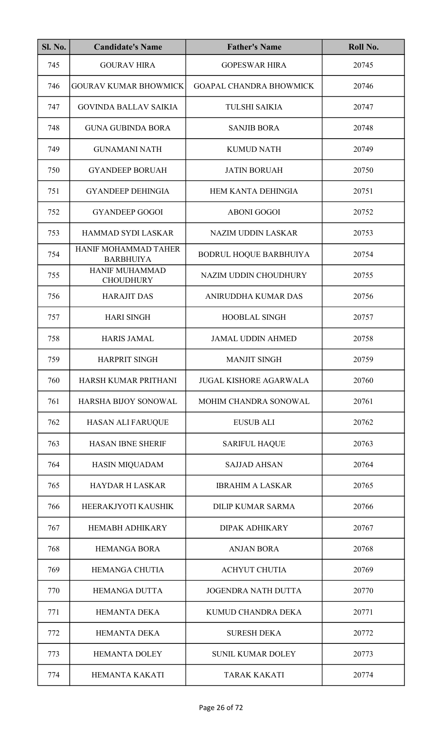| Sl. No. | Candidate's Name | Father's Name | Roll No. |
|---|---|---|---|
| 745 | GOURAV HIRA | GOPESWAR HIRA | 20745 |
| 746 | GOURAV KUMAR BHOWMICK | GOAPAL CHANDRA BHOWMICK | 20746 |
| 747 | GOVINDA BALLAV SAIKIA | TULSHI SAIKIA | 20747 |
| 748 | GUNA GUBINDA BORA | SANJIB BORA | 20748 |
| 749 | GUNAMANI NATH | KUMUD NATH | 20749 |
| 750 | GYANDEEP BORUAH | JATIN BORUAH | 20750 |
| 751 | GYANDEEP DEHINGIA | HEM KANTA DEHINGIA | 20751 |
| 752 | GYANDEEP GOGOI | ABONI GOGOI | 20752 |
| 753 | HAMMAD SYDI LASKAR | NAZIM UDDIN LASKAR | 20753 |
| 754 | HANIF MOHAMMAD TAHER BARBHUIYA | BODRUL HOQUE BARBHUIYA | 20754 |
| 755 | HANIF MUHAMMAD CHOUDHURY | NAZIM UDDIN CHOUDHURY | 20755 |
| 756 | HARAJIT DAS | ANIRUDDHA KUMAR DAS | 20756 |
| 757 | HARI SINGH | HOOBLAL SINGH | 20757 |
| 758 | HARIS JAMAL | JAMAL UDDIN AHMED | 20758 |
| 759 | HARPRIT SINGH | MANJIT SINGH | 20759 |
| 760 | HARSH KUMAR PRITHANI | JUGAL KISHORE AGARWALA | 20760 |
| 761 | HARSHA BIJOY SONOWAL | MOHIM CHANDRA SONOWAL | 20761 |
| 762 | HASAN ALI FARUQUE | EUSUB ALI | 20762 |
| 763 | HASAN IBNE SHERIF | SARIFUL HAQUE | 20763 |
| 764 | HASIN MIQUADAM | SAJJAD AHSAN | 20764 |
| 765 | HAYDAR H LASKAR | IBRAHIM A LASKAR | 20765 |
| 766 | HEERAKJYOTI KAUSHIK | DILIP KUMAR SARMA | 20766 |
| 767 | HEMABH ADHIKARY | DIPAK ADHIKARY | 20767 |
| 768 | HEMANGA BORA | ANJAN BORA | 20768 |
| 769 | HEMANGA CHUTIA | ACHYUT CHUTIA | 20769 |
| 770 | HEMANGA DUTTA | JOGENDRA NATH DUTTA | 20770 |
| 771 | HEMANTA DEKA | KUMUD CHANDRA DEKA | 20771 |
| 772 | HEMANTA DEKA | SURESH DEKA | 20772 |
| 773 | HEMANTA DOLEY | SUNIL KUMAR DOLEY | 20773 |
| 774 | HEMANTA KAKATI | TARAK KAKATI | 20774 |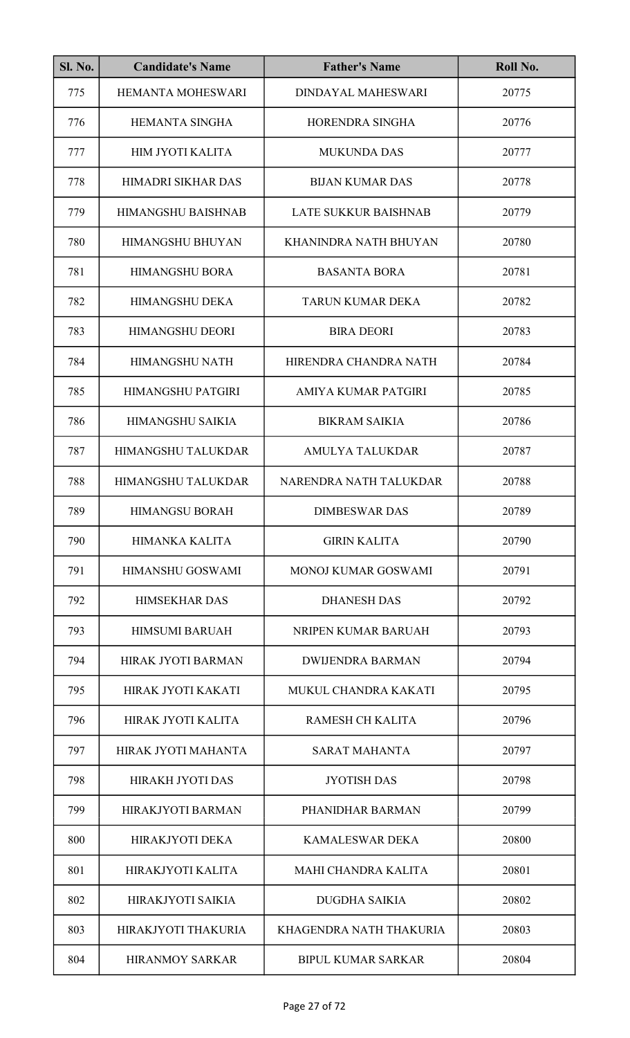| Sl. No. | Candidate's Name | Father's Name | Roll No. |
|---|---|---|---|
| 775 | HEMANTA MOHESWARI | DINDAYAL MAHESWARI | 20775 |
| 776 | HEMANTA SINGHA | HORENDRA SINGHA | 20776 |
| 777 | HIM JYOTI KALITA | MUKUNDA DAS | 20777 |
| 778 | HIMADRI SIKHAR DAS | BIJAN KUMAR DAS | 20778 |
| 779 | HIMANGSHU BAISHNAB | LATE SUKKUR BAISHNAB | 20779 |
| 780 | HIMANGSHU BHUYAN | KHANINDRA NATH BHUYAN | 20780 |
| 781 | HIMANGSHU BORA | BASANTA BORA | 20781 |
| 782 | HIMANGSHU DEKA | TARUN KUMAR DEKA | 20782 |
| 783 | HIMANGSHU DEORI | BIRA DEORI | 20783 |
| 784 | HIMANGSHU NATH | HIRENDRA CHANDRA NATH | 20784 |
| 785 | HIMANGSHU PATGIRI | AMIYA KUMAR PATGIRI | 20785 |
| 786 | HIMANGSHU SAIKIA | BIKRAM SAIKIA | 20786 |
| 787 | HIMANGSHU TALUKDAR | AMULYA TALUKDAR | 20787 |
| 788 | HIMANGSHU TALUKDAR | NARENDRA NATH TALUKDAR | 20788 |
| 789 | HIMANGSU BORAH | DIMBESWAR DAS | 20789 |
| 790 | HIMANKA KALITA | GIRIN KALITA | 20790 |
| 791 | HIMANSHU GOSWAMI | MONOJ KUMAR GOSWAMI | 20791 |
| 792 | HIMSEKHAR DAS | DHANESH DAS | 20792 |
| 793 | HIMSUMI BARUAH | NRIPEN KUMAR BARUAH | 20793 |
| 794 | HIRAK JYOTI BARMAN | DWIJENDRA BARMAN | 20794 |
| 795 | HIRAK JYOTI KAKATI | MUKUL CHANDRA KAKATI | 20795 |
| 796 | HIRAK JYOTI KALITA | RAMESH CH KALITA | 20796 |
| 797 | HIRAK JYOTI MAHANTA | SARAT MAHANTA | 20797 |
| 798 | HIRAKH JYOTI DAS | JYOTISH DAS | 20798 |
| 799 | HIRAKJYOTI BARMAN | PHANIDHAR BARMAN | 20799 |
| 800 | HIRAKJYOTI DEKA | KAMALESWAR DEKA | 20800 |
| 801 | HIRAKJYOTI KALITA | MAHI CHANDRA KALITA | 20801 |
| 802 | HIRAKJYOTI SAIKIA | DUGDHA SAIKIA | 20802 |
| 803 | HIRAKJYOTI THAKURIA | KHAGENDRA NATH THAKURIA | 20803 |
| 804 | HIRANMOY SARKAR | BIPUL KUMAR SARKAR | 20804 |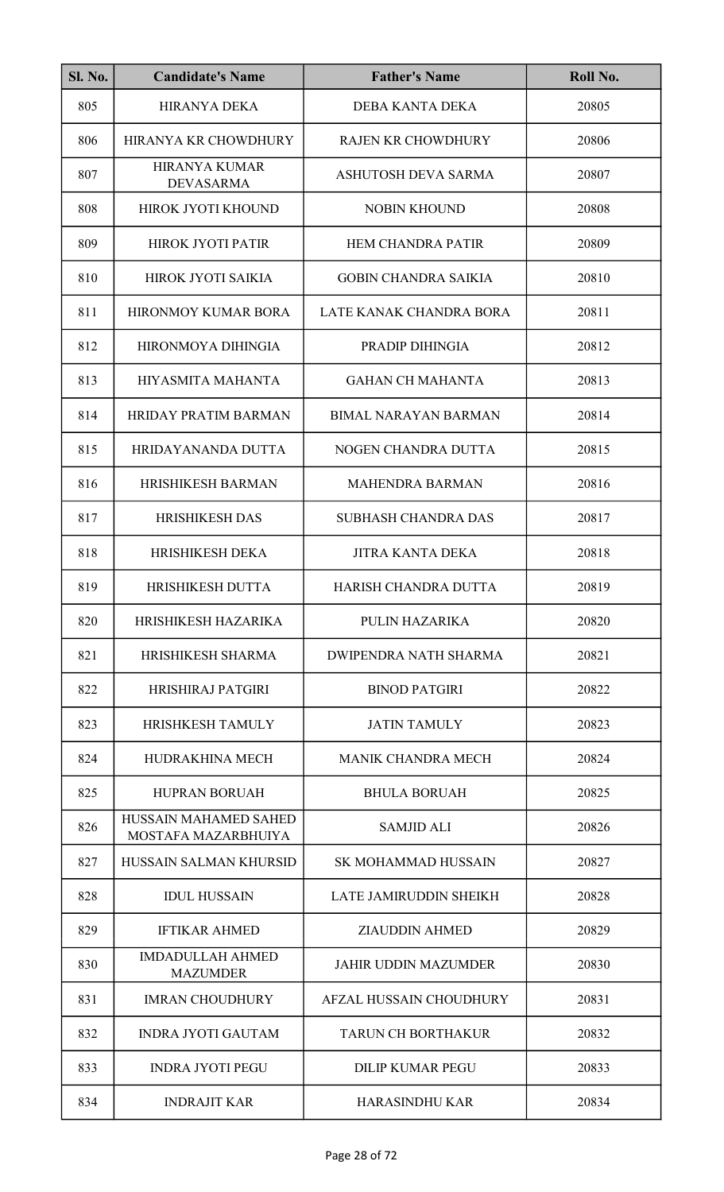| Sl. No. | Candidate's Name | Father's Name | Roll No. |
|---|---|---|---|
| 805 | HIRANYA DEKA | DEBA KANTA DEKA | 20805 |
| 806 | HIRANYA KR CHOWDHURY | RAJEN KR CHOWDHURY | 20806 |
| 807 | HIRANYA KUMAR DEVASARMA | ASHUTOSH DEVA SARMA | 20807 |
| 808 | HIROK JYOTI KHOUND | NOBIN KHOUND | 20808 |
| 809 | HIROK JYOTI PATIR | HEM CHANDRA PATIR | 20809 |
| 810 | HIROK JYOTI SAIKIA | GOBIN CHANDRA SAIKIA | 20810 |
| 811 | HIRONMOY KUMAR BORA | LATE KANAK CHANDRA BORA | 20811 |
| 812 | HIRONMOYA DIHINGIA | PRADIP DIHINGIA | 20812 |
| 813 | HIYASMITA MAHANTA | GAHAN CH MAHANTA | 20813 |
| 814 | HRIDAY PRATIM BARMAN | BIMAL NARAYAN BARMAN | 20814 |
| 815 | HRIDAYANANDA DUTTA | NOGEN CHANDRA DUTTA | 20815 |
| 816 | HRISHIKESH BARMAN | MAHENDRA BARMAN | 20816 |
| 817 | HRISHIKESH DAS | SUBHASH CHANDRA DAS | 20817 |
| 818 | HRISHIKESH DEKA | JITRA KANTA DEKA | 20818 |
| 819 | HRISHIKESH DUTTA | HARISH CHANDRA DUTTA | 20819 |
| 820 | HRISHIKESH HAZARIKA | PULIN HAZARIKA | 20820 |
| 821 | HRISHIKESH SHARMA | DWIPENDRA NATH SHARMA | 20821 |
| 822 | HRISHIRAJ PATGIRI | BINOD PATGIRI | 20822 |
| 823 | HRISHKESH TAMULY | JATIN TAMULY | 20823 |
| 824 | HUDRAKHINA MECH | MANIK CHANDRA MECH | 20824 |
| 825 | HUPRAN BORUAH | BHULA BORUAH | 20825 |
| 826 | HUSSAIN MAHAMED SAHED MOSTAFA MAZARBHUIYA | SAMJID ALI | 20826 |
| 827 | HUSSAIN SALMAN KHURSID | SK MOHAMMAD HUSSAIN | 20827 |
| 828 | IDUL HUSSAIN | LATE JAMIRUDDIN SHEIKH | 20828 |
| 829 | IFTIKAR AHMED | ZIAUDDIN AHMED | 20829 |
| 830 | IMDADULLAH AHMED MAZUMDER | JAHIR UDDIN MAZUMDER | 20830 |
| 831 | IMRAN CHOUDHURY | AFZAL HUSSAIN CHOUDHURY | 20831 |
| 832 | INDRA JYOTI GAUTAM | TARUN CH BORTHAKUR | 20832 |
| 833 | INDRA JYOTI PEGU | DILIP KUMAR PEGU | 20833 |
| 834 | INDRAJIT KAR | HARASINDHU KAR | 20834 |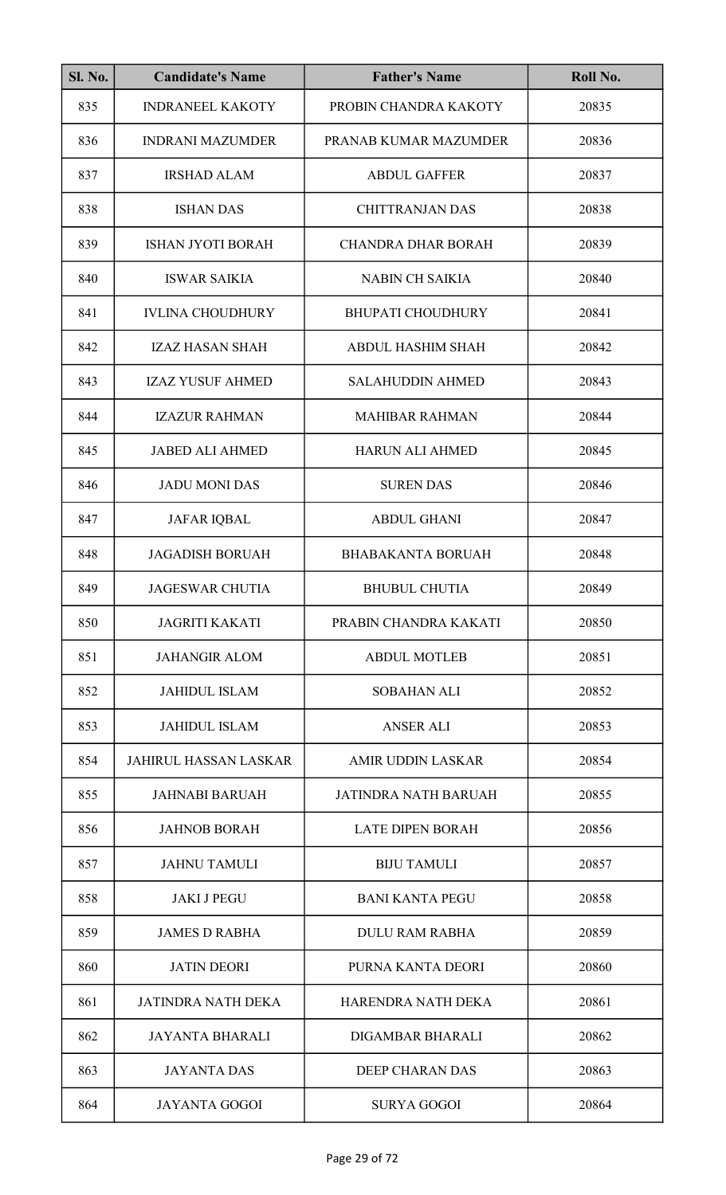| Sl. No. | Candidate's Name | Father's Name | Roll No. |
|---|---|---|---|
| 835 | INDRANEEL KAKOTY | PROBIN CHANDRA KAKOTY | 20835 |
| 836 | INDRANI MAZUMDER | PRANAB KUMAR MAZUMDER | 20836 |
| 837 | IRSHAD ALAM | ABDUL GAFFER | 20837 |
| 838 | ISHAN DAS | CHITTRANJAN DAS | 20838 |
| 839 | ISHAN JYOTI BORAH | CHANDRA DHAR BORAH | 20839 |
| 840 | ISWAR SAIKIA | NABIN CH SAIKIA | 20840 |
| 841 | IVLINA CHOUDHURY | BHUPATI CHOUDHURY | 20841 |
| 842 | IZAZ HASAN SHAH | ABDUL HASHIM SHAH | 20842 |
| 843 | IZAZ YUSUF AHMED | SALAHUDDIN AHMED | 20843 |
| 844 | IZAZUR RAHMAN | MAHIBAR RAHMAN | 20844 |
| 845 | JABED ALI AHMED | HARUN ALI AHMED | 20845 |
| 846 | JADU MONI DAS | SUREN DAS | 20846 |
| 847 | JAFAR IQBAL | ABDUL GHANI | 20847 |
| 848 | JAGADISH BORUAH | BHABAKANTA BORUAH | 20848 |
| 849 | JAGESWAR CHUTIA | BHUBUL CHUTIA | 20849 |
| 850 | JAGRITI KAKATI | PRABIN CHANDRA KAKATI | 20850 |
| 851 | JAHANGIR ALOM | ABDUL MOTLEB | 20851 |
| 852 | JAHIDUL ISLAM | SOBAHAN ALI | 20852 |
| 853 | JAHIDUL ISLAM | ANSER ALI | 20853 |
| 854 | JAHIRUL HASSAN LASKAR | AMIR UDDIN LASKAR | 20854 |
| 855 | JAHNABI BARUAH | JATINDRA NATH BARUAH | 20855 |
| 856 | JAHNOB BORAH | LATE DIPEN BORAH | 20856 |
| 857 | JAHNU TAMULI | BIJU TAMULI | 20857 |
| 858 | JAKI J PEGU | BANI KANTA PEGU | 20858 |
| 859 | JAMES D RABHA | DULU RAM RABHA | 20859 |
| 860 | JATIN DEORI | PURNA KANTA DEORI | 20860 |
| 861 | JATINDRA NATH DEKA | HARENDRA NATH DEKA | 20861 |
| 862 | JAYANTA BHARALI | DIGAMBAR BHARALI | 20862 |
| 863 | JAYANTA DAS | DEEP CHARAN DAS | 20863 |
| 864 | JAYANTA GOGOI | SURYA GOGOI | 20864 |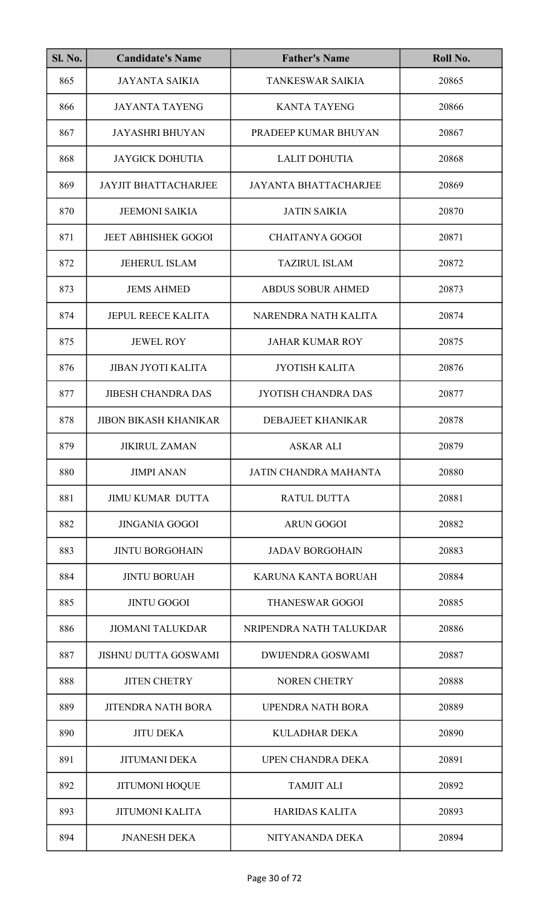| Sl. No. | Candidate's Name | Father's Name | Roll No. |
|---|---|---|---|
| 865 | JAYANTA SAIKIA | TANKESWAR SAIKIA | 20865 |
| 866 | JAYANTA TAYENG | KANTA TAYENG | 20866 |
| 867 | JAYASHRI BHUYAN | PRADEEP KUMAR BHUYAN | 20867 |
| 868 | JAYGICK DOHUTIA | LALIT DOHUTIA | 20868 |
| 869 | JAYJIT BHATTACHARJEE | JAYANTA BHATTACHARJEE | 20869 |
| 870 | JEEMONI SAIKIA | JATIN SAIKIA | 20870 |
| 871 | JEET ABHISHEK GOGOI | CHAITANYA GOGOI | 20871 |
| 872 | JEHERUL ISLAM | TAZIRUL ISLAM | 20872 |
| 873 | JEMS AHMED | ABDUS SOBUR AHMED | 20873 |
| 874 | JEPUL REECE KALITA | NARENDRA NATH KALITA | 20874 |
| 875 | JEWEL ROY | JAHAR KUMAR ROY | 20875 |
| 876 | JIBAN JYOTI KALITA | JYOTISH KALITA | 20876 |
| 877 | JIBESH CHANDRA DAS | JYOTISH CHANDRA DAS | 20877 |
| 878 | JIBON BIKASH KHANIKAR | DEBAJEET KHANIKAR | 20878 |
| 879 | JIKIRUL ZAMAN | ASKAR ALI | 20879 |
| 880 | JIMPI ANAN | JATIN CHANDRA MAHANTA | 20880 |
| 881 | JIMU KUMAR DUTTA | RATUL DUTTA | 20881 |
| 882 | JINGANIA GOGOI | ARUN GOGOI | 20882 |
| 883 | JINTU BORGOHAIN | JADAV BORGOHAIN | 20883 |
| 884 | JINTU BORUAH | KARUNA KANTA BORUAH | 20884 |
| 885 | JINTU GOGOI | THANESWAR GOGOI | 20885 |
| 886 | JIOMANI TALUKDAR | NRIPENDRA NATH TALUKDAR | 20886 |
| 887 | JISHNU DUTTA GOSWAMI | DWIJENDRA GOSWAMI | 20887 |
| 888 | JITEN CHETRY | NOREN CHETRY | 20888 |
| 889 | JITENDRA NATH BORA | UPENDRA NATH BORA | 20889 |
| 890 | JITU DEKA | KULADHAR DEKA | 20890 |
| 891 | JITUMANI DEKA | UPEN CHANDRA DEKA | 20891 |
| 892 | JITUMONI HOQUE | TAMJIT ALI | 20892 |
| 893 | JITUMONI KALITA | HARIDAS KALITA | 20893 |
| 894 | JNANESH DEKA | NITYANANDA DEKA | 20894 |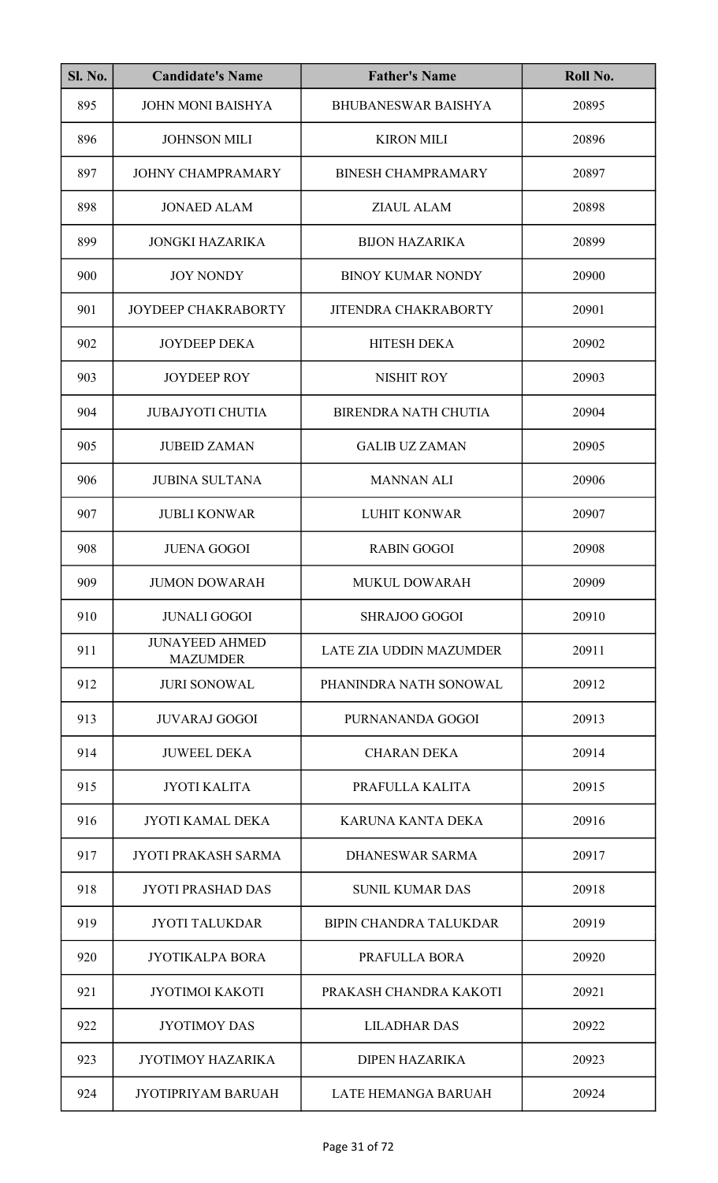| Sl. No. | Candidate's Name | Father's Name | Roll No. |
| --- | --- | --- | --- |
| 895 | JOHN MONI BAISHYA | BHUBANESWAR BAISHYA | 20895 |
| 896 | JOHNSON MILI | KIRON MILI | 20896 |
| 897 | JOHNY CHAMPRAMARY | BINESH CHAMPRAMARY | 20897 |
| 898 | JONAED ALAM | ZIAUL ALAM | 20898 |
| 899 | JONGKI HAZARIKA | BIJON HAZARIKA | 20899 |
| 900 | JOY NONDY | BINOY KUMAR NONDY | 20900 |
| 901 | JOYDEEP CHAKRABORTY | JITENDRA CHAKRABORTY | 20901 |
| 902 | JOYDEEP DEKA | HITESH DEKA | 20902 |
| 903 | JOYDEEP ROY | NISHIT ROY | 20903 |
| 904 | JUBAJYOTI CHUTIA | BIRENDRA NATH CHUTIA | 20904 |
| 905 | JUBEID ZAMAN | GALIB UZ ZAMAN | 20905 |
| 906 | JUBINA SULTANA | MANNAN ALI | 20906 |
| 907 | JUBLI KONWAR | LUHIT KONWAR | 20907 |
| 908 | JUENA GOGOI | RABIN GOGOI | 20908 |
| 909 | JUMON DOWARAH | MUKUL DOWARAH | 20909 |
| 910 | JUNALI GOGOI | SHRAJOO GOGOI | 20910 |
| 911 | JUNAYEED AHMED MAZUMDER | LATE ZIA UDDIN MAZUMDER | 20911 |
| 912 | JURI SONOWAL | PHANINDRA NATH SONOWAL | 20912 |
| 913 | JUVARAJ GOGOI | PURNANANDA GOGOI | 20913 |
| 914 | JUWEEL DEKA | CHARAN DEKA | 20914 |
| 915 | JYOTI KALITA | PRAFULLA KALITA | 20915 |
| 916 | JYOTI KAMAL DEKA | KARUNA KANTA DEKA | 20916 |
| 917 | JYOTI PRAKASH SARMA | DHANESWAR SARMA | 20917 |
| 918 | JYOTI PRASHAD DAS | SUNIL KUMAR DAS | 20918 |
| 919 | JYOTI TALUKDAR | BIPIN CHANDRA TALUKDAR | 20919 |
| 920 | JYOTIKALPA BORA | PRAFULLA BORA | 20920 |
| 921 | JYOTIMOI KAKOTI | PRAKASH CHANDRA KAKOTI | 20921 |
| 922 | JYOTIMOY DAS | LILADHAR DAS | 20922 |
| 923 | JYOTIMOY HAZARIKA | DIPEN HAZARIKA | 20923 |
| 924 | JYOTIPRIYAM BARUAH | LATE HEMANGA BARUAH | 20924 |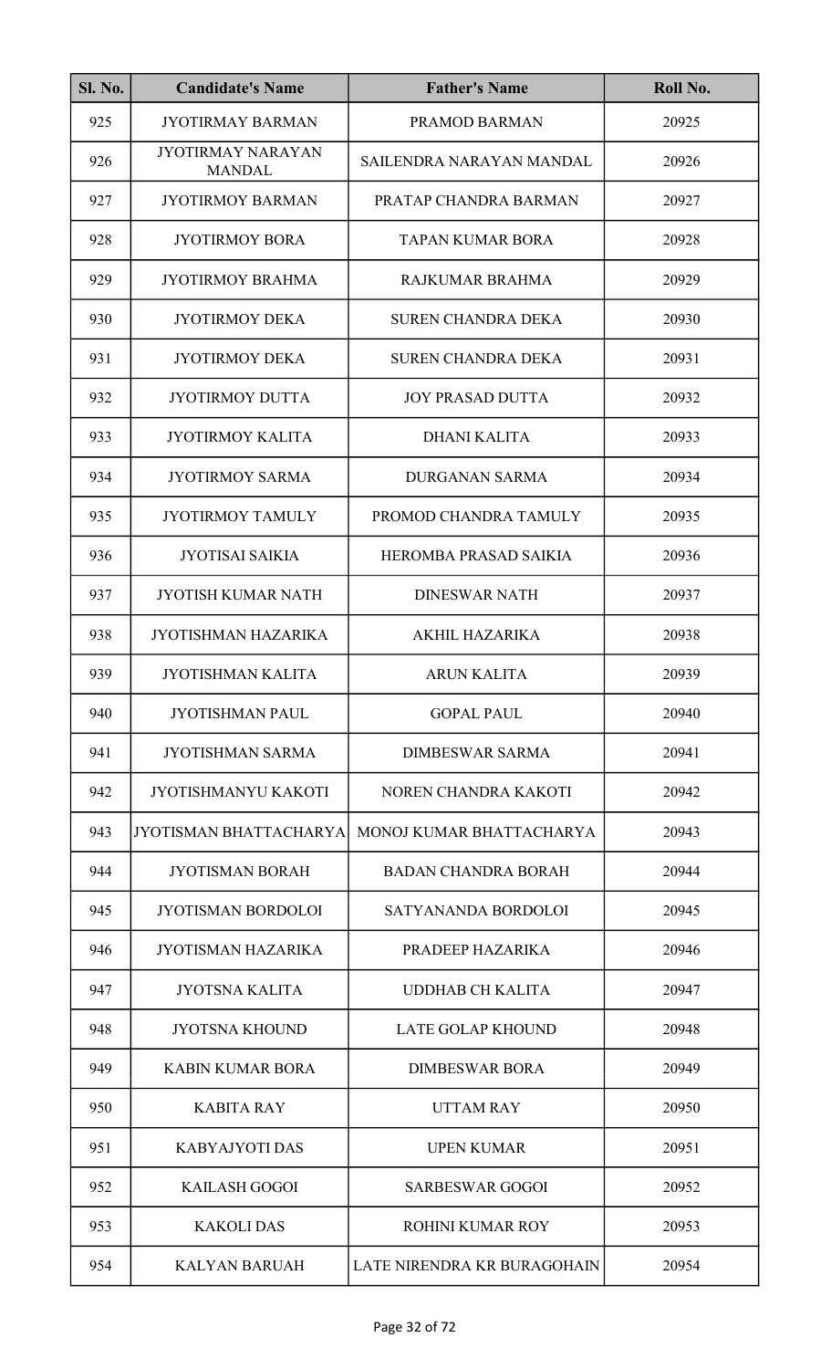| Sl. No. | Candidate's Name | Father's Name | Roll No. |
|---|---|---|---|
| 925 | JYOTIRMAY BARMAN | PRAMOD BARMAN | 20925 |
| 926 | JYOTIRMAY NARAYAN MANDAL | SAILENDRA NARAYAN MANDAL | 20926 |
| 927 | JYOTIRMOY BARMAN | PRATAP CHANDRA BARMAN | 20927 |
| 928 | JYOTIRMOY BORA | TAPAN KUMAR BORA | 20928 |
| 929 | JYOTIRMOY BRAHMA | RAJKUMAR BRAHMA | 20929 |
| 930 | JYOTIRMOY DEKA | SUREN CHANDRA DEKA | 20930 |
| 931 | JYOTIRMOY DEKA | SUREN CHANDRA DEKA | 20931 |
| 932 | JYOTIRMOY DUTTA | JOY PRASAD DUTTA | 20932 |
| 933 | JYOTIRMOY KALITA | DHANI KALITA | 20933 |
| 934 | JYOTIRMOY SARMA | DURGANAN SARMA | 20934 |
| 935 | JYOTIRMOY TAMULY | PROMOD CHANDRA TAMULY | 20935 |
| 936 | JYOTISAI SAIKIA | HEROMBA PRASAD SAIKIA | 20936 |
| 937 | JYOTISH KUMAR NATH | DINESWAR NATH | 20937 |
| 938 | JYOTISHMAN HAZARIKA | AKHIL HAZARIKA | 20938 |
| 939 | JYOTISHMAN KALITA | ARUN KALITA | 20939 |
| 940 | JYOTISHMAN PAUL | GOPAL PAUL | 20940 |
| 941 | JYOTISHMAN SARMA | DIMBESWAR SARMA | 20941 |
| 942 | JYOTISHMANYU KAKOTI | NOREN CHANDRA KAKOTI | 20942 |
| 943 | JYOTISMAN BHATTACHARYA | MONOJ KUMAR BHATTACHARYA | 20943 |
| 944 | JYOTISMAN BORAH | BADAN CHANDRA BORAH | 20944 |
| 945 | JYOTISMAN BORDOLOI | SATYANANDA BORDOLOI | 20945 |
| 946 | JYOTISMAN HAZARIKA | PRADEEP HAZARIKA | 20946 |
| 947 | JYOTSNA KALITA | UDDHAB CH KALITA | 20947 |
| 948 | JYOTSNA KHOUND | LATE GOLAP KHOUND | 20948 |
| 949 | KABIN KUMAR BORA | DIMBESWAR BORA | 20949 |
| 950 | KABITA RAY | UTTAM RAY | 20950 |
| 951 | KABYAJYOTI DAS | UPEN KUMAR | 20951 |
| 952 | KAILASH GOGOI | SARBESWAR GOGOI | 20952 |
| 953 | KAKOLI DAS | ROHINI KUMAR ROY | 20953 |
| 954 | KALYAN BARUAH | LATE NIRENDRA KR BURAGOHAIN | 20954 |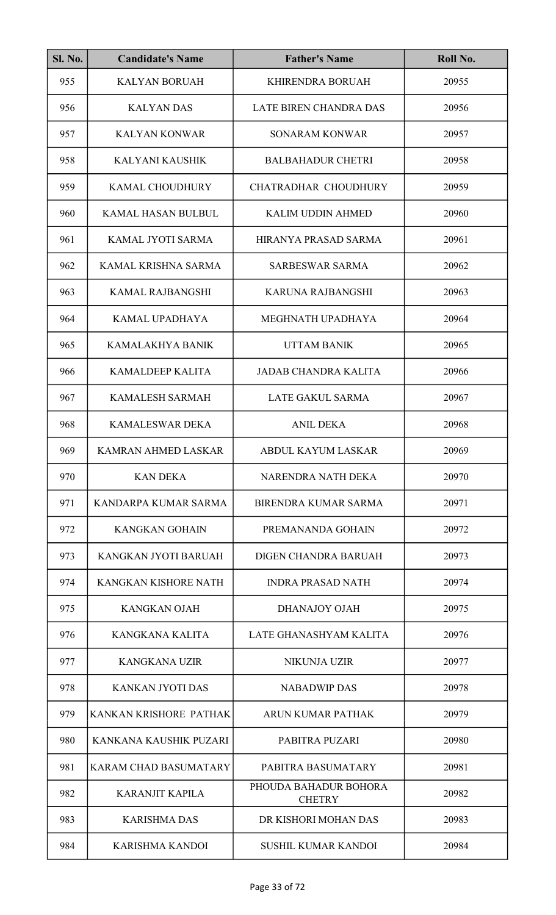| Sl. No. | Candidate's Name | Father's Name | Roll No. |
|---|---|---|---|
| 955 | KALYAN BORUAH | KHIRENDRA BORUAH | 20955 |
| 956 | KALYAN DAS | LATE BIREN CHANDRA DAS | 20956 |
| 957 | KALYAN KONWAR | SONARAM KONWAR | 20957 |
| 958 | KALYANI KAUSHIK | BALBAHADUR CHETRI | 20958 |
| 959 | KAMAL CHOUDHURY | CHATRADHAR CHOUDHURY | 20959 |
| 960 | KAMAL HASAN BULBUL | KALIM UDDIN AHMED | 20960 |
| 961 | KAMAL JYOTI SARMA | HIRANYA PRASAD SARMA | 20961 |
| 962 | KAMAL KRISHNA SARMA | SARBESWAR SARMA | 20962 |
| 963 | KAMAL RAJBANGSHI | KARUNA RAJBANGSHI | 20963 |
| 964 | KAMAL UPADHAYA | MEGHNATH UPADHAYA | 20964 |
| 965 | KAMALAKHYA BANIK | UTTAM BANIK | 20965 |
| 966 | KAMALDEEP KALITA | JADAB CHANDRA KALITA | 20966 |
| 967 | KAMALESH SARMAH | LATE GAKUL SARMA | 20967 |
| 968 | KAMALESWAR DEKA | ANIL DEKA | 20968 |
| 969 | KAMRAN AHMED LASKAR | ABDUL KAYUM LASKAR | 20969 |
| 970 | KAN DEKA | NARENDRA NATH DEKA | 20970 |
| 971 | KANDARPA KUMAR SARMA | BIRENDRA KUMAR SARMA | 20971 |
| 972 | KANGKAN GOHAIN | PREMANANDA GOHAIN | 20972 |
| 973 | KANGKAN JYOTI BARUAH | DIGEN CHANDRA BARUAH | 20973 |
| 974 | KANGKAN KISHORE NATH | INDRA PRASAD NATH | 20974 |
| 975 | KANGKAN OJAH | DHANAJOY OJAH | 20975 |
| 976 | KANGKANA KALITA | LATE GHANASHYAM KALITA | 20976 |
| 977 | KANGKANA UZIR | NIKUNJA UZIR | 20977 |
| 978 | KANKAN JYOTI DAS | NABADWIP DAS | 20978 |
| 979 | KANKAN KRISHORE PATHAK | ARUN KUMAR PATHAK | 20979 |
| 980 | KANKANA KAUSHIK PUZARI | PABITRA PUZARI | 20980 |
| 981 | KARAM CHAD BASUMATARY | PABITRA BASUMATARY | 20981 |
| 982 | KARANJIT KAPILA | PHOUDA BAHADUR BOHORA CHETRY | 20982 |
| 983 | KARISHMA DAS | DR KISHORI MOHAN DAS | 20983 |
| 984 | KARISHMA KANDOI | SUSHIL KUMAR KANDOI | 20984 |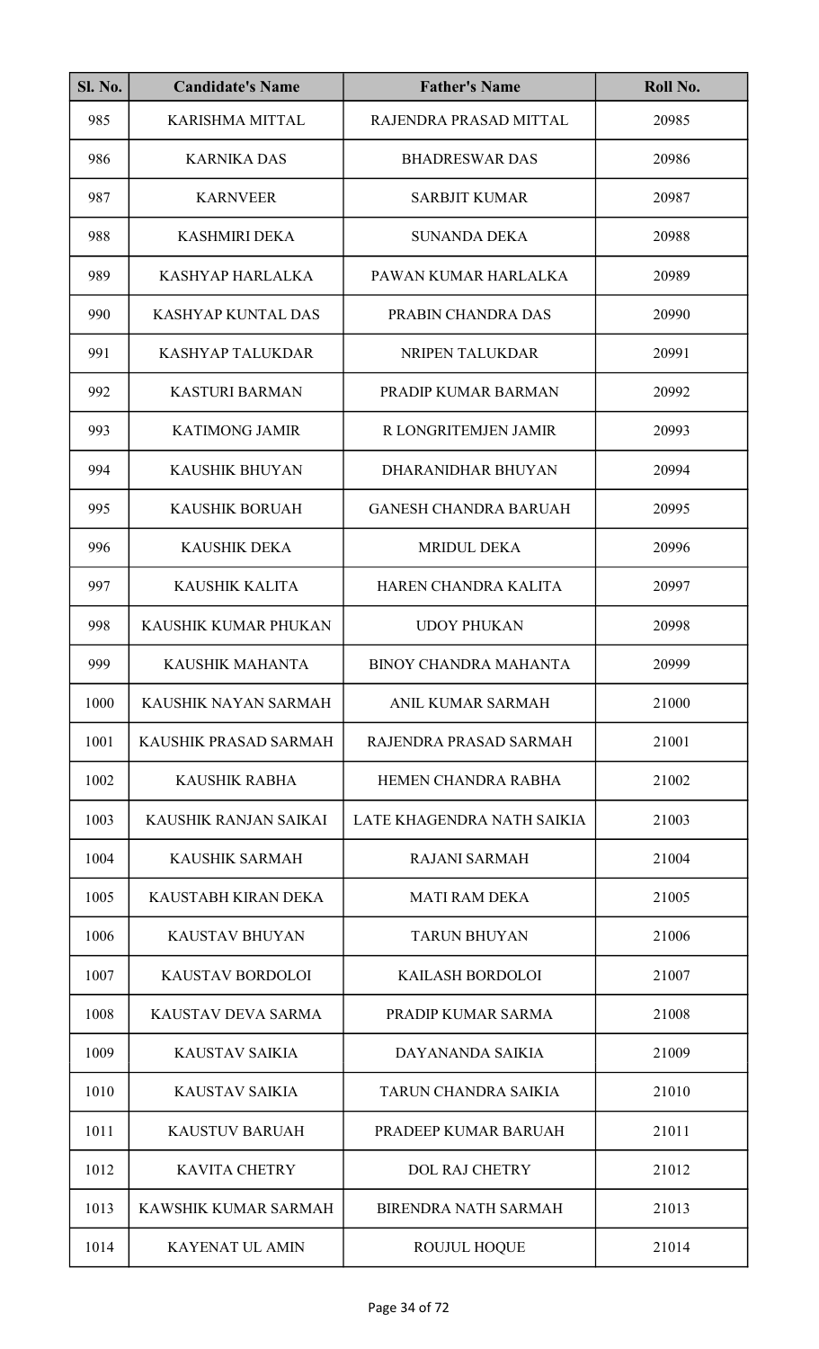| Sl. No. | Candidate's Name | Father's Name | Roll No. |
|---|---|---|---|
| 985 | KARISHMA MITTAL | RAJENDRA PRASAD MITTAL | 20985 |
| 986 | KARNIKA DAS | BHADRESWAR DAS | 20986 |
| 987 | KARNVEER | SARBJIT KUMAR | 20987 |
| 988 | KASHMIRI DEKA | SUNANDA DEKA | 20988 |
| 989 | KASHYAP HARLALKA | PAWAN KUMAR HARLALKA | 20989 |
| 990 | KASHYAP KUNTAL DAS | PRABIN CHANDRA DAS | 20990 |
| 991 | KASHYAP TALUKDAR | NRIPEN TALUKDAR | 20991 |
| 992 | KASTURI BARMAN | PRADIP KUMAR BARMAN | 20992 |
| 993 | KATIMONG JAMIR | R LONGRITEMJEN JAMIR | 20993 |
| 994 | KAUSHIK BHUYAN | DHARANIDHAR BHUYAN | 20994 |
| 995 | KAUSHIK BORUAH | GANESH CHANDRA BARUAH | 20995 |
| 996 | KAUSHIK DEKA | MRIDUL DEKA | 20996 |
| 997 | KAUSHIK KALITA | HAREN CHANDRA KALITA | 20997 |
| 998 | KAUSHIK KUMAR PHUKAN | UDOY PHUKAN | 20998 |
| 999 | KAUSHIK MAHANTA | BINOY CHANDRA MAHANTA | 20999 |
| 1000 | KAUSHIK NAYAN SARMAH | ANIL KUMAR SARMAH | 21000 |
| 1001 | KAUSHIK PRASAD SARMAH | RAJENDRA PRASAD SARMAH | 21001 |
| 1002 | KAUSHIK RABHA | HEMEN CHANDRA RABHA | 21002 |
| 1003 | KAUSHIK RANJAN SAIKAI | LATE KHAGENDRA NATH SAIKIA | 21003 |
| 1004 | KAUSHIK SARMAH | RAJANI SARMAH | 21004 |
| 1005 | KAUSTABH KIRAN DEKA | MATI RAM DEKA | 21005 |
| 1006 | KAUSTAV BHUYAN | TARUN BHUYAN | 21006 |
| 1007 | KAUSTAV BORDOLOI | KAILASH BORDOLOI | 21007 |
| 1008 | KAUSTAV DEVA SARMA | PRADIP KUMAR SARMA | 21008 |
| 1009 | KAUSTAV SAIKIA | DAYANANDA SAIKIA | 21009 |
| 1010 | KAUSTAV SAIKIA | TARUN CHANDRA SAIKIA | 21010 |
| 1011 | KAUSTUV BARUAH | PRADEEP KUMAR BARUAH | 21011 |
| 1012 | KAVITA CHETRY | DOL RAJ CHETRY | 21012 |
| 1013 | KAWSHIK KUMAR SARMAH | BIRENDRA NATH SARMAH | 21013 |
| 1014 | KAYENAT UL AMIN | ROUJUL HOQUE | 21014 |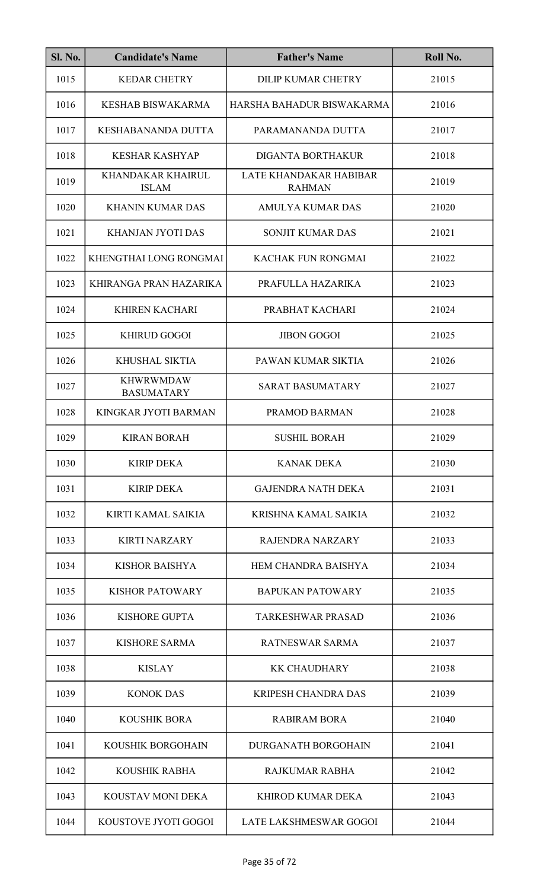| Sl. No. | Candidate's Name | Father's Name | Roll No. |
| --- | --- | --- | --- |
| 1015 | KEDAR CHETRY | DILIP KUMAR CHETRY | 21015 |
| 1016 | KESHAB BISWAKARMA | HARSHA BAHADUR BISWAKARMA | 21016 |
| 1017 | KESHABANANDA DUTTA | PARAMANANDA DUTTA | 21017 |
| 1018 | KESHAR KASHYAP | DIGANTA BORTHAKUR | 21018 |
| 1019 | KHANDAKAR KHAIRUL ISLAM | LATE KHANDAKAR HABIBAR RAHMAN | 21019 |
| 1020 | KHANIN KUMAR DAS | AMULYA KUMAR DAS | 21020 |
| 1021 | KHANJAN JYOTI DAS | SONJIT KUMAR DAS | 21021 |
| 1022 | KHENGTHAI LONG RONGMAI | KACHAK FUN RONGMAI | 21022 |
| 1023 | KHIRANGA PRAN HAZARIKA | PRAFULLA HAZARIKA | 21023 |
| 1024 | KHIREN KACHARI | PRABHAT KACHARI | 21024 |
| 1025 | KHIRUD GOGOI | JIBON GOGOI | 21025 |
| 1026 | KHUSHAL SIKTIA | PAWAN KUMAR SIKTIA | 21026 |
| 1027 | KHWRWMDAW BASUMATARY | SARAT BASUMATARY | 21027 |
| 1028 | KINGKAR JYOTI BARMAN | PRAMOD BARMAN | 21028 |
| 1029 | KIRAN BORAH | SUSHIL BORAH | 21029 |
| 1030 | KIRIP DEKA | KANAK DEKA | 21030 |
| 1031 | KIRIP DEKA | GAJENDRA NATH DEKA | 21031 |
| 1032 | KIRTI KAMAL SAIKIA | KRISHNA KAMAL SAIKIA | 21032 |
| 1033 | KIRTI NARZARY | RAJENDRA NARZARY | 21033 |
| 1034 | KISHOR BAISHYA | HEM CHANDRA BAISHYA | 21034 |
| 1035 | KISHOR PATOWARY | BAPUKAN PATOWARY | 21035 |
| 1036 | KISHORE GUPTA | TARKESHWAR PRASAD | 21036 |
| 1037 | KISHORE SARMA | RATNESWAR SARMA | 21037 |
| 1038 | KISLAY | KK CHAUDHARY | 21038 |
| 1039 | KONOK DAS | KRIPESH CHANDRA DAS | 21039 |
| 1040 | KOUSHIK BORA | RABIRAM BORA | 21040 |
| 1041 | KOUSHIK BORGOHAIN | DURGANATH BORGOHAIN | 21041 |
| 1042 | KOUSHIK RABHA | RAJKUMAR RABHA | 21042 |
| 1043 | KOUSTAV MONI DEKA | KHIROD KUMAR DEKA | 21043 |
| 1044 | KOUSTOVE JYOTI GOGOI | LATE LAKSHMESWAR GOGOI | 21044 |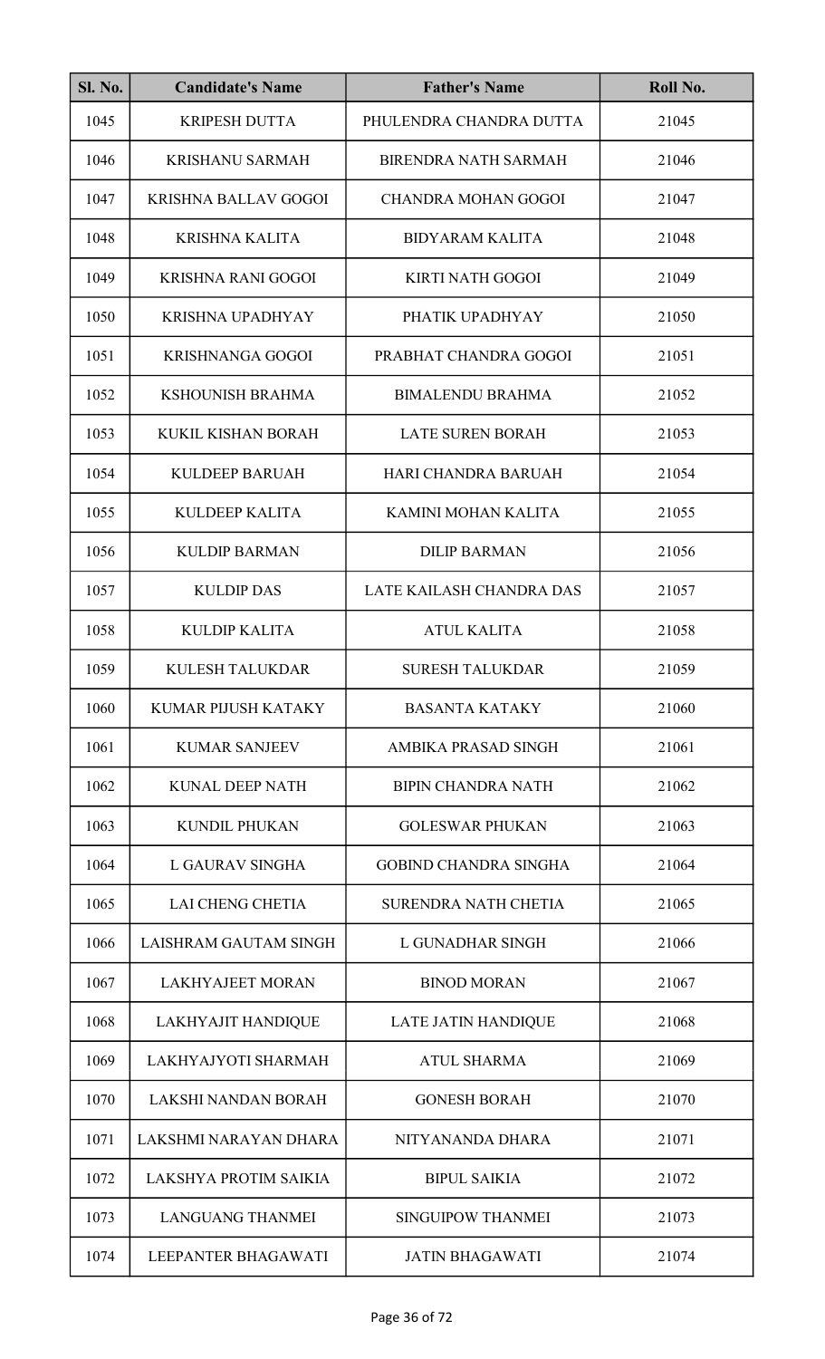| Sl. No. | Candidate's Name | Father's Name | Roll No. |
|---|---|---|---|
| 1045 | KRIPESH DUTTA | PHULENDRA CHANDRA DUTTA | 21045 |
| 1046 | KRISHANU SARMAH | BIRENDRA NATH SARMAH | 21046 |
| 1047 | KRISHNA BALLAV GOGOI | CHANDRA MOHAN GOGOI | 21047 |
| 1048 | KRISHNA KALITA | BIDYARAM KALITA | 21048 |
| 1049 | KRISHNA RANI GOGOI | KIRTI NATH GOGOI | 21049 |
| 1050 | KRISHNA UPADHYAY | PHATIK UPADHYAY | 21050 |
| 1051 | KRISHNANGA GOGOI | PRABHAT CHANDRA GOGOI | 21051 |
| 1052 | KSHOUNISH BRAHMA | BIMALENDU BRAHMA | 21052 |
| 1053 | KUKIL KISHAN BORAH | LATE SUREN BORAH | 21053 |
| 1054 | KULDEEP BARUAH | HARI CHANDRA BARUAH | 21054 |
| 1055 | KULDEEP KALITA | KAMINI MOHAN KALITA | 21055 |
| 1056 | KULDIP BARMAN | DILIP BARMAN | 21056 |
| 1057 | KULDIP DAS | LATE KAILASH CHANDRA DAS | 21057 |
| 1058 | KULDIP KALITA | ATUL KALITA | 21058 |
| 1059 | KULESH TALUKDAR | SURESH TALUKDAR | 21059 |
| 1060 | KUMAR PIJUSH KATAKY | BASANTA KATAKY | 21060 |
| 1061 | KUMAR SANJEEV | AMBIKA PRASAD SINGH | 21061 |
| 1062 | KUNAL DEEP NATH | BIPIN CHANDRA NATH | 21062 |
| 1063 | KUNDIL PHUKAN | GOLESWAR PHUKAN | 21063 |
| 1064 | L GAURAV SINGHA | GOBIND CHANDRA SINGHA | 21064 |
| 1065 | LAI CHENG CHETIA | SURENDRA NATH CHETIA | 21065 |
| 1066 | LAISHRAM GAUTAM SINGH | L GUNADHAR SINGH | 21066 |
| 1067 | LAKHYAJEET MORAN | BINOD MORAN | 21067 |
| 1068 | LAKHYAJIT HANDIQUE | LATE JATIN HANDIQUE | 21068 |
| 1069 | LAKHYAJYOTI SHARMAH | ATUL SHARMA | 21069 |
| 1070 | LAKSHI NANDAN BORAH | GONESH BORAH | 21070 |
| 1071 | LAKSHMI NARAYAN DHARA | NITYANANDA DHARA | 21071 |
| 1072 | LAKSHYA PROTIM SAIKIA | BIPUL SAIKIA | 21072 |
| 1073 | LANGUANG THANMEI | SINGUIPOW THANMEI | 21073 |
| 1074 | LEEPANTER BHAGAWATI | JATIN BHAGAWATI | 21074 |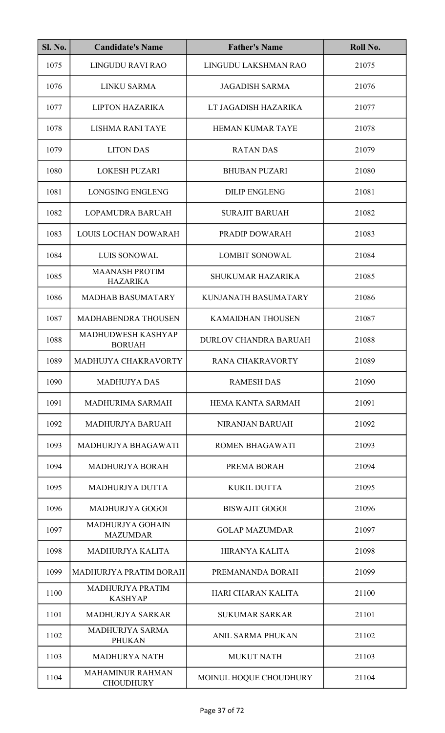| Sl. No. | Candidate's Name | Father's Name | Roll No. |
|---|---|---|---|
| 1075 | LINGUDU RAVI RAO | LINGUDU LAKSHMAN RAO | 21075 |
| 1076 | LINKU SARMA | JAGADISH SARMA | 21076 |
| 1077 | LIPTON HAZARIKA | LT JAGADISH HAZARIKA | 21077 |
| 1078 | LISHMA RANI TAYE | HEMAN KUMAR TAYE | 21078 |
| 1079 | LITON DAS | RATAN DAS | 21079 |
| 1080 | LOKESH PUZARI | BHUBAN PUZARI | 21080 |
| 1081 | LONGSING ENGLENG | DILIP ENGLENG | 21081 |
| 1082 | LOPAMUDRA BARUAH | SURAJIT BARUAH | 21082 |
| 1083 | LOUIS LOCHAN DOWARAH | PRADIP DOWARAH | 21083 |
| 1084 | LUIS SONOWAL | LOMBIT SONOWAL | 21084 |
| 1085 | MAANASH PROTIM HAZARIKA | SHUKUMAR HAZARIKA | 21085 |
| 1086 | MADHAB BASUMATARY | KUNJANATH BASUMATARY | 21086 |
| 1087 | MADHABENDRA THOUSEN | KAMAIDHAN THOUSEN | 21087 |
| 1088 | MADHUDWESH KASHYAP BORUAH | DURLOV CHANDRA BARUAH | 21088 |
| 1089 | MADHUJYA CHAKRAVORTY | RANA CHAKRAVORTY | 21089 |
| 1090 | MADHUJYA DAS | RAMESH DAS | 21090 |
| 1091 | MADHURIMA SARMAH | HEMA KANTA SARMAH | 21091 |
| 1092 | MADHURJYA BARUAH | NIRANJAN BARUAH | 21092 |
| 1093 | MADHURJYA BHAGAWATI | ROMEN BHAGAWATI | 21093 |
| 1094 | MADHURJYA BORAH | PREMA BORAH | 21094 |
| 1095 | MADHURJYA DUTTA | KUKIL DUTTA | 21095 |
| 1096 | MADHURJYA GOGOI | BISWAJIT GOGOI | 21096 |
| 1097 | MADHURJYA GOHAIN MAZUMDAR | GOLAP MAZUMDAR | 21097 |
| 1098 | MADHURJYA KALITA | HIRANYA KALITA | 21098 |
| 1099 | MADHURJYA PRATIM BORAH | PREMANANDA BORAH | 21099 |
| 1100 | MADHURJYA PRATIM KASHYAP | HARI CHARAN KALITA | 21100 |
| 1101 | MADHURJYA SARKAR | SUKUMAR SARKAR | 21101 |
| 1102 | MADHURJYA SARMA PHUKAN | ANIL SARMA PHUKAN | 21102 |
| 1103 | MADHURYA NATH | MUKUT NATH | 21103 |
| 1104 | MAHAMINUR RAHMAN CHOUDHURY | MOINUL HOQUE CHOUDHURY | 21104 |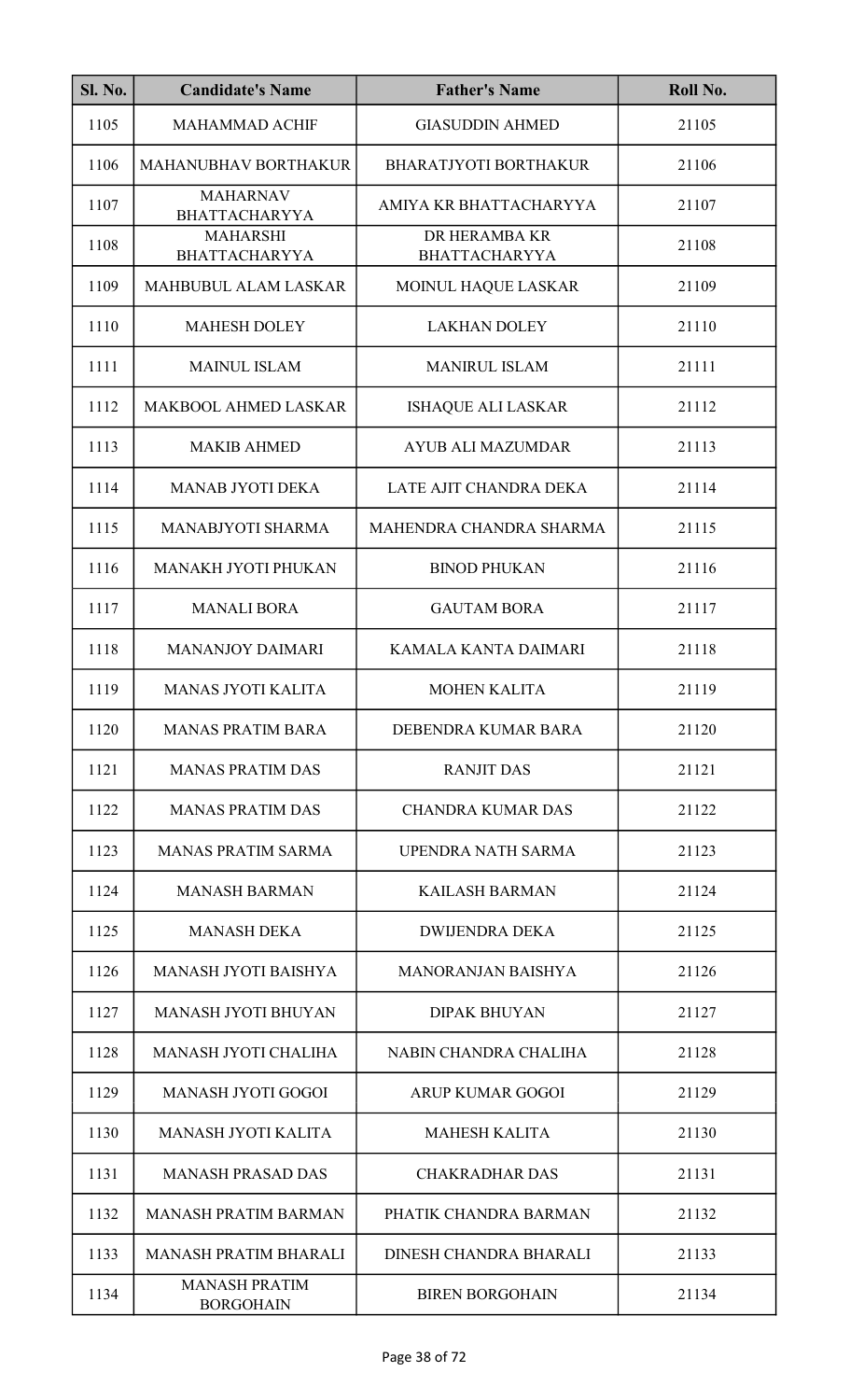| Sl. No. | Candidate's Name | Father's Name | Roll No. |
|---|---|---|---|
| 1105 | MAHAMMAD ACHIF | GIASUDDIN AHMED | 21105 |
| 1106 | MAHANUBHAV BORTHAKUR | BHARATJYOTI BORTHAKUR | 21106 |
| 1107 | MAHARNAV BHATTACHARYYA | AMIYA KR BHATTACHARYYA | 21107 |
| 1108 | MAHARSHI BHATTACHARYYA | DR HERAMBA KR BHATTACHARYYA | 21108 |
| 1109 | MAHBUBUL ALAM LASKAR | MOINUL HAQUE LASKAR | 21109 |
| 1110 | MAHESH DOLEY | LAKHAN DOLEY | 21110 |
| 1111 | MAINUL ISLAM | MANIRUL ISLAM | 21111 |
| 1112 | MAKBOOL AHMED LASKAR | ISHAQUE ALI LASKAR | 21112 |
| 1113 | MAKIB AHMED | AYUB ALI MAZUMDAR | 21113 |
| 1114 | MANAB JYOTI DEKA | LATE AJIT CHANDRA DEKA | 21114 |
| 1115 | MANABJYOTI SHARMA | MAHENDRA CHANDRA SHARMA | 21115 |
| 1116 | MANAKH JYOTI PHUKAN | BINOD PHUKAN | 21116 |
| 1117 | MANALI BORA | GAUTAM BORA | 21117 |
| 1118 | MANANJOY DAIMARI | KAMALA KANTA DAIMARI | 21118 |
| 1119 | MANAS JYOTI KALITA | MOHEN KALITA | 21119 |
| 1120 | MANAS PRATIM BARA | DEBENDRA KUMAR BARA | 21120 |
| 1121 | MANAS PRATIM DAS | RANJIT DAS | 21121 |
| 1122 | MANAS PRATIM DAS | CHANDRA KUMAR DAS | 21122 |
| 1123 | MANAS PRATIM SARMA | UPENDRA NATH SARMA | 21123 |
| 1124 | MANASH BARMAN | KAILASH BARMAN | 21124 |
| 1125 | MANASH DEKA | DWIJENDRA DEKA | 21125 |
| 1126 | MANASH JYOTI BAISHYA | MANORANJAN BAISHYA | 21126 |
| 1127 | MANASH JYOTI BHUYAN | DIPAK BHUYAN | 21127 |
| 1128 | MANASH JYOTI CHALIHA | NABIN CHANDRA CHALIHA | 21128 |
| 1129 | MANASH JYOTI GOGOI | ARUP KUMAR GOGOI | 21129 |
| 1130 | MANASH JYOTI KALITA | MAHESH KALITA | 21130 |
| 1131 | MANASH PRASAD DAS | CHAKRADHAR DAS | 21131 |
| 1132 | MANASH PRATIM BARMAN | PHATIK CHANDRA BARMAN | 21132 |
| 1133 | MANASH PRATIM BHARALI | DINESH CHANDRA BHARALI | 21133 |
| 1134 | MANASH PRATIM BORGOHAIN | BIREN BORGOHAIN | 21134 |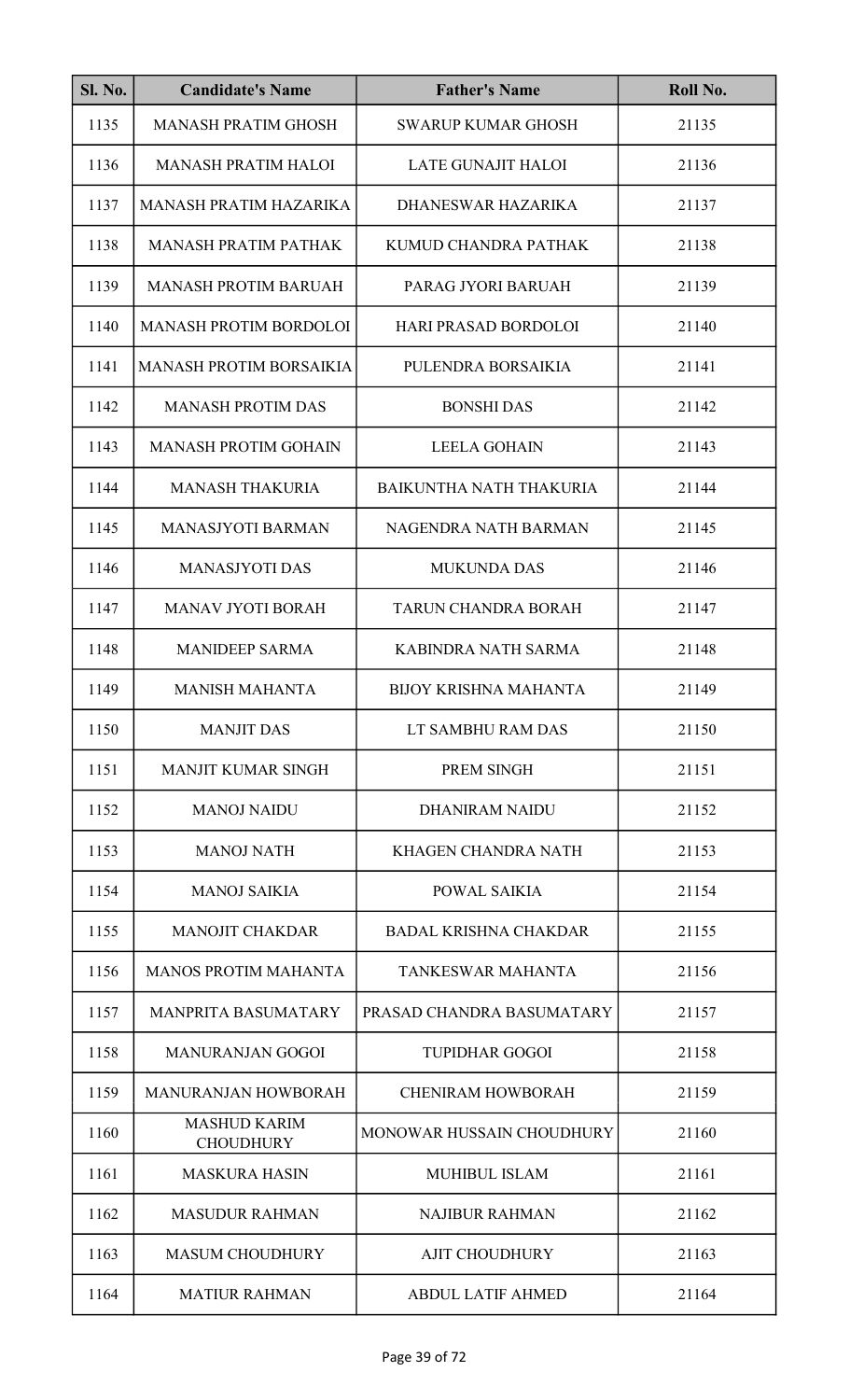| Sl. No. | Candidate's Name | Father's Name | Roll No. |
|---|---|---|---|
| 1135 | MANASH PRATIM GHOSH | SWARUP KUMAR GHOSH | 21135 |
| 1136 | MANASH PRATIM HALOI | LATE GUNAJIT HALOI | 21136 |
| 1137 | MANASH PRATIM HAZARIKA | DHANESWAR HAZARIKA | 21137 |
| 1138 | MANASH PRATIM PATHAK | KUMUD CHANDRA PATHAK | 21138 |
| 1139 | MANASH PROTIM BARUAH | PARAG JYORI BARUAH | 21139 |
| 1140 | MANASH PROTIM BORDOLOI | HARI PRASAD BORDOLOI | 21140 |
| 1141 | MANASH PROTIM BORSAIKIA | PULENDRA BORSAIKIA | 21141 |
| 1142 | MANASH PROTIM DAS | BONSHI DAS | 21142 |
| 1143 | MANASH PROTIM GOHAIN | LEELA GOHAIN | 21143 |
| 1144 | MANASH THAKURIA | BAIKUNTHA NATH THAKURIA | 21144 |
| 1145 | MANASJYOTI BARMAN | NAGENDRA NATH BARMAN | 21145 |
| 1146 | MANASJYOTI DAS | MUKUNDA DAS | 21146 |
| 1147 | MANAV JYOTI BORAH | TARUN CHANDRA BORAH | 21147 |
| 1148 | MANIDEEP SARMA | KABINDRA NATH SARMA | 21148 |
| 1149 | MANISH MAHANTA | BIJOY KRISHNA MAHANTA | 21149 |
| 1150 | MANJIT DAS | LT SAMBHU RAM DAS | 21150 |
| 1151 | MANJIT KUMAR SINGH | PREM SINGH | 21151 |
| 1152 | MANOJ NAIDU | DHANIRAM NAIDU | 21152 |
| 1153 | MANOJ NATH | KHAGEN CHANDRA NATH | 21153 |
| 1154 | MANOJ SAIKIA | POWAL SAIKIA | 21154 |
| 1155 | MANOJIT CHAKDAR | BADAL KRISHNA CHAKDAR | 21155 |
| 1156 | MANOS PROTIM MAHANTA | TANKESWAR MAHANTA | 21156 |
| 1157 | MANPRITA BASUMATARY | PRASAD CHANDRA BASUMATARY | 21157 |
| 1158 | MANURANJAN GOGOI | TUPIDHAR GOGOI | 21158 |
| 1159 | MANURANJAN HOWBORAH | CHENIRAM HOWBORAH | 21159 |
| 1160 | MASHUD KARIM CHOUDHURY | MONOWAR HUSSAIN CHOUDHURY | 21160 |
| 1161 | MASKURA HASIN | MUHIBUL ISLAM | 21161 |
| 1162 | MASUDUR RAHMAN | NAJIBUR RAHMAN | 21162 |
| 1163 | MASUM CHOUDHURY | AJIT CHOUDHURY | 21163 |
| 1164 | MATIUR RAHMAN | ABDUL LATIF AHMED | 21164 |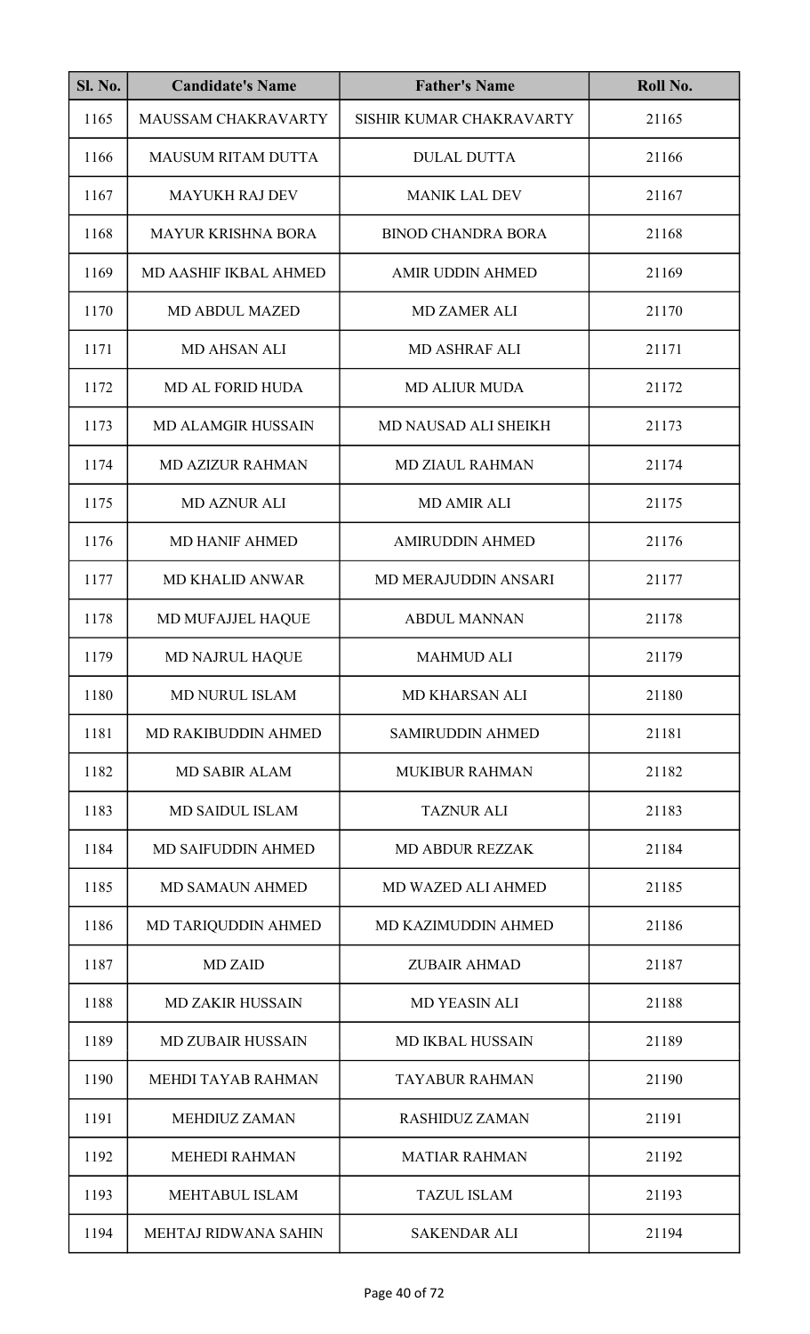| Sl. No. | Candidate's Name | Father's Name | Roll No. |
|---|---|---|---|
| 1165 | MAUSSAM CHAKRAVARTY | SISHIR KUMAR CHAKRAVARTY | 21165 |
| 1166 | MAUSUM RITAM DUTTA | DULAL DUTTA | 21166 |
| 1167 | MAYUKH RAJ DEV | MANIK LAL DEV | 21167 |
| 1168 | MAYUR KRISHNA BORA | BINOD CHANDRA BORA | 21168 |
| 1169 | MD AASHIF IKBAL AHMED | AMIR UDDIN AHMED | 21169 |
| 1170 | MD ABDUL MAZED | MD ZAMER ALI | 21170 |
| 1171 | MD AHSAN ALI | MD ASHRAF ALI | 21171 |
| 1172 | MD AL FORID HUDA | MD ALIUR MUDA | 21172 |
| 1173 | MD ALAMGIR HUSSAIN | MD NAUSAD ALI SHEIKH | 21173 |
| 1174 | MD AZIZUR RAHMAN | MD ZIAUL RAHMAN | 21174 |
| 1175 | MD AZNUR ALI | MD AMIR ALI | 21175 |
| 1176 | MD HANIF AHMED | AMIRUDDIN AHMED | 21176 |
| 1177 | MD KHALID ANWAR | MD MERAJUDDIN ANSARI | 21177 |
| 1178 | MD MUFAJJEL HAQUE | ABDUL MANNAN | 21178 |
| 1179 | MD NAJRUL HAQUE | MAHMUD ALI | 21179 |
| 1180 | MD NURUL ISLAM | MD KHARSAN ALI | 21180 |
| 1181 | MD RAKIBUDDIN AHMED | SAMIRUDDIN AHMED | 21181 |
| 1182 | MD SABIR ALAM | MUKIBUR RAHMAN | 21182 |
| 1183 | MD SAIDUL ISLAM | TAZNUR ALI | 21183 |
| 1184 | MD SAIFUDDIN AHMED | MD ABDUR REZZAK | 21184 |
| 1185 | MD SAMAUN AHMED | MD WAZED ALI AHMED | 21185 |
| 1186 | MD TARIQUDDIN AHMED | MD KAZIMUDDIN AHMED | 21186 |
| 1187 | MD ZAID | ZUBAIR AHMAD | 21187 |
| 1188 | MD ZAKIR HUSSAIN | MD YEASIN ALI | 21188 |
| 1189 | MD ZUBAIR HUSSAIN | MD IKBAL HUSSAIN | 21189 |
| 1190 | MEHDI TAYAB RAHMAN | TAYABUR RAHMAN | 21190 |
| 1191 | MEHDIUZ ZAMAN | RASHIDUZ ZAMAN | 21191 |
| 1192 | MEHEDI RAHMAN | MATIAR RAHMAN | 21192 |
| 1193 | MEHTABUL ISLAM | TAZUL ISLAM | 21193 |
| 1194 | MEHTAJ RIDWANA SAHIN | SAKENDAR ALI | 21194 |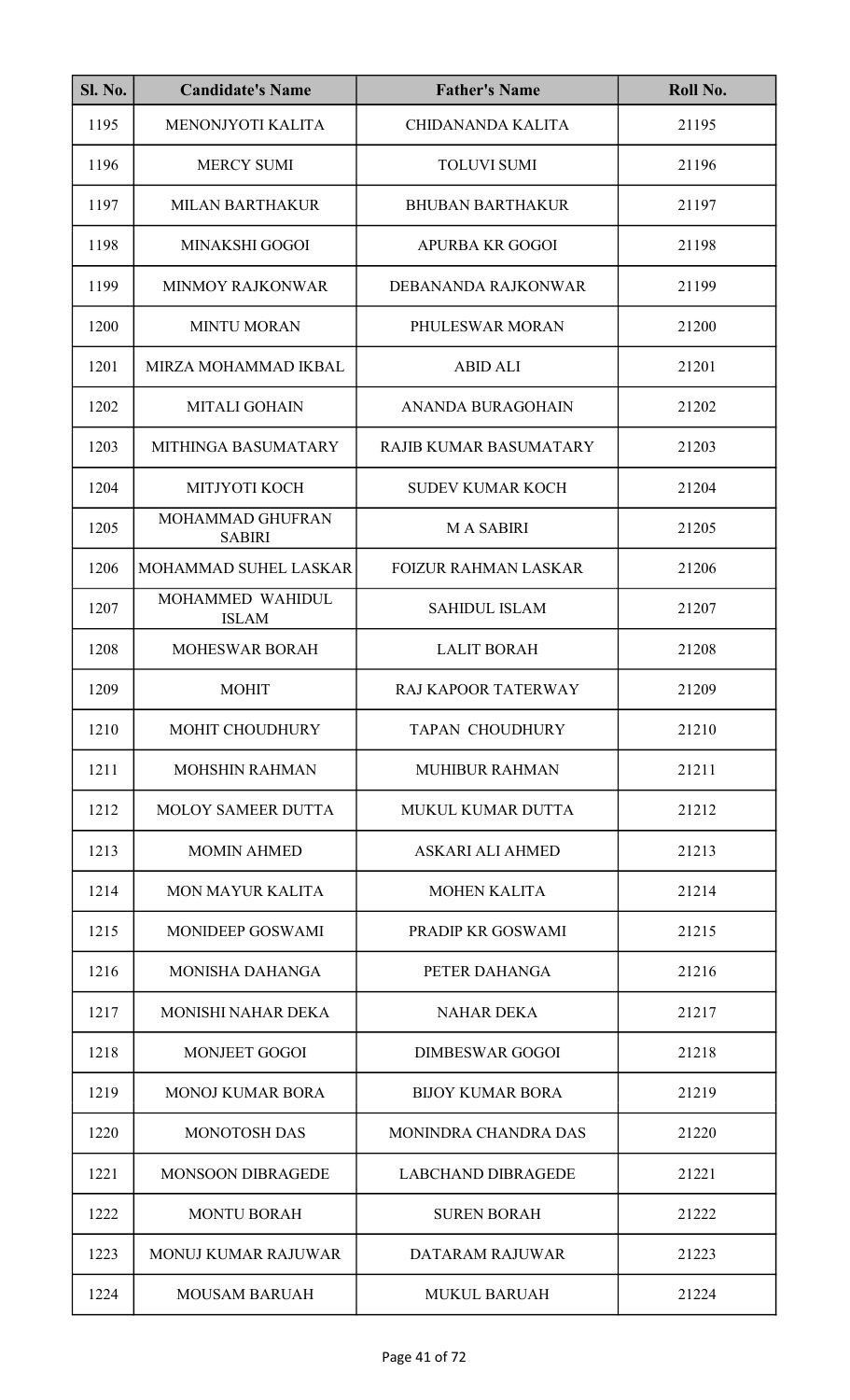| Sl. No. | Candidate's Name | Father's Name | Roll No. |
|---|---|---|---|
| 1195 | MENONJYOTI KALITA | CHIDANANDA KALITA | 21195 |
| 1196 | MERCY SUMI | TOLUVI SUMI | 21196 |
| 1197 | MILAN BARTHAKUR | BHUBAN BARTHAKUR | 21197 |
| 1198 | MINAKSHI GOGOI | APURBA KR GOGOI | 21198 |
| 1199 | MINMOY RAJKONWAR | DEBANANDA RAJKONWAR | 21199 |
| 1200 | MINTU MORAN | PHULESWAR MORAN | 21200 |
| 1201 | MIRZA MOHAMMAD IKBAL | ABID ALI | 21201 |
| 1202 | MITALI GOHAIN | ANANDA BURAGOHAIN | 21202 |
| 1203 | MITHINGA BASUMATARY | RAJIB KUMAR BASUMATARY | 21203 |
| 1204 | MITJYOTI KOCH | SUDEV KUMAR KOCH | 21204 |
| 1205 | MOHAMMAD GHUFRAN SABIRI | M A SABIRI | 21205 |
| 1206 | MOHAMMAD SUHEL LASKAR | FOIZUR RAHMAN LASKAR | 21206 |
| 1207 | MOHAMMED WAHIDUL ISLAM | SAHIDUL ISLAM | 21207 |
| 1208 | MOHESWAR BORAH | LALIT BORAH | 21208 |
| 1209 | MOHIT | RAJ KAPOOR TATERWAY | 21209 |
| 1210 | MOHIT CHOUDHURY | TAPAN CHOUDHURY | 21210 |
| 1211 | MOHSHIN RAHMAN | MUHIBUR RAHMAN | 21211 |
| 1212 | MOLOY SAMEER DUTTA | MUKUL KUMAR DUTTA | 21212 |
| 1213 | MOMIN AHMED | ASKARI ALI AHMED | 21213 |
| 1214 | MON MAYUR KALITA | MOHEN KALITA | 21214 |
| 1215 | MONIDEEP GOSWAMI | PRADIP KR GOSWAMI | 21215 |
| 1216 | MONISHA DAHANGA | PETER DAHANGA | 21216 |
| 1217 | MONISHI NAHAR DEKA | NAHAR DEKA | 21217 |
| 1218 | MONJEET GOGOI | DIMBESWAR GOGOI | 21218 |
| 1219 | MONOJ KUMAR BORA | BIJOY KUMAR BORA | 21219 |
| 1220 | MONOTOSH DAS | MONINDRA CHANDRA DAS | 21220 |
| 1221 | MONSOON DIBRAGEDE | LABCHAND DIBRAGEDE | 21221 |
| 1222 | MONTU BORAH | SUREN BORAH | 21222 |
| 1223 | MONUJ KUMAR RAJUWAR | DATARAM RAJUWAR | 21223 |
| 1224 | MOUSAM BARUAH | MUKUL BARUAH | 21224 |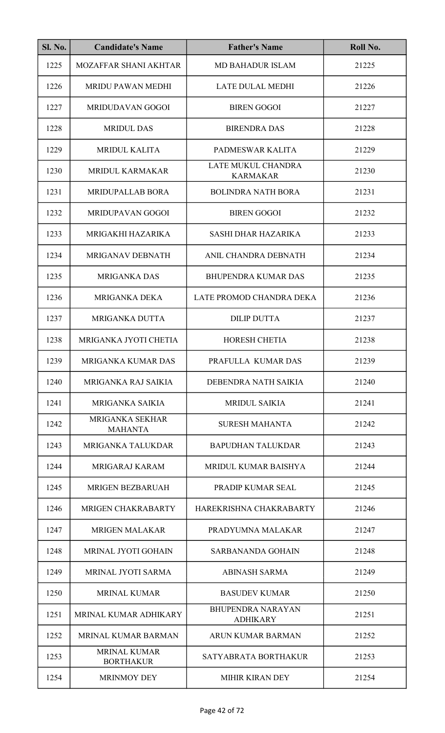| Sl. No. | Candidate's Name | Father's Name | Roll No. |
|---|---|---|---|
| 1225 | MOZAFFAR SHANI AKHTAR | MD BAHADUR ISLAM | 21225 |
| 1226 | MRIDU PAWAN MEDHI | LATE DULAL MEDHI | 21226 |
| 1227 | MRIDUDAVAN GOGOI | BIREN GOGOI | 21227 |
| 1228 | MRIDUL DAS | BIRENDRA DAS | 21228 |
| 1229 | MRIDUL KALITA | PADMESWAR KALITA | 21229 |
| 1230 | MRIDUL KARMAKAR | LATE MUKUL CHANDRA KARMAKAR | 21230 |
| 1231 | MRIDUPALLAB BORA | BOLINDRA NATH BORA | 21231 |
| 1232 | MRIDUPAVAN GOGOI | BIREN GOGOI | 21232 |
| 1233 | MRIGAKHI HAZARIKA | SASHI DHAR HAZARIKA | 21233 |
| 1234 | MRIGANAV DEBNATH | ANIL CHANDRA DEBNATH | 21234 |
| 1235 | MRIGANKA DAS | BHUPENDRA KUMAR DAS | 21235 |
| 1236 | MRIGANKA DEKA | LATE PROMOD CHANDRA DEKA | 21236 |
| 1237 | MRIGANKA DUTTA | DILIP DUTTA | 21237 |
| 1238 | MRIGANKA JYOTI CHETIA | HORESH CHETIA | 21238 |
| 1239 | MRIGANKA KUMAR DAS | PRAFULLA KUMAR DAS | 21239 |
| 1240 | MRIGANKA RAJ SAIKIA | DEBENDRA NATH SAIKIA | 21240 |
| 1241 | MRIGANKA SAIKIA | MRIDUL SAIKIA | 21241 |
| 1242 | MRIGANKA SEKHAR MAHANTA | SURESH MAHANTA | 21242 |
| 1243 | MRIGANKA TALUKDAR | BAPUDHAN TALUKDAR | 21243 |
| 1244 | MRIGARAJ KARAM | MRIDUL KUMAR BAISHYA | 21244 |
| 1245 | MRIGEN BEZBARUAH | PRADIP KUMAR SEAL | 21245 |
| 1246 | MRIGEN CHAKRABARTY | HAREKRISHNA CHAKRABARTY | 21246 |
| 1247 | MRIGEN MALAKAR | PRADYUMNA MALAKAR | 21247 |
| 1248 | MRINAL JYOTI GOHAIN | SARBANANDA GOHAIN | 21248 |
| 1249 | MRINAL JYOTI SARMA | ABINASH SARMA | 21249 |
| 1250 | MRINAL KUMAR | BASUDEV KUMAR | 21250 |
| 1251 | MRINAL KUMAR ADHIKARY | BHUPENDRA NARAYAN ADHIKARY | 21251 |
| 1252 | MRINAL KUMAR BARMAN | ARUN KUMAR BARMAN | 21252 |
| 1253 | MRINAL KUMAR BORTHAKUR | SATYABRATA BORTHAKUR | 21253 |
| 1254 | MRINMOY DEY | MIHIR KIRAN DEY | 21254 |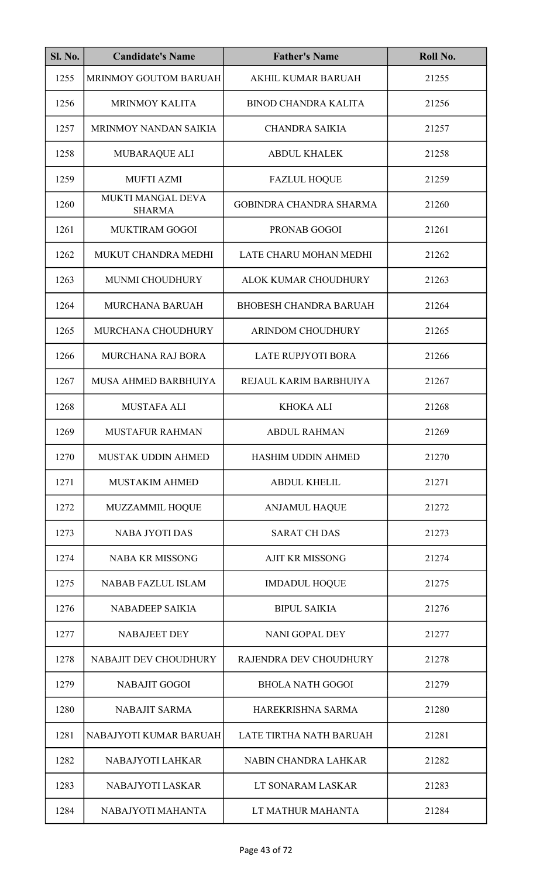| Sl. No. | Candidate's Name | Father's Name | Roll No. |
|---|---|---|---|
| 1255 | MRINMOY GOUTOM BARUAH | AKHIL KUMAR BARUAH | 21255 |
| 1256 | MRINMOY KALITA | BINOD CHANDRA KALITA | 21256 |
| 1257 | MRINMOY NANDAN SAIKIA | CHANDRA SAIKIA | 21257 |
| 1258 | MUBARAQUE ALI | ABDUL KHALEK | 21258 |
| 1259 | MUFTI AZMI | FAZLUL HOQUE | 21259 |
| 1260 | MUKTI MANGAL DEVA SHARMA | GOBINDRA CHANDRA SHARMA | 21260 |
| 1261 | MUKTIRAM GOGOI | PRONAB GOGOI | 21261 |
| 1262 | MUKUT CHANDRA MEDHI | LATE CHARU MOHAN MEDHI | 21262 |
| 1263 | MUNMI CHOUDHURY | ALOK KUMAR CHOUDHURY | 21263 |
| 1264 | MURCHANA BARUAH | BHOBESH CHANDRA BARUAH | 21264 |
| 1265 | MURCHANA CHOUDHURY | ARINDOM CHOUDHURY | 21265 |
| 1266 | MURCHANA RAJ BORA | LATE RUPJYOTI BORA | 21266 |
| 1267 | MUSA AHMED BARBHUIYA | REJAUL KARIM BARBHUIYA | 21267 |
| 1268 | MUSTAFA ALI | KHOKA ALI | 21268 |
| 1269 | MUSTAFUR RAHMAN | ABDUL RAHMAN | 21269 |
| 1270 | MUSTAK UDDIN AHMED | HASHIM UDDIN AHMED | 21270 |
| 1271 | MUSTAKIM AHMED | ABDUL KHELIL | 21271 |
| 1272 | MUZZAMMIL HOQUE | ANJAMUL HAQUE | 21272 |
| 1273 | NABA JYOTI DAS | SARAT CH DAS | 21273 |
| 1274 | NABA KR MISSONG | AJIT KR MISSONG | 21274 |
| 1275 | NABAB FAZLUL ISLAM | IMDADUL HOQUE | 21275 |
| 1276 | NABADEEP SAIKIA | BIPUL SAIKIA | 21276 |
| 1277 | NABAJEET DEY | NANI GOPAL DEY | 21277 |
| 1278 | NABAJIT DEV CHOUDHURY | RAJENDRA DEV CHOUDHURY | 21278 |
| 1279 | NABAJIT GOGOI | BHOLA NATH GOGOI | 21279 |
| 1280 | NABAJIT SARMA | HAREKRISHNA SARMA | 21280 |
| 1281 | NABAJYOTI KUMAR BARUAH | LATE TIRTHA NATH BARUAH | 21281 |
| 1282 | NABAJYOTI LAHKAR | NABIN CHANDRA LAHKAR | 21282 |
| 1283 | NABAJYOTI LASKAR | LT SONARAM LASKAR | 21283 |
| 1284 | NABAJYOTI MAHANTA | LT MATHUR MAHANTA | 21284 |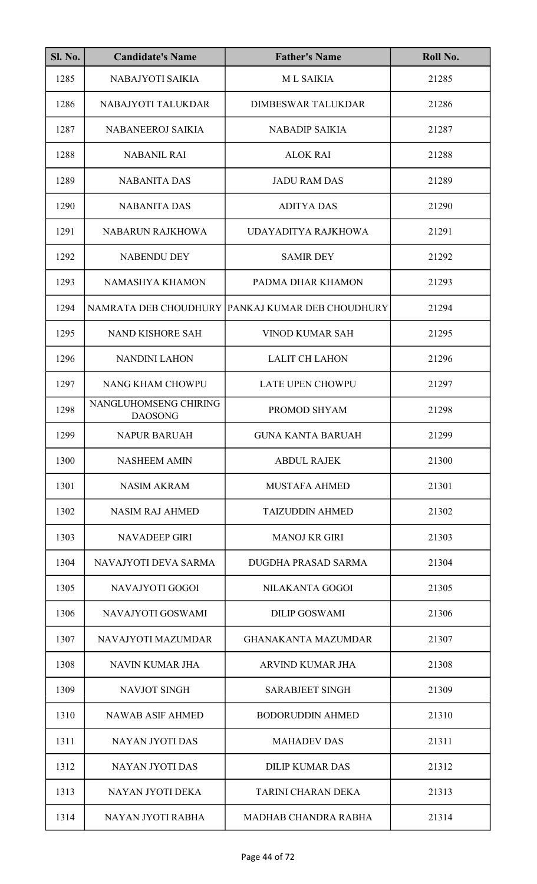| Sl. No. | Candidate's Name | Father's Name | Roll No. |
|---|---|---|---|
| 1285 | NABAJYOTI SAIKIA | M L SAIKIA | 21285 |
| 1286 | NABAJYOTI TALUKDAR | DIMBESWAR TALUKDAR | 21286 |
| 1287 | NABANEEROJ SAIKIA | NABADIP SAIKIA | 21287 |
| 1288 | NABANIL RAI | ALOK RAI | 21288 |
| 1289 | NABANITA DAS | JADU RAM DAS | 21289 |
| 1290 | NABANITA DAS | ADITYA DAS | 21290 |
| 1291 | NABARUN RAJKHOWA | UDAYADITYA RAJKHOWA | 21291 |
| 1292 | NABENDU DEY | SAMIR DEY | 21292 |
| 1293 | NAMASHYA KHAMON | PADMA DHAR KHAMON | 21293 |
| 1294 | NAMRATA DEB CHOUDHURY | PANKAJ KUMAR DEB CHOUDHURY | 21294 |
| 1295 | NAND KISHORE SAH | VINOD KUMAR SAH | 21295 |
| 1296 | NANDINI LAHON | LALIT CH LAHON | 21296 |
| 1297 | NANG KHAM CHOWPU | LATE UPEN CHOWPU | 21297 |
| 1298 | NANGLUHOMSENG CHIRING DAOSONG | PROMOD SHYAM | 21298 |
| 1299 | NAPUR BARUAH | GUNA KANTA BARUAH | 21299 |
| 1300 | NASHEEM AMIN | ABDUL RAJEK | 21300 |
| 1301 | NASIM AKRAM | MUSTAFA AHMED | 21301 |
| 1302 | NASIM RAJ AHMED | TAIZUDDIN AHMED | 21302 |
| 1303 | NAVADEEP GIRI | MANOJ KR GIRI | 21303 |
| 1304 | NAVAJYOTI DEVA SARMA | DUGDHA PRASAD SARMA | 21304 |
| 1305 | NAVAJYOTI GOGOI | NILAKANTA GOGOI | 21305 |
| 1306 | NAVAJYOTI GOSWAMI | DILIP GOSWAMI | 21306 |
| 1307 | NAVAJYOTI MAZUMDAR | GHANAKANTA MAZUMDAR | 21307 |
| 1308 | NAVIN KUMAR JHA | ARVIND KUMAR JHA | 21308 |
| 1309 | NAVJOT SINGH | SARABJEET SINGH | 21309 |
| 1310 | NAWAB ASIF AHMED | BODORUDDIN AHMED | 21310 |
| 1311 | NAYAN JYOTI DAS | MAHADEV DAS | 21311 |
| 1312 | NAYAN JYOTI DAS | DILIP KUMAR DAS | 21312 |
| 1313 | NAYAN JYOTI DEKA | TARINI CHARAN DEKA | 21313 |
| 1314 | NAYAN JYOTI RABHA | MADHAB CHANDRA RABHA | 21314 |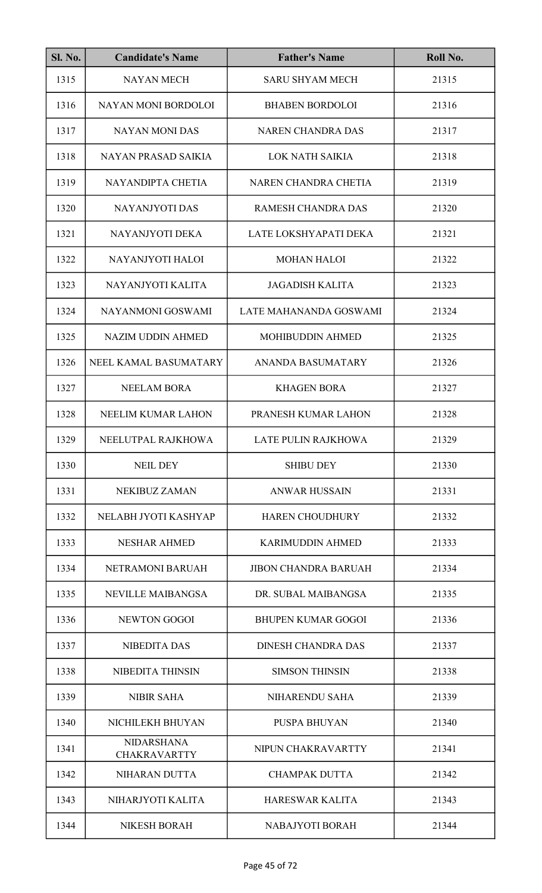| Sl. No. | Candidate's Name | Father's Name | Roll No. |
|---|---|---|---|
| 1315 | NAYAN MECH | SARU SHYAM MECH | 21315 |
| 1316 | NAYAN MONI BORDOLOI | BHABEN BORDOLOI | 21316 |
| 1317 | NAYAN MONI DAS | NAREN CHANDRA DAS | 21317 |
| 1318 | NAYAN PRASAD SAIKIA | LOK NATH SAIKIA | 21318 |
| 1319 | NAYANDIPTA CHETIA | NAREN CHANDRA CHETIA | 21319 |
| 1320 | NAYANJYOTI DAS | RAMESH CHANDRA DAS | 21320 |
| 1321 | NAYANJYOTI DEKA | LATE LOKSHYAPATI DEKA | 21321 |
| 1322 | NAYANJYOTI HALOI | MOHAN HALOI | 21322 |
| 1323 | NAYANJYOTI KALITA | JAGADISH KALITA | 21323 |
| 1324 | NAYANMONI GOSWAMI | LATE MAHANANDA GOSWAMI | 21324 |
| 1325 | NAZIM UDDIN AHMED | MOHIBUDDIN AHMED | 21325 |
| 1326 | NEEL KAMAL BASUMATARY | ANANDA BASUMATARY | 21326 |
| 1327 | NEELAM BORA | KHAGEN BORA | 21327 |
| 1328 | NEELIM KUMAR LAHON | PRANESH KUMAR LAHON | 21328 |
| 1329 | NEELUTPAL RAJKHOWA | LATE PULIN RAJKHOWA | 21329 |
| 1330 | NEIL DEY | SHIBU DEY | 21330 |
| 1331 | NEKIBUZ ZAMAN | ANWAR HUSSAIN | 21331 |
| 1332 | NELABH JYOTI KASHYAP | HAREN CHOUDHURY | 21332 |
| 1333 | NESHAR AHMED | KARIMUDDIN AHMED | 21333 |
| 1334 | NETRAMONI BARUAH | JIBON CHANDRA BARUAH | 21334 |
| 1335 | NEVILLE MAIBANGSA | DR. SUBAL MAIBANGSA | 21335 |
| 1336 | NEWTON GOGOI | BHUPEN KUMAR GOGOI | 21336 |
| 1337 | NIBEDITA DAS | DINESH CHANDRA DAS | 21337 |
| 1338 | NIBEDITA THINSIN | SIMSON THINSIN | 21338 |
| 1339 | NIBIR SAHA | NIHARENDU SAHA | 21339 |
| 1340 | NICHILEKH BHUYAN | PUSPA BHUYAN | 21340 |
| 1341 | NIDARSHANA CHAKRAVARTTY | NIPUN CHAKRAVARTTY | 21341 |
| 1342 | NIHARAN DUTTA | CHAMPAK DUTTA | 21342 |
| 1343 | NIHARJYOTI KALITA | HARESWAR KALITA | 21343 |
| 1344 | NIKESH BORAH | NABAJYOTI BORAH | 21344 |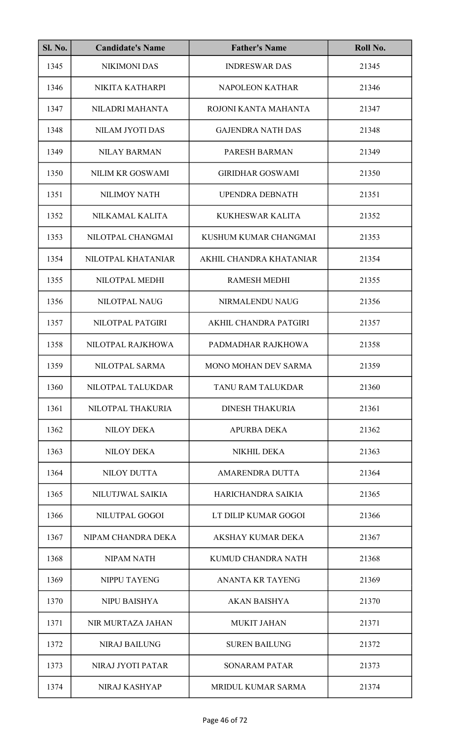| Sl. No. | Candidate's Name | Father's Name | Roll No. |
|---|---|---|---|
| 1345 | NIKIMONI DAS | INDRESWAR DAS | 21345 |
| 1346 | NIKITA KATHARPI | NAPOLEON KATHAR | 21346 |
| 1347 | NILADRI MAHANTA | ROJONI KANTA MAHANTA | 21347 |
| 1348 | NILAM JYOTI DAS | GAJENDRA NATH DAS | 21348 |
| 1349 | NILAY BARMAN | PARESH BARMAN | 21349 |
| 1350 | NILIM KR GOSWAMI | GIRIDHAR GOSWAMI | 21350 |
| 1351 | NILIMOY NATH | UPENDRA DEBNATH | 21351 |
| 1352 | NILKAMAL KALITA | KUKHESWAR KALITA | 21352 |
| 1353 | NILOTPAL CHANGMAI | KUSHUM KUMAR CHANGMAI | 21353 |
| 1354 | NILOTPAL KHATANIAR | AKHIL CHANDRA KHATANIAR | 21354 |
| 1355 | NILOTPAL MEDHI | RAMESH MEDHI | 21355 |
| 1356 | NILOTPAL NAUG | NIRMALENDU NAUG | 21356 |
| 1357 | NILOTPAL PATGIRI | AKHIL CHANDRA PATGIRI | 21357 |
| 1358 | NILOTPAL RAJKHOWA | PADMADHAR RAJKHOWA | 21358 |
| 1359 | NILOTPAL SARMA | MONO MOHAN DEV SARMA | 21359 |
| 1360 | NILOTPAL TALUKDAR | TANU RAM TALUKDAR | 21360 |
| 1361 | NILOTPAL THAKURIA | DINESH THAKURIA | 21361 |
| 1362 | NILOY DEKA | APURBA DEKA | 21362 |
| 1363 | NILOY DEKA | NIKHIL DEKA | 21363 |
| 1364 | NILOY DUTTA | AMARENDRA DUTTA | 21364 |
| 1365 | NILUTJWAL SAIKIA | HARICHANDRA SAIKIA | 21365 |
| 1366 | NILUTPAL GOGOI | LT DILIP KUMAR GOGOI | 21366 |
| 1367 | NIPAM CHANDRA DEKA | AKSHAY KUMAR DEKA | 21367 |
| 1368 | NIPAM NATH | KUMUD CHANDRA NATH | 21368 |
| 1369 | NIPPU TAYENG | ANANTA KR TAYENG | 21369 |
| 1370 | NIPU BAISHYA | AKAN BAISHYA | 21370 |
| 1371 | NIR MURTAZA JAHAN | MUKIT JAHAN | 21371 |
| 1372 | NIRAJ BAILUNG | SUREN BAILUNG | 21372 |
| 1373 | NIRAJ JYOTI PATAR | SONARAM PATAR | 21373 |
| 1374 | NIRAJ KASHYAP | MRIDUL KUMAR SARMA | 21374 |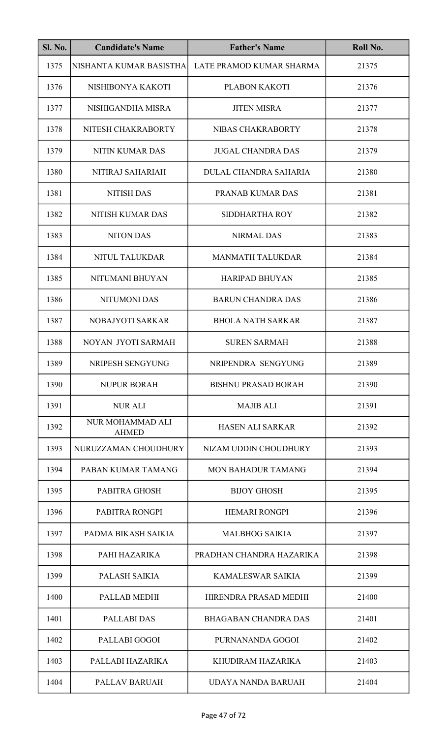| Sl. No. | Candidate's Name | Father's Name | Roll No. |
|---|---|---|---|
| 1375 | NISHANTA KUMAR BASISTHA | LATE PRAMOD KUMAR SHARMA | 21375 |
| 1376 | NISHIBONYA KAKOTI | PLABON KAKOTI | 21376 |
| 1377 | NISHIGANDHA MISRA | JITEN MISRA | 21377 |
| 1378 | NITESH CHAKRABORTY | NIBAS CHAKRABORTY | 21378 |
| 1379 | NITIN KUMAR DAS | JUGAL CHANDRA DAS | 21379 |
| 1380 | NITIRAJ SAHARIAH | DULAL CHANDRA SAHARIA | 21380 |
| 1381 | NITISH DAS | PRANAB KUMAR DAS | 21381 |
| 1382 | NITISH KUMAR DAS | SIDDHARTHA ROY | 21382 |
| 1383 | NITON DAS | NIRMAL DAS | 21383 |
| 1384 | NITUL TALUKDAR | MANMATH TALUKDAR | 21384 |
| 1385 | NITUMANI BHUYAN | HARIPAD BHUYAN | 21385 |
| 1386 | NITUMONI DAS | BARUN CHANDRA DAS | 21386 |
| 1387 | NOBAJYOTI SARKAR | BHOLA NATH SARKAR | 21387 |
| 1388 | NOYAN JYOTI SARMAH | SUREN SARMAH | 21388 |
| 1389 | NRIPESH SENGYUNG | NRIPENDRA SENGYUNG | 21389 |
| 1390 | NUPUR BORAH | BISHNU PRASAD BORAH | 21390 |
| 1391 | NUR ALI | MAJIB ALI | 21391 |
| 1392 | NUR MOHAMMAD ALI AHMED | HASEN ALI SARKAR | 21392 |
| 1393 | NURUZZAMAN CHOUDHURY | NIZAM UDDIN CHOUDHURY | 21393 |
| 1394 | PABAN KUMAR TAMANG | MON BAHADUR TAMANG | 21394 |
| 1395 | PABITRA GHOSH | BIJOY GHOSH | 21395 |
| 1396 | PABITRA RONGPI | HEMARI RONGPI | 21396 |
| 1397 | PADMA BIKASH SAIKIA | MALBHOG SAIKIA | 21397 |
| 1398 | PAHI HAZARIKA | PRADHAN CHANDRA HAZARIKA | 21398 |
| 1399 | PALASH SAIKIA | KAMALESWAR SAIKIA | 21399 |
| 1400 | PALLAB MEDHI | HIRENDRA PRASAD MEDHI | 21400 |
| 1401 | PALLABI DAS | BHAGABAN CHANDRA DAS | 21401 |
| 1402 | PALLABI GOGOI | PURNANANDA GOGOI | 21402 |
| 1403 | PALLABI HAZARIKA | KHUDIRAM HAZARIKA | 21403 |
| 1404 | PALLAV BARUAH | UDAYA NANDA BARUAH | 21404 |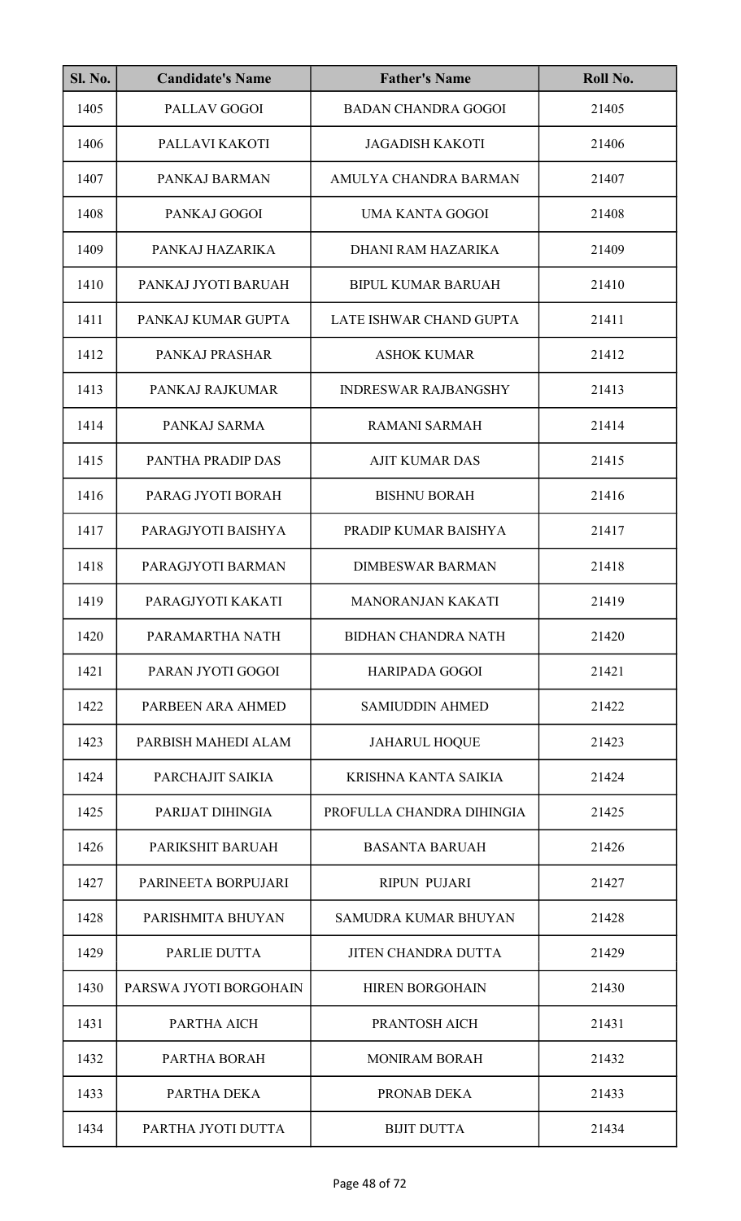| Sl. No. | Candidate's Name | Father's Name | Roll No. |
|---|---|---|---|
| 1405 | PALLAV GOGOI | BADAN CHANDRA GOGOI | 21405 |
| 1406 | PALLAVI KAKOTI | JAGADISH KAKOTI | 21406 |
| 1407 | PANKAJ BARMAN | AMULYA CHANDRA BARMAN | 21407 |
| 1408 | PANKAJ GOGOI | UMA KANTA GOGOI | 21408 |
| 1409 | PANKAJ HAZARIKA | DHANI RAM HAZARIKA | 21409 |
| 1410 | PANKAJ JYOTI BARUAH | BIPUL KUMAR BARUAH | 21410 |
| 1411 | PANKAJ KUMAR GUPTA | LATE ISHWAR CHAND GUPTA | 21411 |
| 1412 | PANKAJ PRASHAR | ASHOK KUMAR | 21412 |
| 1413 | PANKAJ RAJKUMAR | INDRESWAR RAJBANGSHY | 21413 |
| 1414 | PANKAJ SARMA | RAMANI SARMAH | 21414 |
| 1415 | PANTHA PRADIP DAS | AJIT KUMAR DAS | 21415 |
| 1416 | PARAG JYOTI BORAH | BISHNU BORAH | 21416 |
| 1417 | PARAGJYOTI BAISHYA | PRADIP KUMAR BAISHYA | 21417 |
| 1418 | PARAGJYOTI BARMAN | DIMBESWAR BARMAN | 21418 |
| 1419 | PARAGJYOTI KAKATI | MANORANJAN KAKATI | 21419 |
| 1420 | PARAMARTHA NATH | BIDHAN CHANDRA NATH | 21420 |
| 1421 | PARAN JYOTI GOGOI | HARIPADA GOGOI | 21421 |
| 1422 | PARBEEN ARA AHMED | SAMIUDDIN AHMED | 21422 |
| 1423 | PARBISH MAHEDI ALAM | JAHARUL HOQUE | 21423 |
| 1424 | PARCHAJIT SAIKIA | KRISHNA KANTA SAIKIA | 21424 |
| 1425 | PARIJAT DIHINGIA | PROFULLA CHANDRA DIHINGIA | 21425 |
| 1426 | PARIKSHIT BARUAH | BASANTA BARUAH | 21426 |
| 1427 | PARINEETA BORPUJARI | RIPUN PUJARI | 21427 |
| 1428 | PARISHMITA BHUYAN | SAMUDRA KUMAR BHUYAN | 21428 |
| 1429 | PARLIE DUTTA | JITEN CHANDRA DUTTA | 21429 |
| 1430 | PARSWA JYOTI BORGOHAIN | HIREN BORGOHAIN | 21430 |
| 1431 | PARTHA AICH | PRANTOSH AICH | 21431 |
| 1432 | PARTHA BORAH | MONIRAM BORAH | 21432 |
| 1433 | PARTHA DEKA | PRONAB DEKA | 21433 |
| 1434 | PARTHA JYOTI DUTTA | BIJIT DUTTA | 21434 |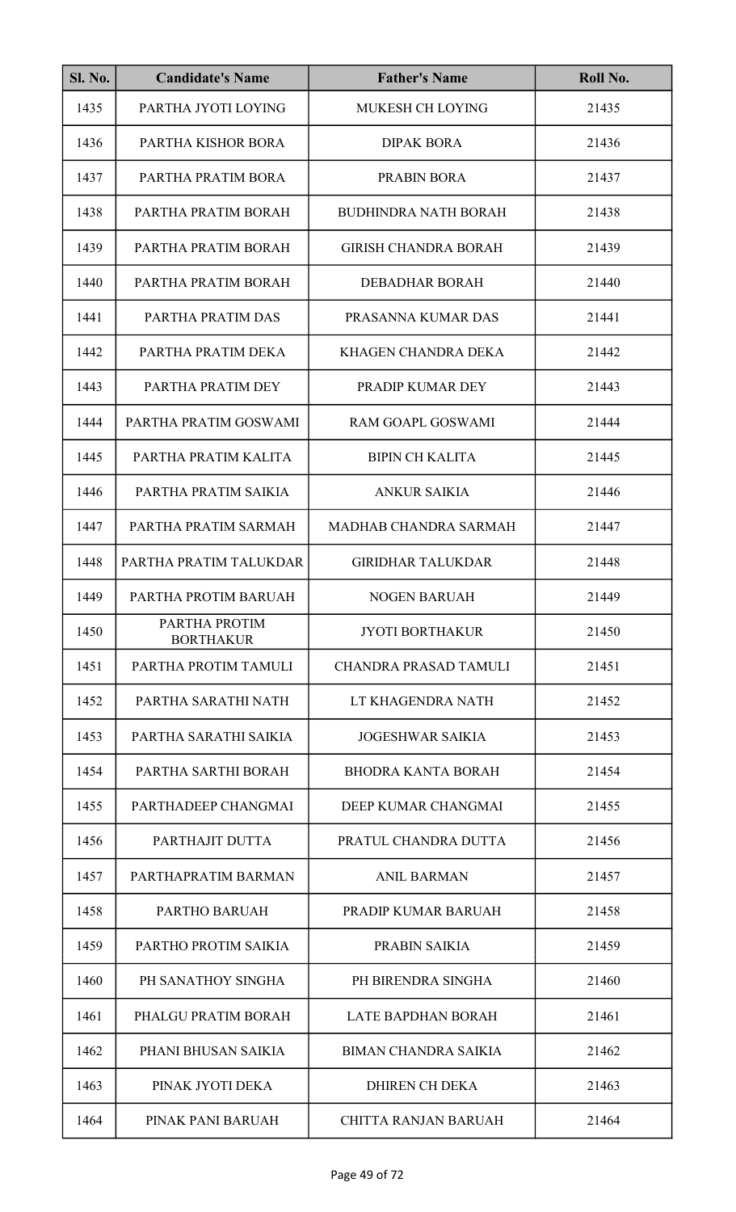| Sl. No. | Candidate's Name | Father's Name | Roll No. |
|---|---|---|---|
| 1435 | PARTHA JYOTI LOYING | MUKESH CH LOYING | 21435 |
| 1436 | PARTHA KISHOR BORA | DIPAK BORA | 21436 |
| 1437 | PARTHA PRATIM BORA | PRABIN BORA | 21437 |
| 1438 | PARTHA PRATIM BORAH | BUDHINDRA NATH BORAH | 21438 |
| 1439 | PARTHA PRATIM BORAH | GIRISH CHANDRA BORAH | 21439 |
| 1440 | PARTHA PRATIM BORAH | DEBADHAR BORAH | 21440 |
| 1441 | PARTHA PRATIM DAS | PRASANNA KUMAR DAS | 21441 |
| 1442 | PARTHA PRATIM DEKA | KHAGEN CHANDRA DEKA | 21442 |
| 1443 | PARTHA PRATIM DEY | PRADIP KUMAR DEY | 21443 |
| 1444 | PARTHA PRATIM GOSWAMI | RAM GOAPL GOSWAMI | 21444 |
| 1445 | PARTHA PRATIM KALITA | BIPIN CH KALITA | 21445 |
| 1446 | PARTHA PRATIM SAIKIA | ANKUR SAIKIA | 21446 |
| 1447 | PARTHA PRATIM SARMAH | MADHAB CHANDRA SARMAH | 21447 |
| 1448 | PARTHA PRATIM TALUKDAR | GIRIDHAR TALUKDAR | 21448 |
| 1449 | PARTHA PROTIM BARUAH | NOGEN BARUAH | 21449 |
| 1450 | PARTHA PROTIM BORTHAKUR | JYOTI BORTHAKUR | 21450 |
| 1451 | PARTHA PROTIM TAMULI | CHANDRA PRASAD TAMULI | 21451 |
| 1452 | PARTHA SARATHI NATH | LT KHAGENDRA NATH | 21452 |
| 1453 | PARTHA SARATHI SAIKIA | JOGESHWAR SAIKIA | 21453 |
| 1454 | PARTHA SARTHI BORAH | BHODRA KANTA BORAH | 21454 |
| 1455 | PARTHADEEP CHANGMAI | DEEP KUMAR CHANGMAI | 21455 |
| 1456 | PARTHAJIT DUTTA | PRATUL CHANDRA DUTTA | 21456 |
| 1457 | PARTHAPRATIM BARMAN | ANIL BARMAN | 21457 |
| 1458 | PARTHO BARUAH | PRADIP KUMAR BARUAH | 21458 |
| 1459 | PARTHO PROTIM SAIKIA | PRABIN SAIKIA | 21459 |
| 1460 | PH SANATHOY SINGHA | PH BIRENDRA SINGHA | 21460 |
| 1461 | PHALGU PRATIM BORAH | LATE BAPDHAN BORAH | 21461 |
| 1462 | PHANI BHUSAN SAIKIA | BIMAN CHANDRA SAIKIA | 21462 |
| 1463 | PINAK JYOTI DEKA | DHIREN CH DEKA | 21463 |
| 1464 | PINAK PANI BARUAH | CHITTA RANJAN BARUAH | 21464 |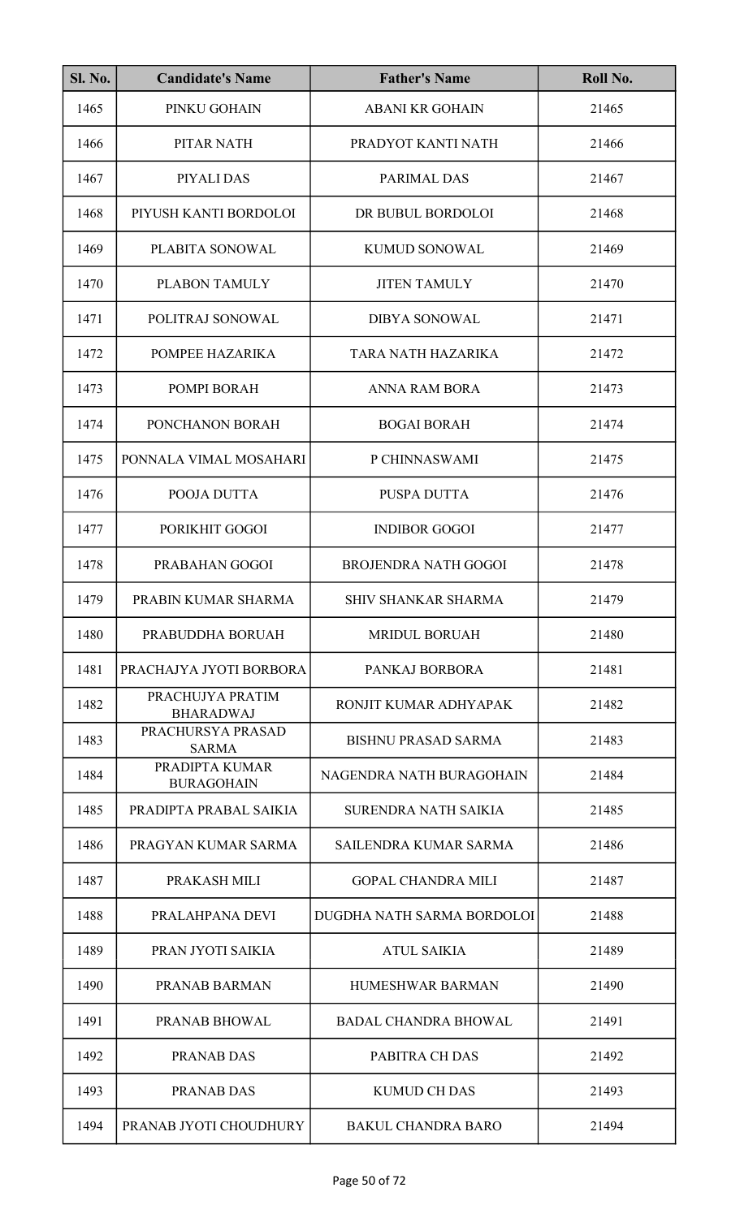| Sl. No. | Candidate's Name | Father's Name | Roll No. |
|---|---|---|---|
| 1465 | PINKU GOHAIN | ABANI KR GOHAIN | 21465 |
| 1466 | PITAR NATH | PRADYOT KANTI NATH | 21466 |
| 1467 | PIYALI DAS | PARIMAL DAS | 21467 |
| 1468 | PIYUSH KANTI BORDOLOI | DR BUBUL BORDOLOI | 21468 |
| 1469 | PLABITA SONOWAL | KUMUD SONOWAL | 21469 |
| 1470 | PLABON TAMULY | JITEN TAMULY | 21470 |
| 1471 | POLITRAJ SONOWAL | DIBYA SONOWAL | 21471 |
| 1472 | POMPEE HAZARIKA | TARA NATH HAZARIKA | 21472 |
| 1473 | POMPI BORAH | ANNA RAM BORA | 21473 |
| 1474 | PONCHANON BORAH | BOGAI BORAH | 21474 |
| 1475 | PONNALA VIMAL MOSAHARI | P CHINNASWAMI | 21475 |
| 1476 | POOJA DUTTA | PUSPA DUTTA | 21476 |
| 1477 | PORIKHIT GOGOI | INDIBOR GOGOI | 21477 |
| 1478 | PRABAHAN GOGOI | BROJENDRA NATH GOGOI | 21478 |
| 1479 | PRABIN KUMAR SHARMA | SHIV SHANKAR SHARMA | 21479 |
| 1480 | PRABUDDHA BORUAH | MRIDUL BORUAH | 21480 |
| 1481 | PRACHAJYA JYOTI BORBORA | PANKAJ BORBORA | 21481 |
| 1482 | PRACHUJYA PRATIM BHARADWAJ | RONJIT KUMAR ADHYAPAK | 21482 |
| 1483 | PRACHURSYA PRASAD SARMA | BISHNU PRASAD SARMA | 21483 |
| 1484 | PRADIPTA KUMAR BURAGOHAIN | NAGENDRA NATH BURAGOHAIN | 21484 |
| 1485 | PRADIPTA PRABAL SAIKIA | SURENDRA NATH SAIKIA | 21485 |
| 1486 | PRAGYAN KUMAR SARMA | SAILENDRA KUMAR SARMA | 21486 |
| 1487 | PRAKASH MILI | GOPAL CHANDRA MILI | 21487 |
| 1488 | PRALAHPANA DEVI | DUGDHA NATH SARMA BORDOLOI | 21488 |
| 1489 | PRAN JYOTI SAIKIA | ATUL SAIKIA | 21489 |
| 1490 | PRANAB BARMAN | HUMESHWAR BARMAN | 21490 |
| 1491 | PRANAB BHOWAL | BADAL CHANDRA BHOWAL | 21491 |
| 1492 | PRANAB DAS | PABITRA CH DAS | 21492 |
| 1493 | PRANAB DAS | KUMUD CH DAS | 21493 |
| 1494 | PRANAB JYOTI CHOUDHURY | BAKUL CHANDRA BARO | 21494 |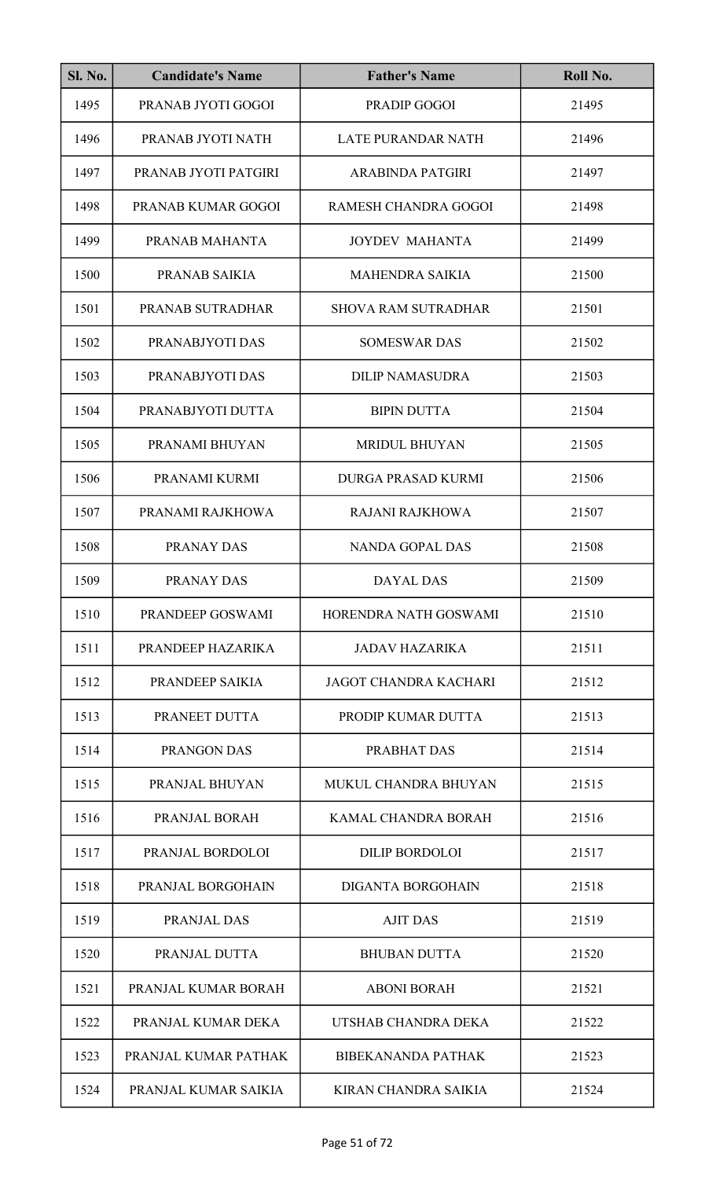| Sl. No. | Candidate's Name | Father's Name | Roll No. |
|---|---|---|---|
| 1495 | PRANAB JYOTI GOGOI | PRADIP GOGOI | 21495 |
| 1496 | PRANAB JYOTI NATH | LATE PURANDAR NATH | 21496 |
| 1497 | PRANAB JYOTI PATGIRI | ARABINDA PATGIRI | 21497 |
| 1498 | PRANAB KUMAR GOGOI | RAMESH CHANDRA GOGOI | 21498 |
| 1499 | PRANAB MAHANTA | JOYDEV MAHANTA | 21499 |
| 1500 | PRANAB SAIKIA | MAHENDRA SAIKIA | 21500 |
| 1501 | PRANAB SUTRADHAR | SHOVA RAM SUTRADHAR | 21501 |
| 1502 | PRANABJYOTI DAS | SOMESWAR DAS | 21502 |
| 1503 | PRANABJYOTI DAS | DILIP NAMASUDRA | 21503 |
| 1504 | PRANABJYOTI DUTTA | BIPIN DUTTA | 21504 |
| 1505 | PRANAMI BHUYAN | MRIDUL BHUYAN | 21505 |
| 1506 | PRANAMI KURMI | DURGA PRASAD KURMI | 21506 |
| 1507 | PRANAMI RAJKHOWA | RAJANI RAJKHOWA | 21507 |
| 1508 | PRANAY DAS | NANDA GOPAL DAS | 21508 |
| 1509 | PRANAY DAS | DAYAL DAS | 21509 |
| 1510 | PRANDEEP GOSWAMI | HORENDRA NATH GOSWAMI | 21510 |
| 1511 | PRANDEEP HAZARIKA | JADAV HAZARIKA | 21511 |
| 1512 | PRANDEEP SAIKIA | JAGOT CHANDRA KACHARI | 21512 |
| 1513 | PRANEET DUTTA | PRODIP KUMAR DUTTA | 21513 |
| 1514 | PRANGON DAS | PRABHAT DAS | 21514 |
| 1515 | PRANJAL BHUYAN | MUKUL CHANDRA BHUYAN | 21515 |
| 1516 | PRANJAL BORAH | KAMAL CHANDRA BORAH | 21516 |
| 1517 | PRANJAL BORDOLOI | DILIP BORDOLOI | 21517 |
| 1518 | PRANJAL BORGOHAIN | DIGANTA BORGOHAIN | 21518 |
| 1519 | PRANJAL DAS | AJIT DAS | 21519 |
| 1520 | PRANJAL DUTTA | BHUBAN DUTTA | 21520 |
| 1521 | PRANJAL KUMAR BORAH | ABONI BORAH | 21521 |
| 1522 | PRANJAL KUMAR DEKA | UTSHAB CHANDRA DEKA | 21522 |
| 1523 | PRANJAL KUMAR PATHAK | BIBEKANANDA PATHAK | 21523 |
| 1524 | PRANJAL KUMAR SAIKIA | KIRAN CHANDRA SAIKIA | 21524 |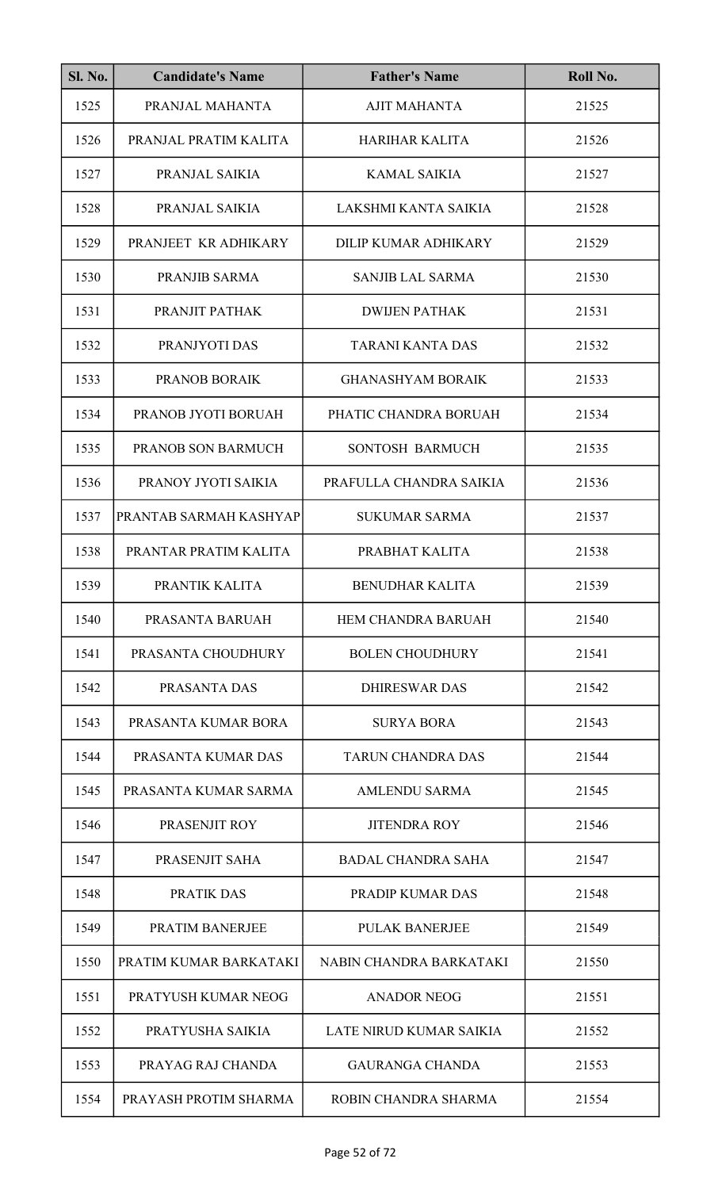| Sl. No. | Candidate's Name | Father's Name | Roll No. |
|---|---|---|---|
| 1525 | PRANJAL MAHANTA | AJIT MAHANTA | 21525 |
| 1526 | PRANJAL PRATIM KALITA | HARIHAR KALITA | 21526 |
| 1527 | PRANJAL SAIKIA | KAMAL SAIKIA | 21527 |
| 1528 | PRANJAL SAIKIA | LAKSHMI KANTA SAIKIA | 21528 |
| 1529 | PRANJEET KR ADHIKARY | DILIP KUMAR ADHIKARY | 21529 |
| 1530 | PRANJIB SARMA | SANJIB LAL SARMA | 21530 |
| 1531 | PRANJIT PATHAK | DWIJEN PATHAK | 21531 |
| 1532 | PRANJYOTI DAS | TARANI KANTA DAS | 21532 |
| 1533 | PRANOB BORAIK | GHANASHYAM BORAIK | 21533 |
| 1534 | PRANOB JYOTI BORUAH | PHATIC CHANDRA BORUAH | 21534 |
| 1535 | PRANOB SON BARMUCH | SONTOSH BARMUCH | 21535 |
| 1536 | PRANOY JYOTI SAIKIA | PRAFULLA CHANDRA SAIKIA | 21536 |
| 1537 | PRANTAB SARMAH KASHYAP | SUKUMAR SARMA | 21537 |
| 1538 | PRANTAR PRATIM KALITA | PRABHAT KALITA | 21538 |
| 1539 | PRANTIK KALITA | BENUDHAR KALITA | 21539 |
| 1540 | PRASANTA BARUAH | HEM CHANDRA BARUAH | 21540 |
| 1541 | PRASANTA CHOUDHURY | BOLEN CHOUDHURY | 21541 |
| 1542 | PRASANTA DAS | DHIRESWAR DAS | 21542 |
| 1543 | PRASANTA KUMAR BORA | SURYA BORA | 21543 |
| 1544 | PRASANTA KUMAR DAS | TARUN CHANDRA DAS | 21544 |
| 1545 | PRASANTA KUMAR SARMA | AMLENDU SARMA | 21545 |
| 1546 | PRASENJIT ROY | JITENDRA ROY | 21546 |
| 1547 | PRASENJIT SAHA | BADAL CHANDRA SAHA | 21547 |
| 1548 | PRATIK DAS | PRADIP KUMAR DAS | 21548 |
| 1549 | PRATIM BANERJEE | PULAK BANERJEE | 21549 |
| 1550 | PRATIM KUMAR BARKATAKI | NABIN CHANDRA BARKATAKI | 21550 |
| 1551 | PRATYUSH KUMAR NEOG | ANADOR NEOG | 21551 |
| 1552 | PRATYUSHA SAIKIA | LATE NIRUD KUMAR SAIKIA | 21552 |
| 1553 | PRAYAG RAJ CHANDA | GAURANGA CHANDA | 21553 |
| 1554 | PRAYASH PROTIM SHARMA | ROBIN CHANDRA SHARMA | 21554 |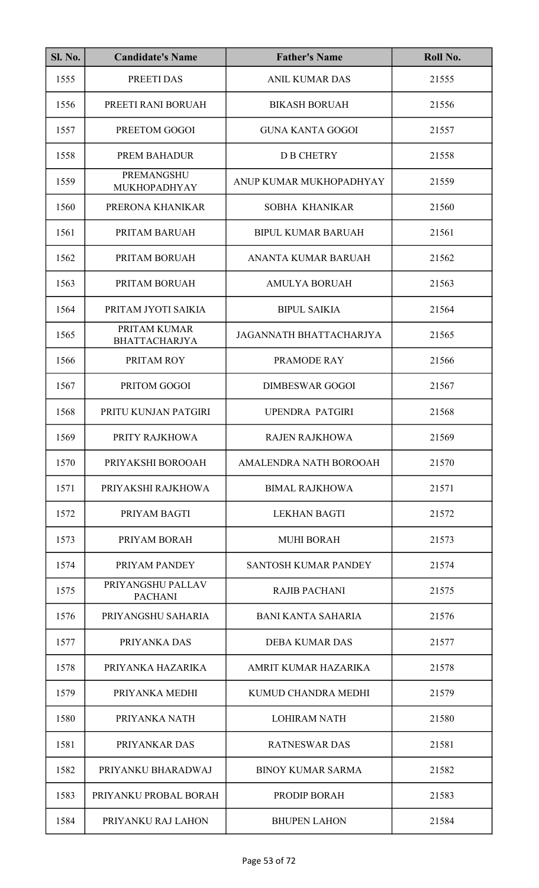| Sl. No. | Candidate's Name | Father's Name | Roll No. |
|---|---|---|---|
| 1555 | PREETI DAS | ANIL KUMAR DAS | 21555 |
| 1556 | PREETI RANI BORUAH | BIKASH BORUAH | 21556 |
| 1557 | PREETOM GOGOI | GUNA KANTA GOGOI | 21557 |
| 1558 | PREM BAHADUR | D B CHETRY | 21558 |
| 1559 | PREMANGSHU MUKHOPADHYAY | ANUP KUMAR MUKHOPADHYAY | 21559 |
| 1560 | PRERONA KHANIKAR | SOBHA KHANIKAR | 21560 |
| 1561 | PRITAM BARUAH | BIPUL KUMAR BARUAH | 21561 |
| 1562 | PRITAM BORUAH | ANANTA KUMAR BARUAH | 21562 |
| 1563 | PRITAM BORUAH | AMULYA BORUAH | 21563 |
| 1564 | PRITAM JYOTI SAIKIA | BIPUL SAIKIA | 21564 |
| 1565 | PRITAM KUMAR BHATTACHARJYA | JAGANNATH BHATTACHARJYA | 21565 |
| 1566 | PRITAM ROY | PRAMODE RAY | 21566 |
| 1567 | PRITOM GOGOI | DIMBESWAR GOGOI | 21567 |
| 1568 | PRITU KUNJAN PATGIRI | UPENDRA PATGIRI | 21568 |
| 1569 | PRITY RAJKHOWA | RAJEN RAJKHOWA | 21569 |
| 1570 | PRIYAKSHI BOROOAH | AMALENDRA NATH BOROOAH | 21570 |
| 1571 | PRIYAKSHI RAJKHOWA | BIMAL RAJKHOWA | 21571 |
| 1572 | PRIYAM BAGTI | LEKHAN BAGTI | 21572 |
| 1573 | PRIYAM BORAH | MUHI BORAH | 21573 |
| 1574 | PRIYAM PANDEY | SANTOSH KUMAR PANDEY | 21574 |
| 1575 | PRIYANGSHU PALLAV PACHANI | RAJIB PACHANI | 21575 |
| 1576 | PRIYANGSHU SAHARIA | BANI KANTA SAHARIA | 21576 |
| 1577 | PRIYANKA DAS | DEBA KUMAR DAS | 21577 |
| 1578 | PRIYANKA HAZARIKA | AMRIT KUMAR HAZARIKA | 21578 |
| 1579 | PRIYANKA MEDHI | KUMUD CHANDRA MEDHI | 21579 |
| 1580 | PRIYANKA NATH | LOHIRAM NATH | 21580 |
| 1581 | PRIYANKAR DAS | RATNESWAR DAS | 21581 |
| 1582 | PRIYANKU BHARADWAJ | BINOY KUMAR SARMA | 21582 |
| 1583 | PRIYANKU PROBAL BORAH | PRODIP BORAH | 21583 |
| 1584 | PRIYANKU RAJ LAHON | BHUPEN LAHON | 21584 |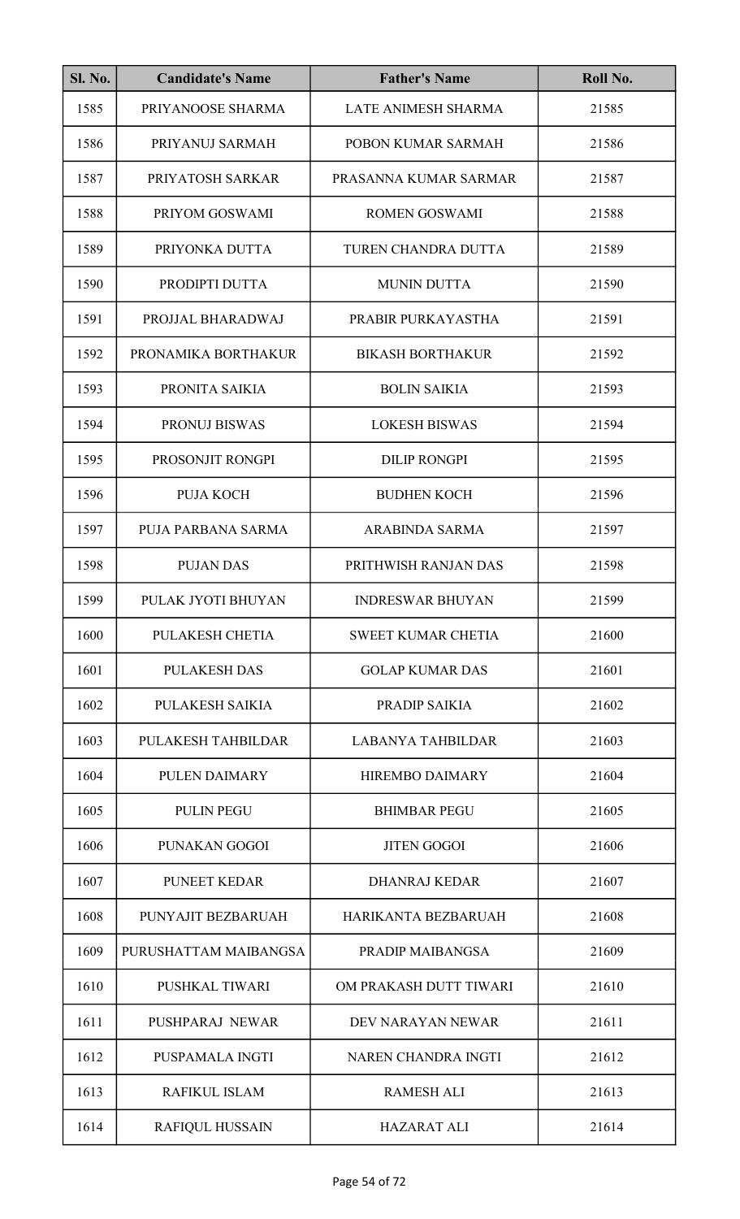| Sl. No. | Candidate's Name | Father's Name | Roll No. |
|---|---|---|---|
| 1585 | PRIYANOOSE SHARMA | LATE ANIMESH SHARMA | 21585 |
| 1586 | PRIYANUJ SARMAH | POBON KUMAR SARMAH | 21586 |
| 1587 | PRIYATOSH SARKAR | PRASANNA KUMAR SARMAR | 21587 |
| 1588 | PRIYOM GOSWAMI | ROMEN GOSWAMI | 21588 |
| 1589 | PRIYONKA DUTTA | TUREN CHANDRA DUTTA | 21589 |
| 1590 | PRODIPTI DUTTA | MUNIN DUTTA | 21590 |
| 1591 | PROJJAL BHARADWAJ | PRABIR PURKAYASTHA | 21591 |
| 1592 | PRONAMIKA BORTHAKUR | BIKASH BORTHAKUR | 21592 |
| 1593 | PRONITA SAIKIA | BOLIN SAIKIA | 21593 |
| 1594 | PRONUJ BISWAS | LOKESH BISWAS | 21594 |
| 1595 | PROSONJIT RONGPI | DILIP RONGPI | 21595 |
| 1596 | PUJA KOCH | BUDHEN KOCH | 21596 |
| 1597 | PUJA PARBANA SARMA | ARABINDA SARMA | 21597 |
| 1598 | PUJAN DAS | PRITHWISH RANJAN DAS | 21598 |
| 1599 | PULAK JYOTI BHUYAN | INDRESWAR BHUYAN | 21599 |
| 1600 | PULAKESH CHETIA | SWEET KUMAR CHETIA | 21600 |
| 1601 | PULAKESH DAS | GOLAP KUMAR DAS | 21601 |
| 1602 | PULAKESH SAIKIA | PRADIP SAIKIA | 21602 |
| 1603 | PULAKESH TAHBILDAR | LABANYA TAHBILDAR | 21603 |
| 1604 | PULEN DAIMARY | HIREMBO DAIMARY | 21604 |
| 1605 | PULIN PEGU | BHIMBAR PEGU | 21605 |
| 1606 | PUNAKAN GOGOI | JITEN GOGOI | 21606 |
| 1607 | PUNEET KEDAR | DHANRAJ KEDAR | 21607 |
| 1608 | PUNYAJIT BEZBARUAH | HARIKANTA BEZBARUAH | 21608 |
| 1609 | PURUSHATTAM MAIBANGSA | PRADIP MAIBANGSA | 21609 |
| 1610 | PUSHKAL TIWARI | OM PRAKASH DUTT TIWARI | 21610 |
| 1611 | PUSHPARAJ NEWAR | DEV NARAYAN NEWAR | 21611 |
| 1612 | PUSPAMALA INGTI | NAREN CHANDRA INGTI | 21612 |
| 1613 | RAFIKUL ISLAM | RAMESH ALI | 21613 |
| 1614 | RAFIQUL HUSSAIN | HAZARAT ALI | 21614 |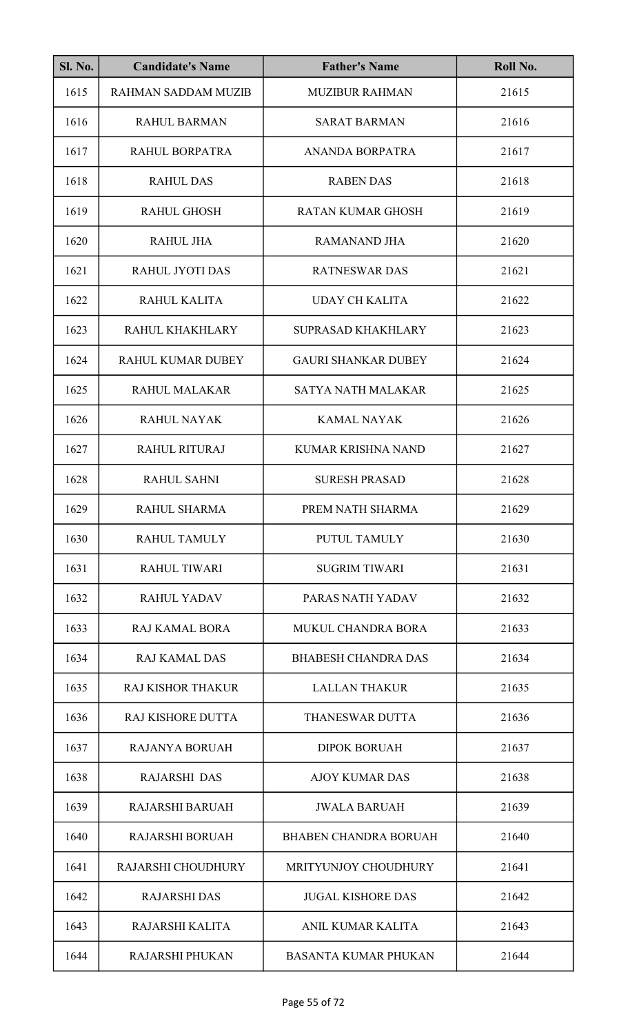| Sl. No. | Candidate's Name | Father's Name | Roll No. |
|---|---|---|---|
| 1615 | RAHMAN SADDAM MUZIB | MUZIBUR RAHMAN | 21615 |
| 1616 | RAHUL BARMAN | SARAT BARMAN | 21616 |
| 1617 | RAHUL BORPATRA | ANANDA BORPATRA | 21617 |
| 1618 | RAHUL DAS | RABEN DAS | 21618 |
| 1619 | RAHUL GHOSH | RATAN KUMAR GHOSH | 21619 |
| 1620 | RAHUL JHA | RAMANAND JHA | 21620 |
| 1621 | RAHUL JYOTI DAS | RATNESWAR DAS | 21621 |
| 1622 | RAHUL KALITA | UDAY CH KALITA | 21622 |
| 1623 | RAHUL KHAKHLARY | SUPRASAD KHAKHLARY | 21623 |
| 1624 | RAHUL KUMAR DUBEY | GAURI SHANKAR DUBEY | 21624 |
| 1625 | RAHUL MALAKAR | SATYA NATH MALAKAR | 21625 |
| 1626 | RAHUL NAYAK | KAMAL NAYAK | 21626 |
| 1627 | RAHUL RITURAJ | KUMAR KRISHNA NAND | 21627 |
| 1628 | RAHUL SAHNI | SURESH PRASAD | 21628 |
| 1629 | RAHUL SHARMA | PREM NATH SHARMA | 21629 |
| 1630 | RAHUL TAMULY | PUTUL TAMULY | 21630 |
| 1631 | RAHUL TIWARI | SUGRIM TIWARI | 21631 |
| 1632 | RAHUL YADAV | PARAS NATH YADAV | 21632 |
| 1633 | RAJ KAMAL BORA | MUKUL CHANDRA BORA | 21633 |
| 1634 | RAJ KAMAL DAS | BHABESH CHANDRA DAS | 21634 |
| 1635 | RAJ KISHOR THAKUR | LALLAN THAKUR | 21635 |
| 1636 | RAJ KISHORE DUTTA | THANESWAR DUTTA | 21636 |
| 1637 | RAJANYA BORUAH | DIPOK BORUAH | 21637 |
| 1638 | RAJARSHI DAS | AJOY KUMAR DAS | 21638 |
| 1639 | RAJARSHI BARUAH | JWALA BARUAH | 21639 |
| 1640 | RAJARSHI BORUAH | BHABEN CHANDRA BORUAH | 21640 |
| 1641 | RAJARSHI CHOUDHURY | MRITYUNJOY CHOUDHURY | 21641 |
| 1642 | RAJARSHI DAS | JUGAL KISHORE DAS | 21642 |
| 1643 | RAJARSHI KALITA | ANIL KUMAR KALITA | 21643 |
| 1644 | RAJARSHI PHUKAN | BASANTA KUMAR PHUKAN | 21644 |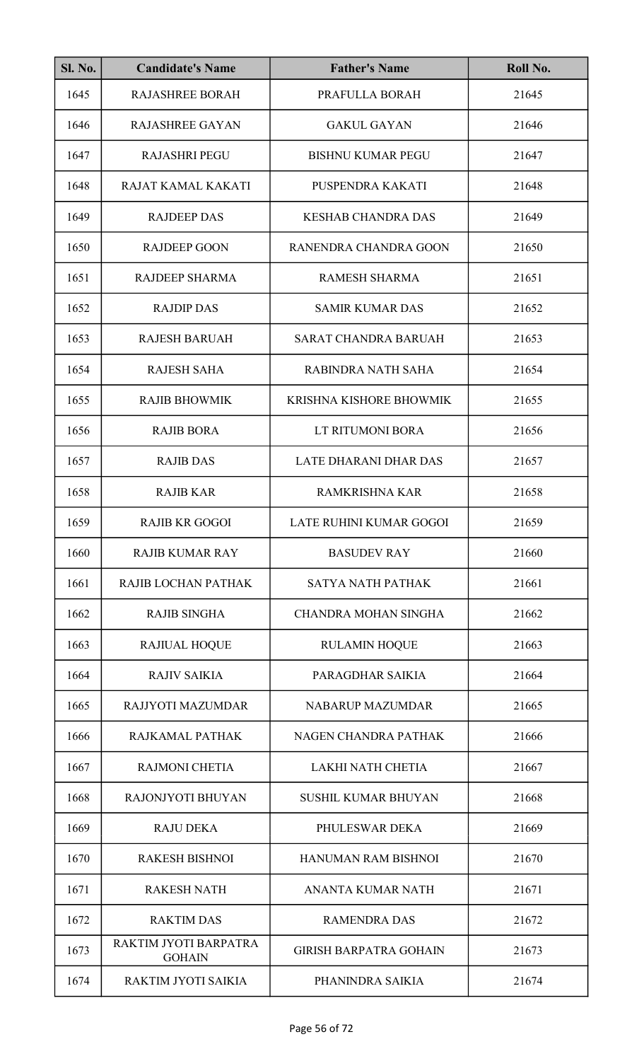| Sl. No. | Candidate's Name | Father's Name | Roll No. |
|---|---|---|---|
| 1645 | RAJASHREE BORAH | PRAFULLA BORAH | 21645 |
| 1646 | RAJASHREE GAYAN | GAKUL GAYAN | 21646 |
| 1647 | RAJASHRI PEGU | BISHNU KUMAR PEGU | 21647 |
| 1648 | RAJAT KAMAL KAKATI | PUSPENDRA KAKATI | 21648 |
| 1649 | RAJDEEP DAS | KESHAB CHANDRA DAS | 21649 |
| 1650 | RAJDEEP GOON | RANENDRA CHANDRA GOON | 21650 |
| 1651 | RAJDEEP SHARMA | RAMESH SHARMA | 21651 |
| 1652 | RAJDIP DAS | SAMIR KUMAR DAS | 21652 |
| 1653 | RAJESH BARUAH | SARAT CHANDRA BARUAH | 21653 |
| 1654 | RAJESH SAHA | RABINDRA NATH SAHA | 21654 |
| 1655 | RAJIB BHOWMIK | KRISHNA KISHORE BHOWMIK | 21655 |
| 1656 | RAJIB BORA | LT RITUMONI BORA | 21656 |
| 1657 | RAJIB DAS | LATE DHARANI DHAR DAS | 21657 |
| 1658 | RAJIB KAR | RAMKRISHNA KAR | 21658 |
| 1659 | RAJIB KR GOGOI | LATE RUHINI KUMAR GOGOI | 21659 |
| 1660 | RAJIB KUMAR RAY | BASUDEV RAY | 21660 |
| 1661 | RAJIB LOCHAN PATHAK | SATYA NATH PATHAK | 21661 |
| 1662 | RAJIB SINGHA | CHANDRA MOHAN SINGHA | 21662 |
| 1663 | RAJIUAL HOQUE | RULAMIN HOQUE | 21663 |
| 1664 | RAJIV SAIKIA | PARAGDHAR SAIKIA | 21664 |
| 1665 | RAJJYOTI MAZUMDAR | NABARUP MAZUMDAR | 21665 |
| 1666 | RAJKAMAL PATHAK | NAGEN CHANDRA PATHAK | 21666 |
| 1667 | RAJMONI CHETIA | LAKHI NATH CHETIA | 21667 |
| 1668 | RAJONJYOTI BHUYAN | SUSHIL KUMAR BHUYAN | 21668 |
| 1669 | RAJU DEKA | PHULESWAR DEKA | 21669 |
| 1670 | RAKESH BISHNOI | HANUMAN RAM BISHNOI | 21670 |
| 1671 | RAKESH NATH | ANANTA KUMAR NATH | 21671 |
| 1672 | RAKTIM DAS | RAMENDRA DAS | 21672 |
| 1673 | RAKTIM JYOTI BARPATRA GOHAIN | GIRISH BARPATRA GOHAIN | 21673 |
| 1674 | RAKTIM JYOTI SAIKIA | PHANINDRA SAIKIA | 21674 |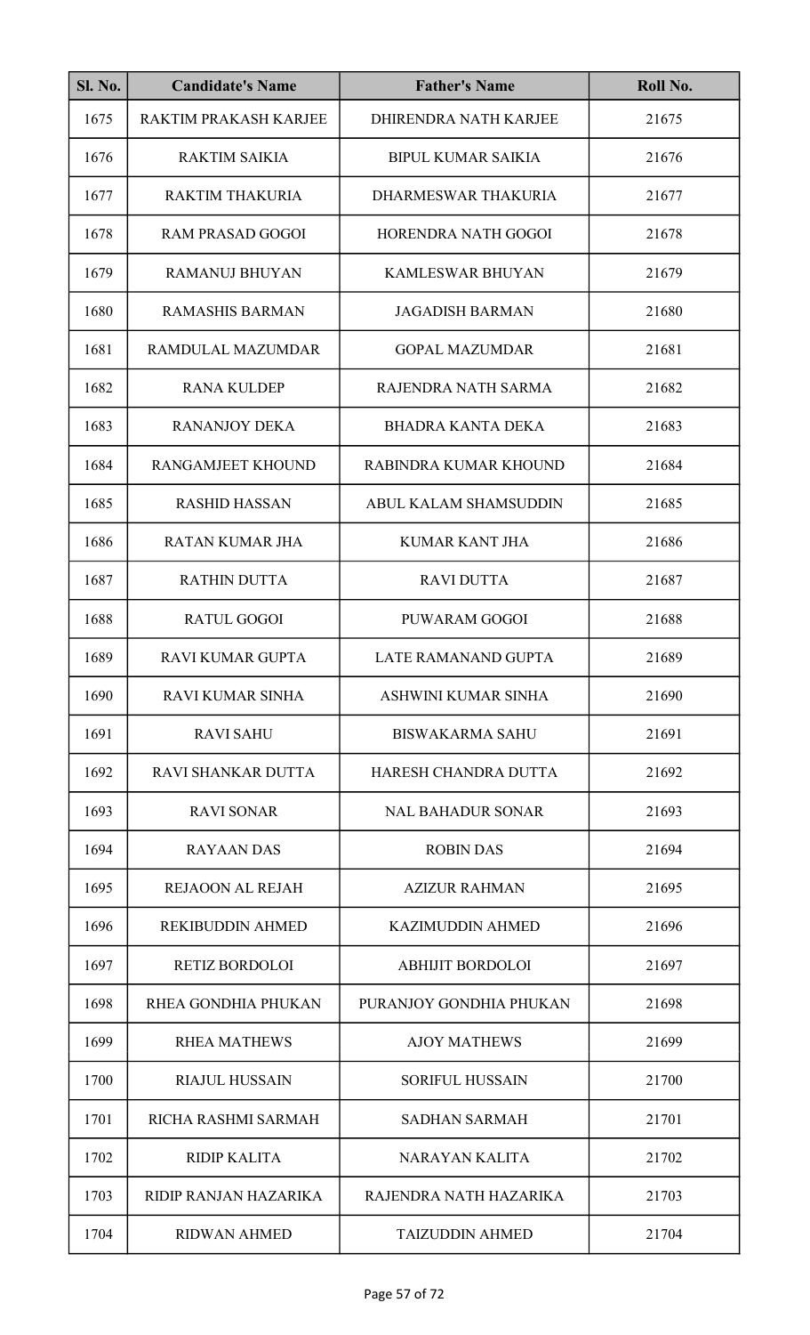| Sl. No. | Candidate's Name | Father's Name | Roll No. |
|---|---|---|---|
| 1675 | RAKTIM PRAKASH KARJEE | DHIRENDRA NATH KARJEE | 21675 |
| 1676 | RAKTIM SAIKIA | BIPUL KUMAR SAIKIA | 21676 |
| 1677 | RAKTIM THAKURIA | DHARMESWAR THAKURIA | 21677 |
| 1678 | RAM PRASAD GOGOI | HORENDRA NATH GOGOI | 21678 |
| 1679 | RAMANUJ BHUYAN | KAMLESWAR BHUYAN | 21679 |
| 1680 | RAMASHIS BARMAN | JAGADISH BARMAN | 21680 |
| 1681 | RAMDULAL MAZUMDAR | GOPAL MAZUMDAR | 21681 |
| 1682 | RANA KULDEP | RAJENDRA NATH SARMA | 21682 |
| 1683 | RANANJOY DEKA | BHADRA KANTA DEKA | 21683 |
| 1684 | RANGAMJEET KHOUND | RABINDRA KUMAR KHOUND | 21684 |
| 1685 | RASHID HASSAN | ABUL KALAM SHAMSUDDIN | 21685 |
| 1686 | RATAN KUMAR JHA | KUMAR KANT JHA | 21686 |
| 1687 | RATHIN DUTTA | RAVI DUTTA | 21687 |
| 1688 | RATUL GOGOI | PUWARAM GOGOI | 21688 |
| 1689 | RAVI KUMAR GUPTA | LATE RAMANAND GUPTA | 21689 |
| 1690 | RAVI KUMAR SINHA | ASHWINI KUMAR SINHA | 21690 |
| 1691 | RAVI SAHU | BISWAKARMA SAHU | 21691 |
| 1692 | RAVI SHANKAR DUTTA | HARESH CHANDRA DUTTA | 21692 |
| 1693 | RAVI SONAR | NAL BAHADUR SONAR | 21693 |
| 1694 | RAYAAN DAS | ROBIN DAS | 21694 |
| 1695 | REJAOON AL REJAH | AZIZUR RAHMAN | 21695 |
| 1696 | REKIBUDDIN AHMED | KAZIMUDDIN AHMED | 21696 |
| 1697 | RETIZ BORDOLOI | ABHIJIT BORDOLOI | 21697 |
| 1698 | RHEA GONDHIA PHUKAN | PURANJOY GONDHIA PHUKAN | 21698 |
| 1699 | RHEA MATHEWS | AJOY MATHEWS | 21699 |
| 1700 | RIAJUL HUSSAIN | SORIFUL HUSSAIN | 21700 |
| 1701 | RICHA RASHMI SARMAH | SADHAN SARMAH | 21701 |
| 1702 | RIDIP KALITA | NARAYAN KALITA | 21702 |
| 1703 | RIDIP RANJAN HAZARIKA | RAJENDRA NATH HAZARIKA | 21703 |
| 1704 | RIDWAN AHMED | TAIZUDDIN AHMED | 21704 |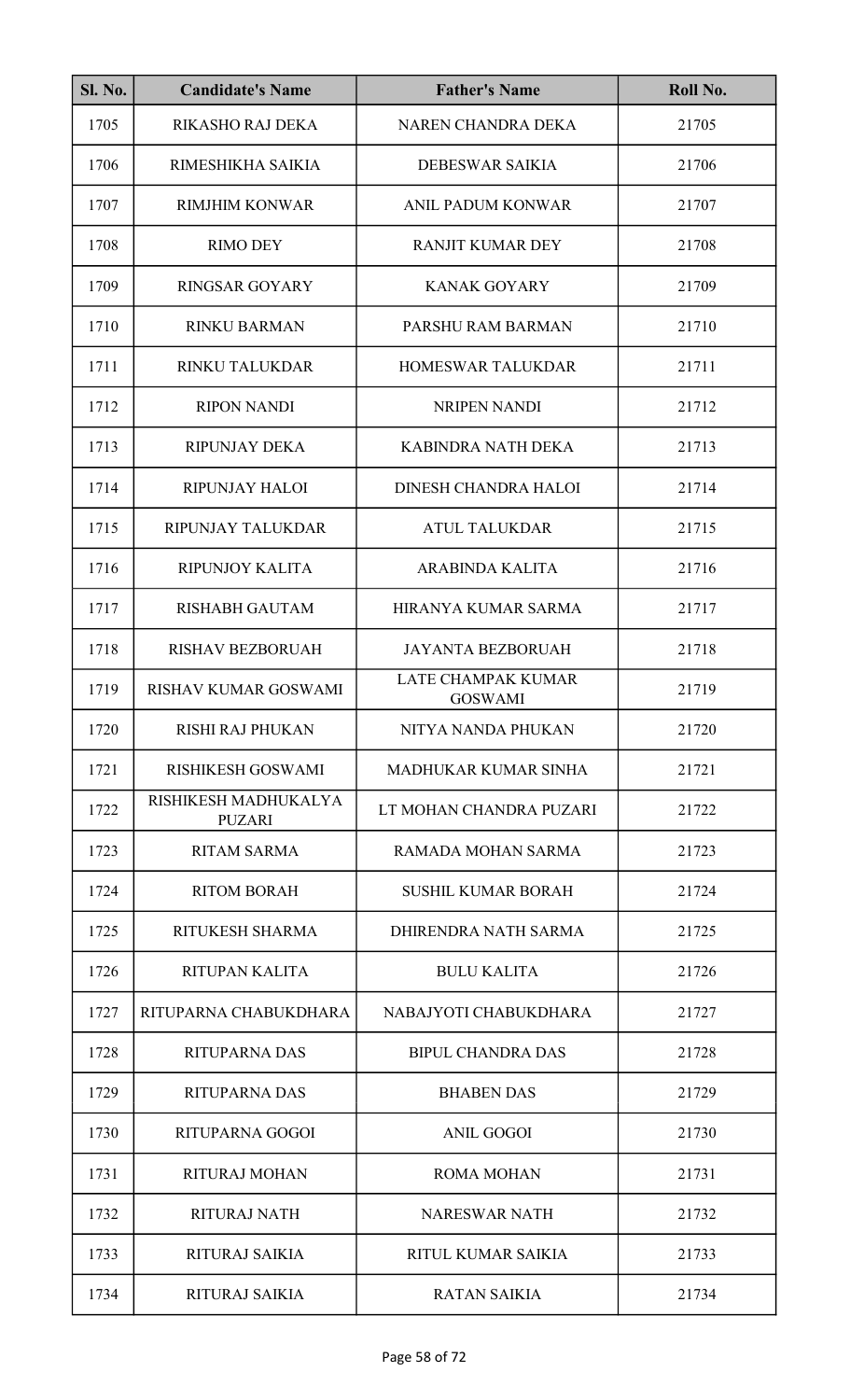| Sl. No. | Candidate's Name | Father's Name | Roll No. |
|---|---|---|---|
| 1705 | RIKASHO RAJ DEKA | NAREN CHANDRA DEKA | 21705 |
| 1706 | RIMESHIKHA SAIKIA | DEBESWAR SAIKIA | 21706 |
| 1707 | RIMJHIM KONWAR | ANIL PADUM KONWAR | 21707 |
| 1708 | RIMO DEY | RANJIT KUMAR DEY | 21708 |
| 1709 | RINGSAR GOYARY | KANAK GOYARY | 21709 |
| 1710 | RINKU BARMAN | PARSHU RAM BARMAN | 21710 |
| 1711 | RINKU TALUKDAR | HOMESWAR TALUKDAR | 21711 |
| 1712 | RIPON NANDI | NRIPEN NANDI | 21712 |
| 1713 | RIPUNJAY DEKA | KABINDRA NATH DEKA | 21713 |
| 1714 | RIPUNJAY HALOI | DINESH CHANDRA HALOI | 21714 |
| 1715 | RIPUNJAY TALUKDAR | ATUL TALUKDAR | 21715 |
| 1716 | RIPUNJOY KALITA | ARABINDA KALITA | 21716 |
| 1717 | RISHABH GAUTAM | HIRANYA KUMAR SARMA | 21717 |
| 1718 | RISHAV BEZBORUAH | JAYANTA BEZBORUAH | 21718 |
| 1719 | RISHAV KUMAR GOSWAMI | LATE CHAMPAK KUMAR GOSWAMI | 21719 |
| 1720 | RISHI RAJ PHUKAN | NITYA NANDA PHUKAN | 21720 |
| 1721 | RISHIKESH GOSWAMI | MADHUKAR KUMAR SINHA | 21721 |
| 1722 | RISHIKESH MADHUKALYA PUZARI | LT MOHAN CHANDRA PUZARI | 21722 |
| 1723 | RITAM SARMA | RAMADA MOHAN SARMA | 21723 |
| 1724 | RITOM BORAH | SUSHIL KUMAR BORAH | 21724 |
| 1725 | RITUKESH SHARMA | DHIRENDRA NATH SARMA | 21725 |
| 1726 | RITUPAN KALITA | BULU KALITA | 21726 |
| 1727 | RITUPARNA CHABUKDHARA | NABAJYOTI CHABUKDHARA | 21727 |
| 1728 | RITUPARNA DAS | BIPUL CHANDRA DAS | 21728 |
| 1729 | RITUPARNA DAS | BHABEN DAS | 21729 |
| 1730 | RITUPARNA GOGOI | ANIL GOGOI | 21730 |
| 1731 | RITURAJ MOHAN | ROMA MOHAN | 21731 |
| 1732 | RITURAJ NATH | NARESWAR NATH | 21732 |
| 1733 | RITURAJ SAIKIA | RITUL KUMAR SAIKIA | 21733 |
| 1734 | RITURAJ SAIKIA | RATAN SAIKIA | 21734 |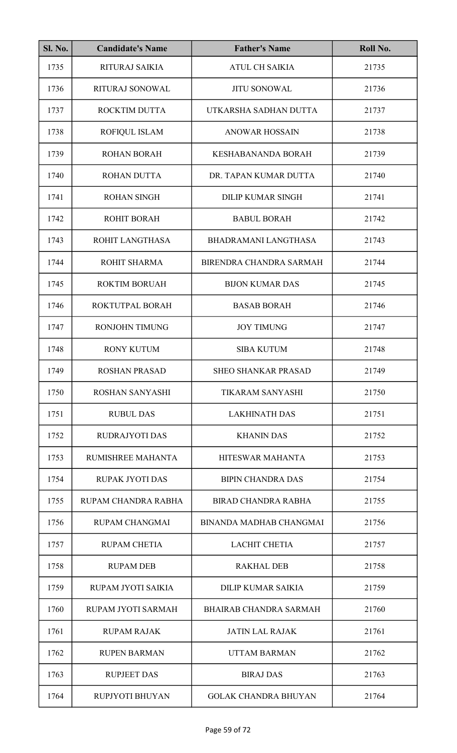| Sl. No. | Candidate's Name | Father's Name | Roll No. |
|---|---|---|---|
| 1735 | RITURAJ SAIKIA | ATUL CH SAIKIA | 21735 |
| 1736 | RITURAJ SONOWAL | JITU SONOWAL | 21736 |
| 1737 | ROCKTIM DUTTA | UTKARSHA SADHAN DUTTA | 21737 |
| 1738 | ROFIQUL ISLAM | ANOWAR HOSSAIN | 21738 |
| 1739 | ROHAN BORAH | KESHABANANDA BORAH | 21739 |
| 1740 | ROHAN DUTTA | DR. TAPAN KUMAR DUTTA | 21740 |
| 1741 | ROHAN SINGH | DILIP KUMAR SINGH | 21741 |
| 1742 | ROHIT BORAH | BABUL BORAH | 21742 |
| 1743 | ROHIT LANGTHASA | BHADRAMANI LANGTHASA | 21743 |
| 1744 | ROHIT SHARMA | BIRENDRA CHANDRA SARMAH | 21744 |
| 1745 | ROKTIM BORUAH | BIJON KUMAR DAS | 21745 |
| 1746 | ROKTUTPAL BORAH | BASAB BORAH | 21746 |
| 1747 | RONJOHN TIMUNG | JOY TIMUNG | 21747 |
| 1748 | RONY KUTUM | SIBA KUTUM | 21748 |
| 1749 | ROSHAN PRASAD | SHEO SHANKAR PRASAD | 21749 |
| 1750 | ROSHAN SANYASHI | TIKARAM SANYASHI | 21750 |
| 1751 | RUBUL DAS | LAKHINATH DAS | 21751 |
| 1752 | RUDRAJYOTI DAS | KHANIN DAS | 21752 |
| 1753 | RUMISHREE MAHANTA | HITESWAR MAHANTA | 21753 |
| 1754 | RUPAK JYOTI DAS | BIPIN CHANDRA DAS | 21754 |
| 1755 | RUPAM CHANDRA RABHA | BIRAD CHANDRA RABHA | 21755 |
| 1756 | RUPAM CHANGMAI | BINANDA MADHAB CHANGMAI | 21756 |
| 1757 | RUPAM CHETIA | LACHIT CHETIA | 21757 |
| 1758 | RUPAM DEB | RAKHAL DEB | 21758 |
| 1759 | RUPAM JYOTI SAIKIA | DILIP KUMAR SAIKIA | 21759 |
| 1760 | RUPAM JYOTI SARMAH | BHAIRAB CHANDRA SARMAH | 21760 |
| 1761 | RUPAM RAJAK | JATIN LAL RAJAK | 21761 |
| 1762 | RUPEN BARMAN | UTTAM BARMAN | 21762 |
| 1763 | RUPJEET DAS | BIRAJ DAS | 21763 |
| 1764 | RUPJYOTI BHUYAN | GOLAK CHANDRA BHUYAN | 21764 |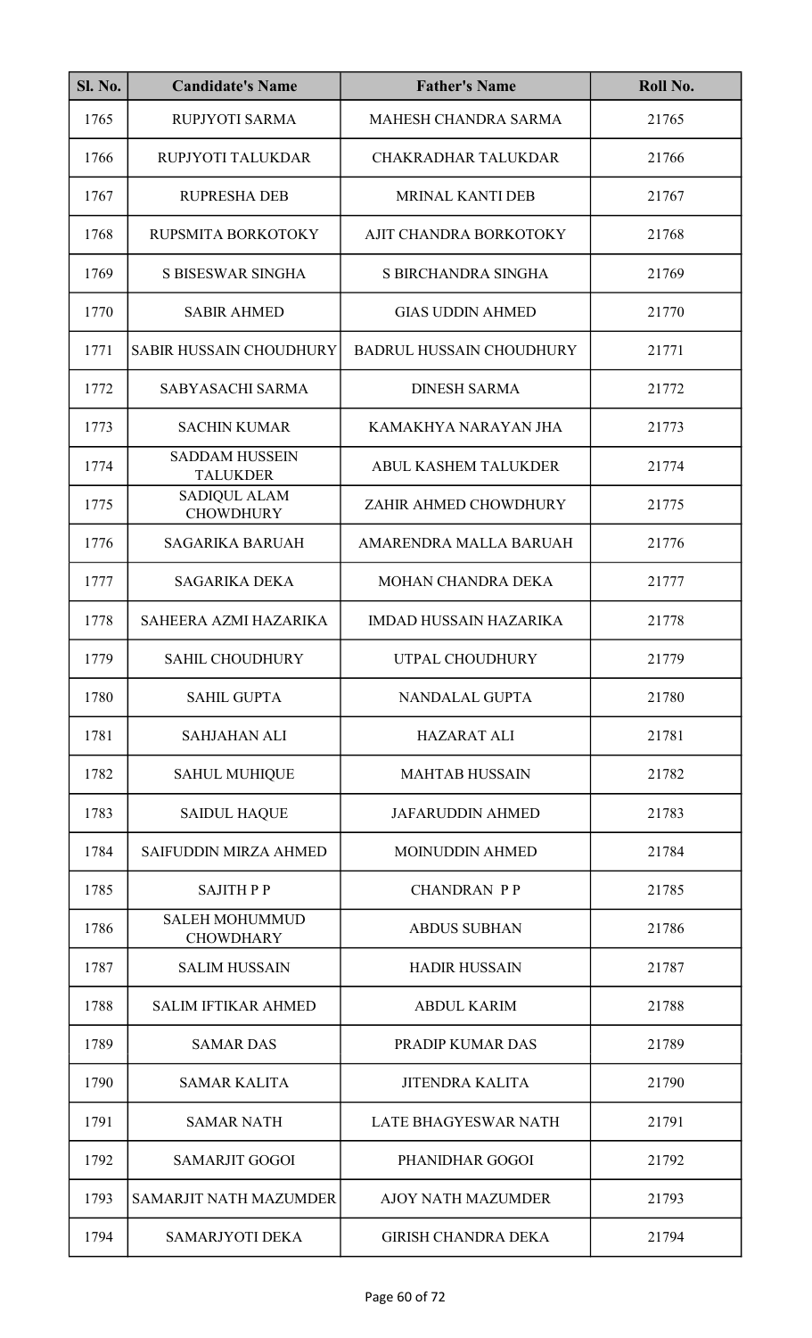| Sl. No. | Candidate's Name | Father's Name | Roll No. |
| --- | --- | --- | --- |
| 1765 | RUPJYOTI SARMA | MAHESH CHANDRA SARMA | 21765 |
| 1766 | RUPJYOTI TALUKDAR | CHAKRADHAR TALUKDAR | 21766 |
| 1767 | RUPRESHA DEB | MRINAL KANTI DEB | 21767 |
| 1768 | RUPSMITA BORKOTOKY | AJIT CHANDRA BORKOTOKY | 21768 |
| 1769 | S BISESWAR SINGHA | S BIRCHANDRA SINGHA | 21769 |
| 1770 | SABIR AHMED | GIAS UDDIN AHMED | 21770 |
| 1771 | SABIR HUSSAIN CHOUDHURY | BADRUL HUSSAIN CHOUDHURY | 21771 |
| 1772 | SABYASACHI SARMA | DINESH SARMA | 21772 |
| 1773 | SACHIN KUMAR | KAMAKHYA NARAYAN JHA | 21773 |
| 1774 | SADDAM HUSSEIN TALUKDER | ABUL KASHEM TALUKDER | 21774 |
| 1775 | SADIQUL ALAM CHOWDHURY | ZAHIR AHMED CHOWDHURY | 21775 |
| 1776 | SAGARIKA BARUAH | AMARENDRA MALLA BARUAH | 21776 |
| 1777 | SAGARIKA DEKA | MOHAN CHANDRA DEKA | 21777 |
| 1778 | SAHEERA AZMI HAZARIKA | IMDAD HUSSAIN HAZARIKA | 21778 |
| 1779 | SAHIL CHOUDHURY | UTPAL CHOUDHURY | 21779 |
| 1780 | SAHIL GUPTA | NANDALAL GUPTA | 21780 |
| 1781 | SAHJAHAN ALI | HAZARAT ALI | 21781 |
| 1782 | SAHUL MUHIQUE | MAHTAB HUSSAIN | 21782 |
| 1783 | SAIDUL HAQUE | JAFARUDDIN AHMED | 21783 |
| 1784 | SAIFUDDIN MIRZA AHMED | MOINUDDIN AHMED | 21784 |
| 1785 | SAJITH P P | CHANDRAN P P | 21785 |
| 1786 | SALEH MOHUMMUD CHOWDHARY | ABDUS SUBHAN | 21786 |
| 1787 | SALIM HUSSAIN | HADIR HUSSAIN | 21787 |
| 1788 | SALIM IFTIKAR AHMED | ABDUL KARIM | 21788 |
| 1789 | SAMAR DAS | PRADIP KUMAR DAS | 21789 |
| 1790 | SAMAR KALITA | JITENDRA KALITA | 21790 |
| 1791 | SAMAR NATH | LATE BHAGYESWAR NATH | 21791 |
| 1792 | SAMARJIT GOGOI | PHANIDHAR GOGOI | 21792 |
| 1793 | SAMARJIT NATH MAZUMDER | AJOY NATH MAZUMDER | 21793 |
| 1794 | SAMARJYOTI DEKA | GIRISH CHANDRA DEKA | 21794 |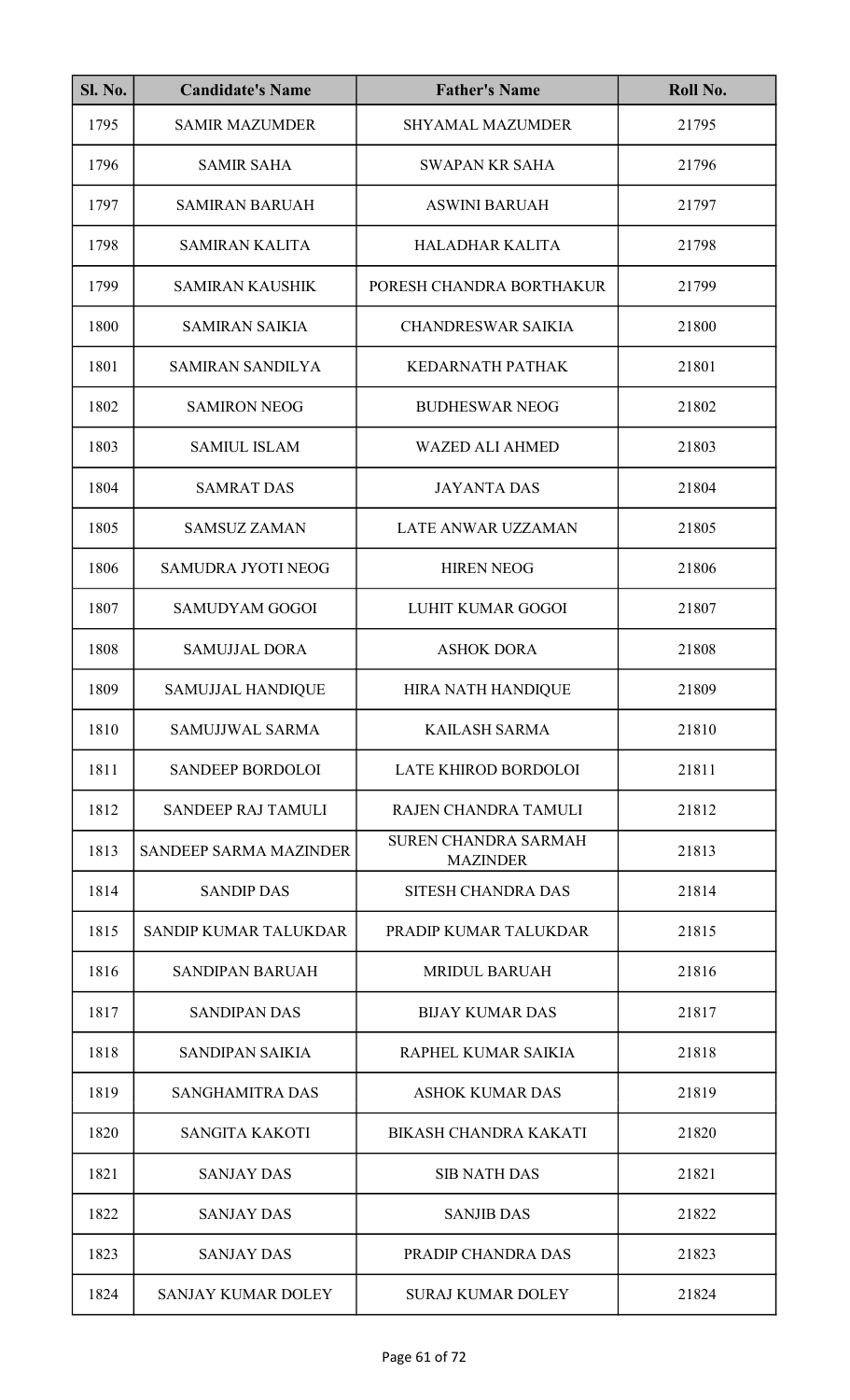| Sl. No. | Candidate's Name | Father's Name | Roll No. |
|---|---|---|---|
| 1795 | SAMIR MAZUMDER | SHYAMAL MAZUMDER | 21795 |
| 1796 | SAMIR SAHA | SWAPAN KR SAHA | 21796 |
| 1797 | SAMIRAN BARUAH | ASWINI BARUAH | 21797 |
| 1798 | SAMIRAN KALITA | HALADHAR KALITA | 21798 |
| 1799 | SAMIRAN KAUSHIK | PORESH CHANDRA BORTHAKUR | 21799 |
| 1800 | SAMIRAN SAIKIA | CHANDRESWAR SAIKIA | 21800 |
| 1801 | SAMIRAN SANDILYA | KEDARNATH PATHAK | 21801 |
| 1802 | SAMIRON NEOG | BUDHESWAR NEOG | 21802 |
| 1803 | SAMIUL ISLAM | WAZED ALI AHMED | 21803 |
| 1804 | SAMRAT DAS | JAYANTA DAS | 21804 |
| 1805 | SAMSUZ ZAMAN | LATE ANWAR UZZAMAN | 21805 |
| 1806 | SAMUDRA JYOTI NEOG | HIREN NEOG | 21806 |
| 1807 | SAMUDYAM GOGOI | LUHIT KUMAR GOGOI | 21807 |
| 1808 | SAMUJJAL DORA | ASHOK DORA | 21808 |
| 1809 | SAMUJJAL HANDIQUE | HIRA NATH HANDIQUE | 21809 |
| 1810 | SAMUJJWAL SARMA | KAILASH SARMA | 21810 |
| 1811 | SANDEEP BORDOLOI | LATE KHIROD BORDOLOI | 21811 |
| 1812 | SANDEEP RAJ TAMULI | RAJEN CHANDRA TAMULI | 21812 |
| 1813 | SANDEEP SARMA MAZINDER | SUREN CHANDRA SARMAH MAZINDER | 21813 |
| 1814 | SANDIP DAS | SITESH CHANDRA DAS | 21814 |
| 1815 | SANDIP KUMAR TALUKDAR | PRADIP KUMAR TALUKDAR | 21815 |
| 1816 | SANDIPAN BARUAH | MRIDUL BARUAH | 21816 |
| 1817 | SANDIPAN DAS | BIJAY KUMAR DAS | 21817 |
| 1818 | SANDIPAN SAIKIA | RAPHEL KUMAR SAIKIA | 21818 |
| 1819 | SANGHAMITRA DAS | ASHOK KUMAR DAS | 21819 |
| 1820 | SANGITA KAKOTI | BIKASH CHANDRA KAKATI | 21820 |
| 1821 | SANJAY DAS | SIB NATH DAS | 21821 |
| 1822 | SANJAY DAS | SANJIB DAS | 21822 |
| 1823 | SANJAY DAS | PRADIP CHANDRA DAS | 21823 |
| 1824 | SANJAY KUMAR DOLEY | SURAJ KUMAR DOLEY | 21824 |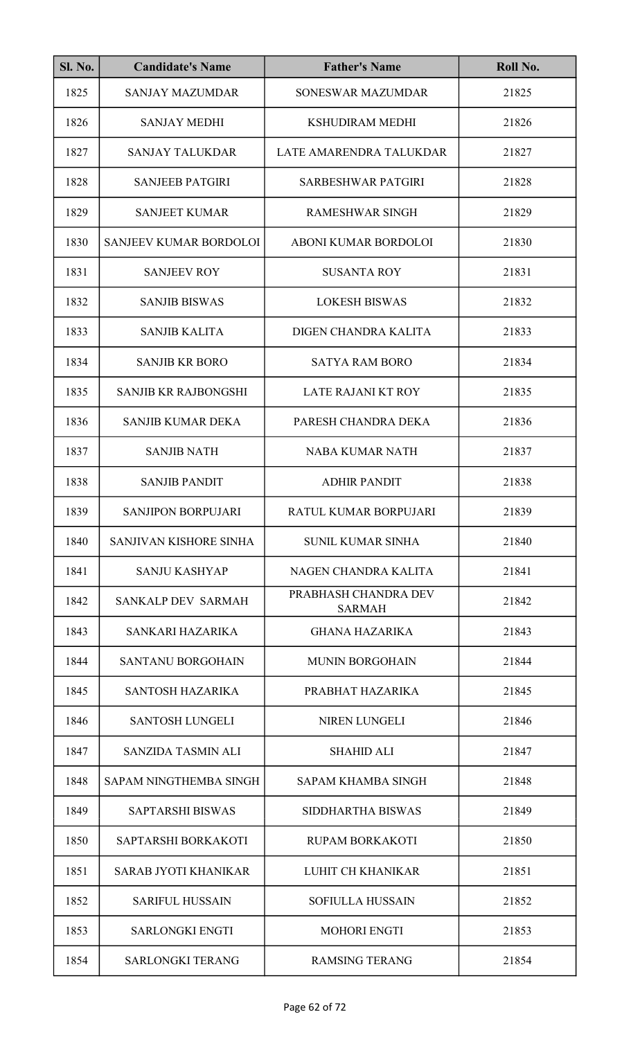| Sl. No. | Candidate's Name | Father's Name | Roll No. |
|---|---|---|---|
| 1825 | SANJAY MAZUMDAR | SONESWAR MAZUMDAR | 21825 |
| 1826 | SANJAY MEDHI | KSHUDIRAM MEDHI | 21826 |
| 1827 | SANJAY TALUKDAR | LATE AMARENDRA TALUKDAR | 21827 |
| 1828 | SANJEEB PATGIRI | SARBESHWAR PATGIRI | 21828 |
| 1829 | SANJEET KUMAR | RAMESHWAR SINGH | 21829 |
| 1830 | SANJEEV KUMAR BORDOLOI | ABONI KUMAR BORDOLOI | 21830 |
| 1831 | SANJEEV ROY | SUSANTA ROY | 21831 |
| 1832 | SANJIB BISWAS | LOKESH BISWAS | 21832 |
| 1833 | SANJIB KALITA | DIGEN CHANDRA KALITA | 21833 |
| 1834 | SANJIB KR BORO | SATYA RAM BORO | 21834 |
| 1835 | SANJIB KR RAJBONGSHI | LATE RAJANI KT ROY | 21835 |
| 1836 | SANJIB KUMAR DEKA | PARESH CHANDRA DEKA | 21836 |
| 1837 | SANJIB NATH | NABA KUMAR NATH | 21837 |
| 1838 | SANJIB PANDIT | ADHIR PANDIT | 21838 |
| 1839 | SANJIPON BORPUJARI | RATUL KUMAR BORPUJARI | 21839 |
| 1840 | SANJIVAN KISHORE SINHA | SUNIL KUMAR SINHA | 21840 |
| 1841 | SANJU KASHYAP | NAGEN CHANDRA KALITA | 21841 |
| 1842 | SANKALP DEV SARMAH | PRABHASH CHANDRA DEV SARMAH | 21842 |
| 1843 | SANKARI HAZARIKA | GHANA HAZARIKA | 21843 |
| 1844 | SANTANU BORGOHAIN | MUNIN BORGOHAIN | 21844 |
| 1845 | SANTOSH HAZARIKA | PRABHAT HAZARIKA | 21845 |
| 1846 | SANTOSH LUNGELI | NIREN LUNGELI | 21846 |
| 1847 | SANZIDA TASMIN ALI | SHAHID ALI | 21847 |
| 1848 | SAPAM NINGTHEMBA SINGH | SAPAM KHAMBA SINGH | 21848 |
| 1849 | SAPTARSHI BISWAS | SIDDHARTHA BISWAS | 21849 |
| 1850 | SAPTARSHI BORKAKOTI | RUPAM BORKAKOTI | 21850 |
| 1851 | SARAB JYOTI KHANIKAR | LUHIT CH KHANIKAR | 21851 |
| 1852 | SARIFUL HUSSAIN | SOFIULLA HUSSAIN | 21852 |
| 1853 | SARLONGKI ENGTI | MOHORI ENGTI | 21853 |
| 1854 | SARLONGKI TERANG | RAMSING TERANG | 21854 |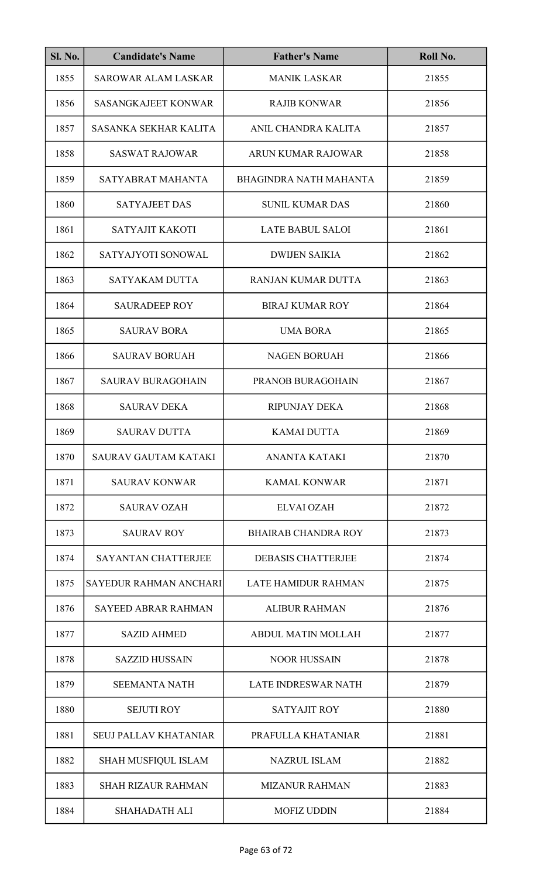| Sl. No. | Candidate's Name | Father's Name | Roll No. |
|---|---|---|---|
| 1855 | SAROWAR ALAM LASKAR | MANIK LASKAR | 21855 |
| 1856 | SASANGKAJEET KONWAR | RAJIB KONWAR | 21856 |
| 1857 | SASANKA SEKHAR KALITA | ANIL CHANDRA KALITA | 21857 |
| 1858 | SASWAT RAJOWAR | ARUN KUMAR RAJOWAR | 21858 |
| 1859 | SATYABRAT MAHANTA | BHAGINDRA NATH MAHANTA | 21859 |
| 1860 | SATYAJEET DAS | SUNIL KUMAR DAS | 21860 |
| 1861 | SATYAJIT KAKOTI | LATE BABUL SALOI | 21861 |
| 1862 | SATYAJYOTI SONOWAL | DWIJEN SAIKIA | 21862 |
| 1863 | SATYAKAM DUTTA | RANJAN KUMAR DUTTA | 21863 |
| 1864 | SAURADEEP ROY | BIRAJ KUMAR ROY | 21864 |
| 1865 | SAURAV BORA | UMA BORA | 21865 |
| 1866 | SAURAV BORUAH | NAGEN BORUAH | 21866 |
| 1867 | SAURAV BURAGOHAIN | PRANOB BURAGOHAIN | 21867 |
| 1868 | SAURAV DEKA | RIPUNJAY DEKA | 21868 |
| 1869 | SAURAV DUTTA | KAMAI DUTTA | 21869 |
| 1870 | SAURAV GAUTAM KATAKI | ANANTA KATAKI | 21870 |
| 1871 | SAURAV KONWAR | KAMAL KONWAR | 21871 |
| 1872 | SAURAV OZAH | ELVAI OZAH | 21872 |
| 1873 | SAURAV ROY | BHAIRAB CHANDRA ROY | 21873 |
| 1874 | SAYANTAN CHATTERJEE | DEBASIS CHATTERJEE | 21874 |
| 1875 | SAYEDUR RAHMAN ANCHARI | LATE HAMIDUR RAHMAN | 21875 |
| 1876 | SAYEED ABRAR RAHMAN | ALIBUR RAHMAN | 21876 |
| 1877 | SAZID AHMED | ABDUL MATIN MOLLAH | 21877 |
| 1878 | SAZZID HUSSAIN | NOOR HUSSAIN | 21878 |
| 1879 | SEEMANTA NATH | LATE INDRESWAR NATH | 21879 |
| 1880 | SEJUTI ROY | SATYAJIT ROY | 21880 |
| 1881 | SEUJ PALLAV KHATANIAR | PRAFULLA KHATANIAR | 21881 |
| 1882 | SHAH MUSFIQUL ISLAM | NAZRUL ISLAM | 21882 |
| 1883 | SHAH RIZAUR RAHMAN | MIZANUR RAHMAN | 21883 |
| 1884 | SHAHADATH ALI | MOFIZ UDDIN | 21884 |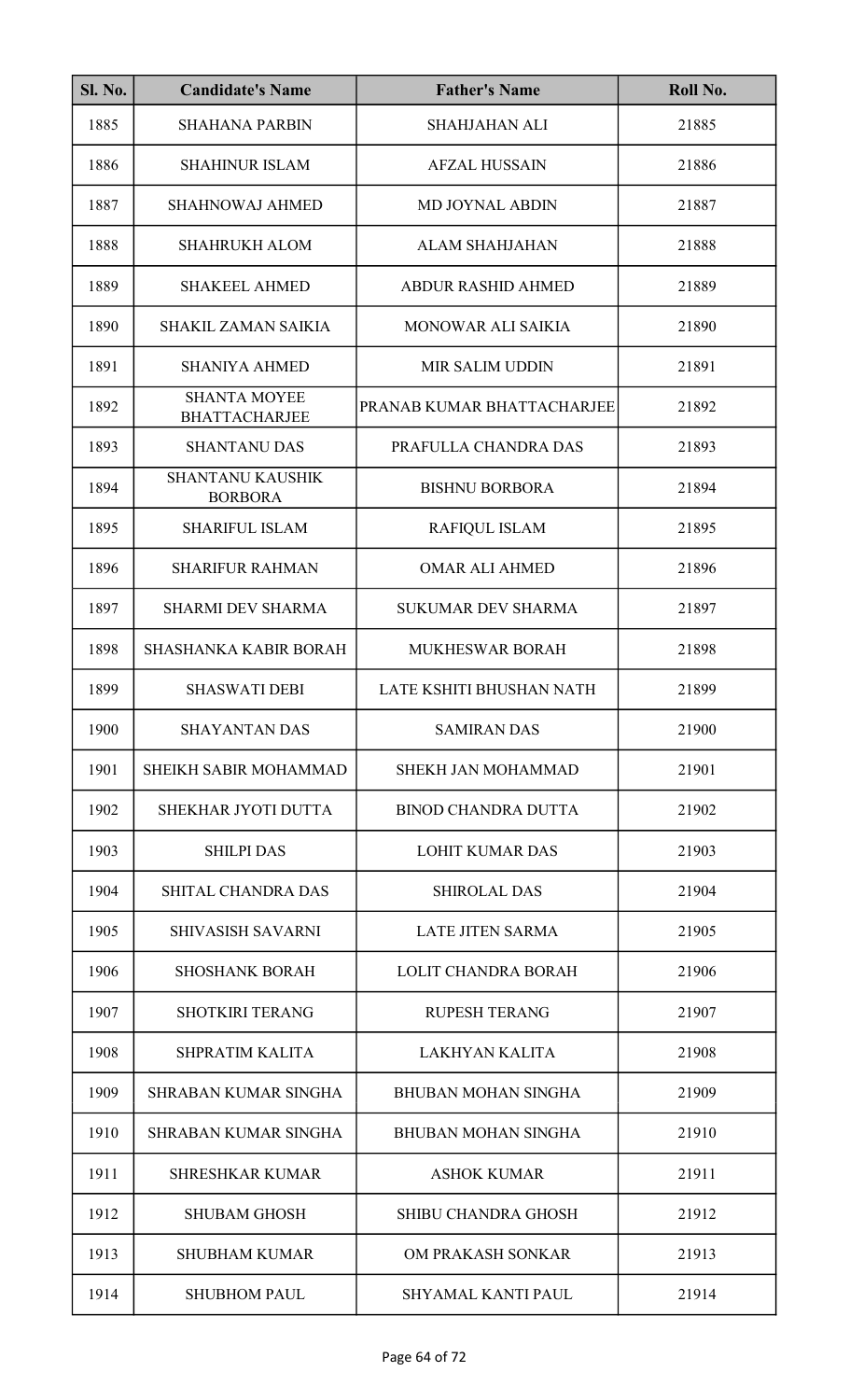| Sl. No. | Candidate's Name | Father's Name | Roll No. |
|---|---|---|---|
| 1885 | SHAHANA PARBIN | SHAHJAHAN ALI | 21885 |
| 1886 | SHAHINUR ISLAM | AFZAL HUSSAIN | 21886 |
| 1887 | SHAHNOWAJ AHMED | MD JOYNAL ABDIN | 21887 |
| 1888 | SHAHRUKH ALOM | ALAM SHAHJAHAN | 21888 |
| 1889 | SHAKEEL AHMED | ABDUR RASHID AHMED | 21889 |
| 1890 | SHAKIL ZAMAN SAIKIA | MONOWAR ALI SAIKIA | 21890 |
| 1891 | SHANIYA AHMED | MIR SALIM UDDIN | 21891 |
| 1892 | SHANTA MOYEE BHATTACHARJEE | PRANAB KUMAR BHATTACHARJEE | 21892 |
| 1893 | SHANTANU DAS | PRAFULLA CHANDRA DAS | 21893 |
| 1894 | SHANTANU KAUSHIK BORBORA | BISHNU BORBORA | 21894 |
| 1895 | SHARIFUL ISLAM | RAFIQUL ISLAM | 21895 |
| 1896 | SHARIFUR RAHMAN | OMAR ALI AHMED | 21896 |
| 1897 | SHARMI DEV SHARMA | SUKUMAR DEV SHARMA | 21897 |
| 1898 | SHASHANKA KABIR BORAH | MUKHESWAR BORAH | 21898 |
| 1899 | SHASWATI DEBI | LATE KSHITI BHUSHAN NATH | 21899 |
| 1900 | SHAYANTAN DAS | SAMIRAN DAS | 21900 |
| 1901 | SHEIKH SABIR MOHAMMAD | SHEKH JAN MOHAMMAD | 21901 |
| 1902 | SHEKHAR JYOTI DUTTA | BINOD CHANDRA DUTTA | 21902 |
| 1903 | SHILPI DAS | LOHIT KUMAR DAS | 21903 |
| 1904 | SHITAL CHANDRA DAS | SHIROLAL DAS | 21904 |
| 1905 | SHIVASISH SAVARNI | LATE JITEN SARMA | 21905 |
| 1906 | SHOSHANK BORAH | LOLIT CHANDRA BORAH | 21906 |
| 1907 | SHOTKIRI TERANG | RUPESH TERANG | 21907 |
| 1908 | SHPRATIM KALITA | LAKHYAN KALITA | 21908 |
| 1909 | SHRABAN KUMAR SINGHA | BHUBAN MOHAN SINGHA | 21909 |
| 1910 | SHRABAN KUMAR SINGHA | BHUBAN MOHAN SINGHA | 21910 |
| 1911 | SHRESHKAR KUMAR | ASHOK KUMAR | 21911 |
| 1912 | SHUBAM GHOSH | SHIBU CHANDRA GHOSH | 21912 |
| 1913 | SHUBHAM KUMAR | OM PRAKASH SONKAR | 21913 |
| 1914 | SHUBHOM PAUL | SHYAMAL KANTI PAUL | 21914 |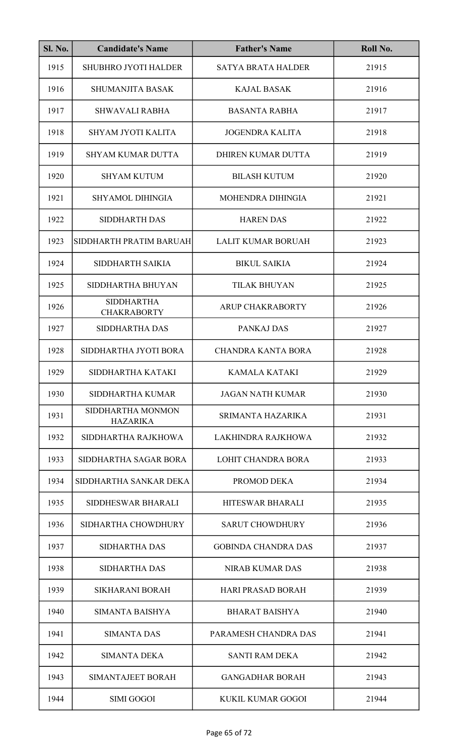| Sl. No. | Candidate's Name | Father's Name | Roll No. |
|---|---|---|---|
| 1915 | SHUBHRO JYOTI HALDER | SATYA BRATA HALDER | 21915 |
| 1916 | SHUMANJITA BASAK | KAJAL BASAK | 21916 |
| 1917 | SHWAVALI RABHA | BASANTA RABHA | 21917 |
| 1918 | SHYAM JYOTI KALITA | JOGENDRA KALITA | 21918 |
| 1919 | SHYAM KUMAR DUTTA | DHIREN KUMAR DUTTA | 21919 |
| 1920 | SHYAM KUTUM | BILASH KUTUM | 21920 |
| 1921 | SHYAMOL DIHINGIA | MOHENDRA DIHINGIA | 21921 |
| 1922 | SIDDHARTH DAS | HAREN DAS | 21922 |
| 1923 | SIDDHARTH PRATIM BARUAH | LALIT KUMAR BORUAH | 21923 |
| 1924 | SIDDHARTH SAIKIA | BIKUL SAIKIA | 21924 |
| 1925 | SIDDHARTHA BHUYAN | TILAK BHUYAN | 21925 |
| 1926 | SIDDHARTHA CHAKRABORTY | ARUP CHAKRABORTY | 21926 |
| 1927 | SIDDHARTHA DAS | PANKAJ DAS | 21927 |
| 1928 | SIDDHARTHA JYOTI BORA | CHANDRA KANTA BORA | 21928 |
| 1929 | SIDDHARTHA KATAKI | KAMALA KATAKI | 21929 |
| 1930 | SIDDHARTHA KUMAR | JAGAN NATH KUMAR | 21930 |
| 1931 | SIDDHARTHA MONMON HAZARIKA | SRIMANTA HAZARIKA | 21931 |
| 1932 | SIDDHARTHA RAJKHOWA | LAKHINDRA RAJKHOWA | 21932 |
| 1933 | SIDDHARTHA SAGAR BORA | LOHIT CHANDRA BORA | 21933 |
| 1934 | SIDDHARTHA SANKAR DEKA | PROMOD DEKA | 21934 |
| 1935 | SIDDHESWAR BHARALI | HITESWAR BHARALI | 21935 |
| 1936 | SIDHARTHA CHOWDHURY | SARUT CHOWDHURY | 21936 |
| 1937 | SIDHARTHA DAS | GOBINDA CHANDRA DAS | 21937 |
| 1938 | SIDHARTHA DAS | NIRAB KUMAR DAS | 21938 |
| 1939 | SIKHARANI BORAH | HARI PRASAD BORAH | 21939 |
| 1940 | SIMANTA BAISHYA | BHARAT BAISHYA | 21940 |
| 1941 | SIMANTA DAS | PARAMESH CHANDRA DAS | 21941 |
| 1942 | SIMANTA DEKA | SANTI RAM DEKA | 21942 |
| 1943 | SIMANTAJEET BORAH | GANGADHAR BORAH | 21943 |
| 1944 | SIMI GOGOI | KUKIL KUMAR GOGOI | 21944 |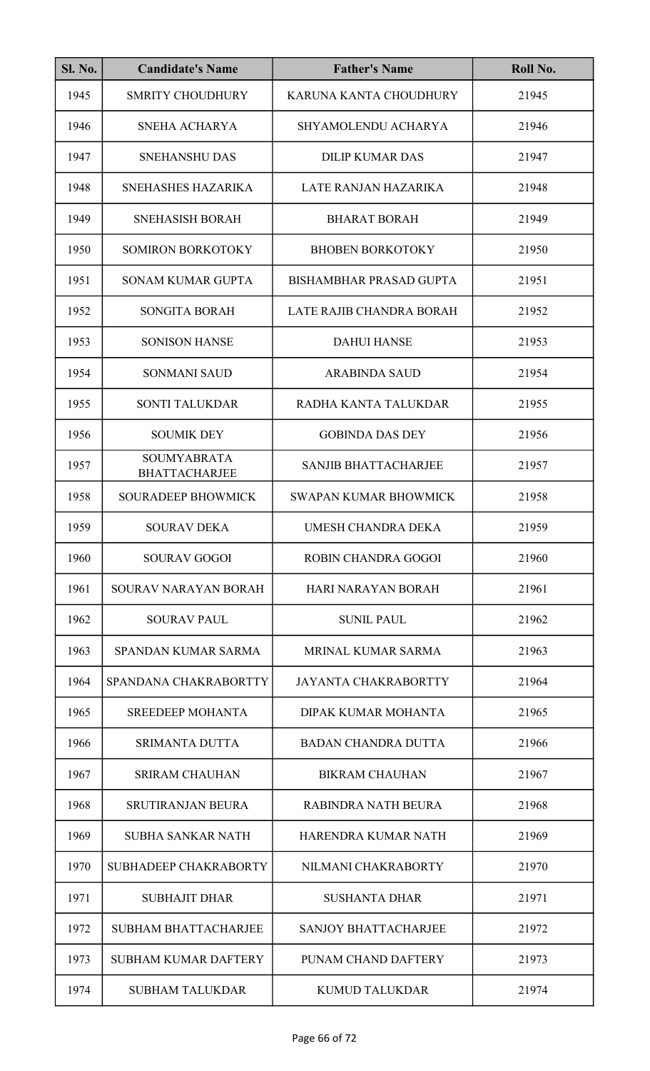| Sl. No. | Candidate's Name | Father's Name | Roll No. |
|---|---|---|---|
| 1945 | SMRITY CHOUDHURY | KARUNA KANTA CHOUDHURY | 21945 |
| 1946 | SNEHA ACHARYA | SHYAMOLENDU ACHARYA | 21946 |
| 1947 | SNEHANSHU DAS | DILIP KUMAR DAS | 21947 |
| 1948 | SNEHASHES HAZARIKA | LATE RANJAN HAZARIKA | 21948 |
| 1949 | SNEHASISH BORAH | BHARAT BORAH | 21949 |
| 1950 | SOMIRON BORKOTOKY | BHOBEN BORKOTOKY | 21950 |
| 1951 | SONAM KUMAR GUPTA | BISHAMBHAR PRASAD GUPTA | 21951 |
| 1952 | SONGITA BORAH | LATE RAJIB CHANDRA BORAH | 21952 |
| 1953 | SONISON HANSE | DAHUI HANSE | 21953 |
| 1954 | SONMANI SAUD | ARABINDA SAUD | 21954 |
| 1955 | SONTI TALUKDAR | RADHA KANTA TALUKDAR | 21955 |
| 1956 | SOUMIK DEY | GOBINDA DAS DEY | 21956 |
| 1957 | SOUMYABRATA BHATTACHARJEE | SANJIB BHATTACHARJEE | 21957 |
| 1958 | SOURADEEP BHOWMICK | SWAPAN KUMAR BHOWMICK | 21958 |
| 1959 | SOURAV DEKA | UMESH CHANDRA DEKA | 21959 |
| 1960 | SOURAV GOGOI | ROBIN CHANDRA GOGOI | 21960 |
| 1961 | SOURAV NARAYAN BORAH | HARI NARAYAN BORAH | 21961 |
| 1962 | SOURAV PAUL | SUNIL PAUL | 21962 |
| 1963 | SPANDAN KUMAR SARMA | MRINAL KUMAR SARMA | 21963 |
| 1964 | SPANDANA CHAKRABORTTY | JAYANTA CHAKRABORTTY | 21964 |
| 1965 | SREEDEEP MOHANTA | DIPAK KUMAR MOHANTA | 21965 |
| 1966 | SRIMANTA DUTTA | BADAN CHANDRA DUTTA | 21966 |
| 1967 | SRIRAM CHAUHAN | BIKRAM CHAUHAN | 21967 |
| 1968 | SRUTIRANJAN BEURA | RABINDRA NATH BEURA | 21968 |
| 1969 | SUBHA SANKAR NATH | HARENDRA KUMAR NATH | 21969 |
| 1970 | SUBHADEEP CHAKRABORTY | NILMANI CHAKRABORTY | 21970 |
| 1971 | SUBHAJIT DHAR | SUSHANTA DHAR | 21971 |
| 1972 | SUBHAM BHATTACHARJEE | SANJOY BHATTACHARJEE | 21972 |
| 1973 | SUBHAM KUMAR DAFTERY | PUNAM CHAND DAFTERY | 21973 |
| 1974 | SUBHAM TALUKDAR | KUMUD TALUKDAR | 21974 |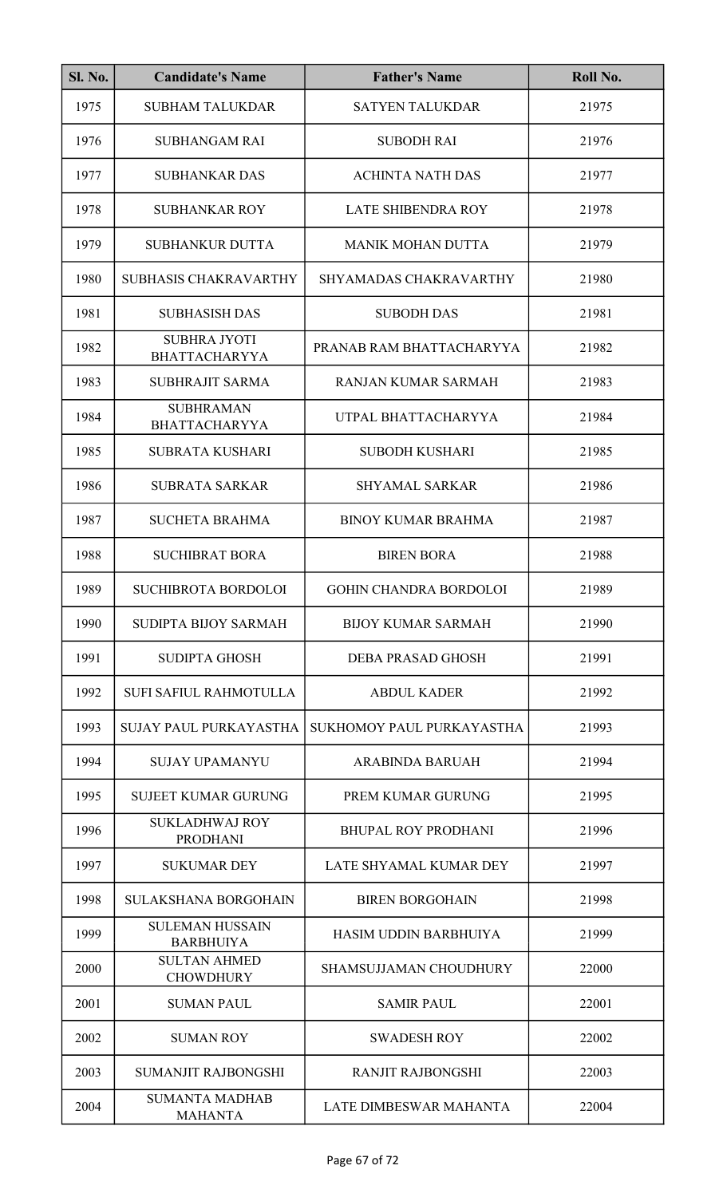| Sl. No. | Candidate's Name | Father's Name | Roll No. |
|---|---|---|---|
| 1975 | SUBHAM TALUKDAR | SATYEN TALUKDAR | 21975 |
| 1976 | SUBHANGAM RAI | SUBODH RAI | 21976 |
| 1977 | SUBHANKAR DAS | ACHINTA NATH DAS | 21977 |
| 1978 | SUBHANKAR ROY | LATE SHIBENDRA ROY | 21978 |
| 1979 | SUBHANKUR DUTTA | MANIK MOHAN DUTTA | 21979 |
| 1980 | SUBHASIS CHAKRAVARTHY | SHYAMADAS CHAKRAVARTHY | 21980 |
| 1981 | SUBHASISH DAS | SUBODH DAS | 21981 |
| 1982 | SUBHRA JYOTI BHATTACHARYYA | PRANAB RAM BHATTACHARYYA | 21982 |
| 1983 | SUBHRAJIT SARMA | RANJAN KUMAR SARMAH | 21983 |
| 1984 | SUBHRAMAN BHATTACHARYYA | UTPAL BHATTACHARYYA | 21984 |
| 1985 | SUBRATA KUSHARI | SUBODH KUSHARI | 21985 |
| 1986 | SUBRATA SARKAR | SHYAMAL SARKAR | 21986 |
| 1987 | SUCHETA BRAHMA | BINOY KUMAR BRAHMA | 21987 |
| 1988 | SUCHIBRAT BORA | BIREN BORA | 21988 |
| 1989 | SUCHIBROTA BORDOLOI | GOHIN CHANDRA BORDOLOI | 21989 |
| 1990 | SUDIPTA BIJOY SARMAH | BIJOY KUMAR SARMAH | 21990 |
| 1991 | SUDIPTA GHOSH | DEBA PRASAD GHOSH | 21991 |
| 1992 | SUFI SAFIUL RAHMOTULLA | ABDUL KADER | 21992 |
| 1993 | SUJAY PAUL PURKAYASTHA | SUKHOMOY PAUL PURKAYASTHA | 21993 |
| 1994 | SUJAY UPAMANYU | ARABINDA BARUAH | 21994 |
| 1995 | SUJEET KUMAR GURUNG | PREM KUMAR GURUNG | 21995 |
| 1996 | SUKLADHWAJ ROY PRODHANI | BHUPAL ROY PRODHANI | 21996 |
| 1997 | SUKUMAR DEY | LATE SHYAMAL KUMAR DEY | 21997 |
| 1998 | SULAKSHANA BORGOHAIN | BIREN BORGOHAIN | 21998 |
| 1999 | SULEMAN HUSSAIN BARBHUIYA | HASIM UDDIN BARBHUIYA | 21999 |
| 2000 | SULTAN AHMED CHOWDHURY | SHAMSUJJAMAN CHOUDHURY | 22000 |
| 2001 | SUMAN PAUL | SAMIR PAUL | 22001 |
| 2002 | SUMAN ROY | SWADESH ROY | 22002 |
| 2003 | SUMANJIT RAJBONGSHI | RANJIT RAJBONGSHI | 22003 |
| 2004 | SUMANTA MADHAB MAHANTA | LATE DIMBESWAR MAHANTA | 22004 |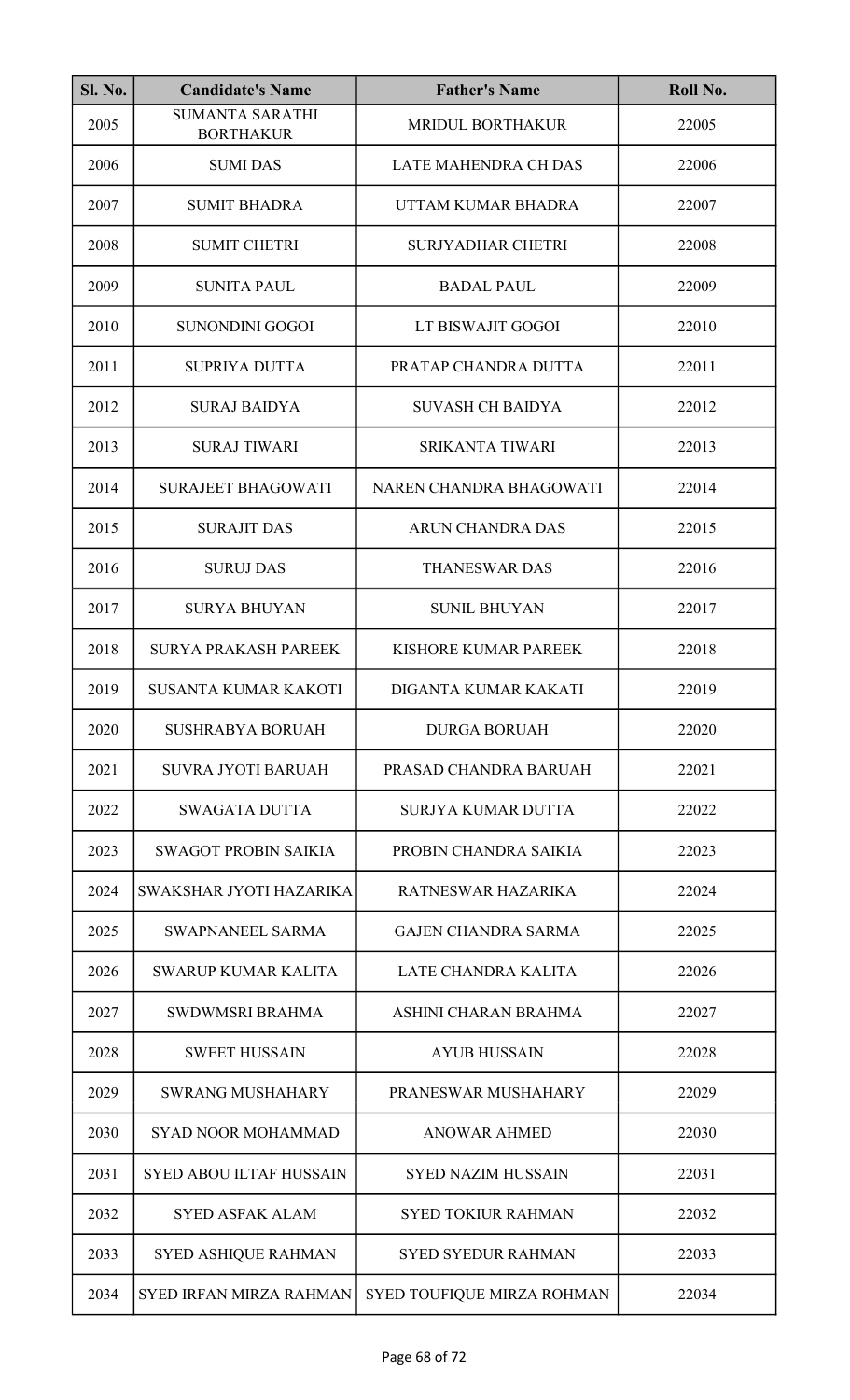| Sl. No. | Candidate's Name | Father's Name | Roll No. |
|---|---|---|---|
| 2005 | SUMANTA SARATHI BORTHAKUR | MRIDUL BORTHAKUR | 22005 |
| 2006 | SUMI DAS | LATE MAHENDRA CH DAS | 22006 |
| 2007 | SUMIT BHADRA | UTTAM KUMAR BHADRA | 22007 |
| 2008 | SUMIT CHETRI | SURJYADHAR CHETRI | 22008 |
| 2009 | SUNITA PAUL | BADAL PAUL | 22009 |
| 2010 | SUNONDINI GOGOI | LT BISWAJIT GOGOI | 22010 |
| 2011 | SUPRIYA DUTTA | PRATAP CHANDRA DUTTA | 22011 |
| 2012 | SURAJ BAIDYA | SUVASH CH BAIDYA | 22012 |
| 2013 | SURAJ TIWARI | SRIKANTA TIWARI | 22013 |
| 2014 | SURAJEET BHAGOWATI | NAREN CHANDRA BHAGOWATI | 22014 |
| 2015 | SURAJIT DAS | ARUN CHANDRA DAS | 22015 |
| 2016 | SURUJ DAS | THANESWAR DAS | 22016 |
| 2017 | SURYA BHUYAN | SUNIL BHUYAN | 22017 |
| 2018 | SURYA PRAKASH PAREEK | KISHORE KUMAR PAREEK | 22018 |
| 2019 | SUSANTA KUMAR KAKOTI | DIGANTA KUMAR KAKATI | 22019 |
| 2020 | SUSHRABYA BORUAH | DURGA BORUAH | 22020 |
| 2021 | SUVRA JYOTI BARUAH | PRASAD CHANDRA BARUAH | 22021 |
| 2022 | SWAGATA DUTTA | SURJYA KUMAR DUTTA | 22022 |
| 2023 | SWAGOT PROBIN SAIKIA | PROBIN CHANDRA SAIKIA | 22023 |
| 2024 | SWAKSHAR JYOTI HAZARIKA | RATNESWAR HAZARIKA | 22024 |
| 2025 | SWAPNANEEL SARMA | GAJEN CHANDRA SARMA | 22025 |
| 2026 | SWARUP KUMAR KALITA | LATE CHANDRA KALITA | 22026 |
| 2027 | SWDWMSRI BRAHMA | ASHINI CHARAN BRAHMA | 22027 |
| 2028 | SWEET HUSSAIN | AYUB HUSSAIN | 22028 |
| 2029 | SWRANG MUSHAHARY | PRANESWAR MUSHAHARY | 22029 |
| 2030 | SYAD NOOR MOHAMMAD | ANOWAR AHMED | 22030 |
| 2031 | SYED ABOU ILTAF HUSSAIN | SYED NAZIM HUSSAIN | 22031 |
| 2032 | SYED ASFAK ALAM | SYED TOKIUR RAHMAN | 22032 |
| 2033 | SYED ASHIQUE RAHMAN | SYED SYEDUR RAHMAN | 22033 |
| 2034 | SYED IRFAN MIRZA RAHMAN | SYED TOUFIQUE MIRZA ROHMAN | 22034 |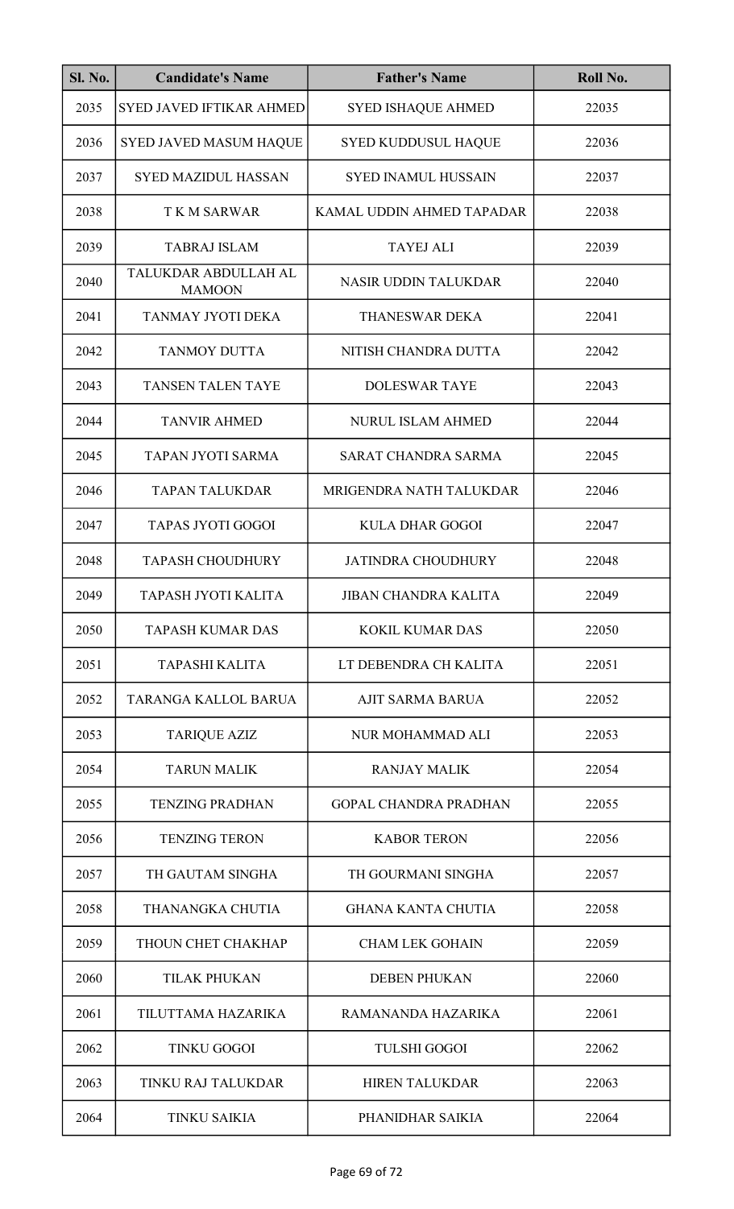| Sl. No. | Candidate's Name | Father's Name | Roll No. |
|---|---|---|---|
| 2035 | SYED JAVED IFTIKAR AHMED | SYED ISHAQUE AHMED | 22035 |
| 2036 | SYED JAVED MASUM HAQUE | SYED KUDDUSUL HAQUE | 22036 |
| 2037 | SYED MAZIDUL HASSAN | SYED INAMUL HUSSAIN | 22037 |
| 2038 | T K M SARWAR | KAMAL UDDIN AHMED TAPADAR | 22038 |
| 2039 | TABRAJ ISLAM | TAYEJ ALI | 22039 |
| 2040 | TALUKDAR ABDULLAH AL MAMOON | NASIR UDDIN TALUKDAR | 22040 |
| 2041 | TANMAY JYOTI DEKA | THANESWAR DEKA | 22041 |
| 2042 | TANMOY DUTTA | NITISH CHANDRA DUTTA | 22042 |
| 2043 | TANSEN TALEN TAYE | DOLESWAR TAYE | 22043 |
| 2044 | TANVIR AHMED | NURUL ISLAM AHMED | 22044 |
| 2045 | TAPAN JYOTI SARMA | SARAT CHANDRA SARMA | 22045 |
| 2046 | TAPAN TALUKDAR | MRIGENDRA NATH TALUKDAR | 22046 |
| 2047 | TAPAS JYOTI GOGOI | KULA DHAR GOGOI | 22047 |
| 2048 | TAPASH CHOUDHURY | JATINDRA CHOUDHURY | 22048 |
| 2049 | TAPASH JYOTI KALITA | JIBAN CHANDRA KALITA | 22049 |
| 2050 | TAPASH KUMAR DAS | KOKIL KUMAR DAS | 22050 |
| 2051 | TAPASHI KALITA | LT DEBENDRA CH KALITA | 22051 |
| 2052 | TARANGA KALLOL BARUA | AJIT SARMA BARUA | 22052 |
| 2053 | TARIQUE AZIZ | NUR MOHAMMAD ALI | 22053 |
| 2054 | TARUN MALIK | RANJAY MALIK | 22054 |
| 2055 | TENZING PRADHAN | GOPAL CHANDRA PRADHAN | 22055 |
| 2056 | TENZING TERON | KABOR TERON | 22056 |
| 2057 | TH GAUTAM SINGHA | TH GOURMANI SINGHA | 22057 |
| 2058 | THANANGKA CHUTIA | GHANA KANTA CHUTIA | 22058 |
| 2059 | THOUN CHET CHAKHAP | CHAM LEK GOHAIN | 22059 |
| 2060 | TILAK PHUKAN | DEBEN PHUKAN | 22060 |
| 2061 | TILUTTAMA HAZARIKA | RAMANANDA HAZARIKA | 22061 |
| 2062 | TINKU GOGOI | TULSHI GOGOI | 22062 |
| 2063 | TINKU RAJ TALUKDAR | HIREN TALUKDAR | 22063 |
| 2064 | TINKU SAIKIA | PHANIDHAR SAIKIA | 22064 |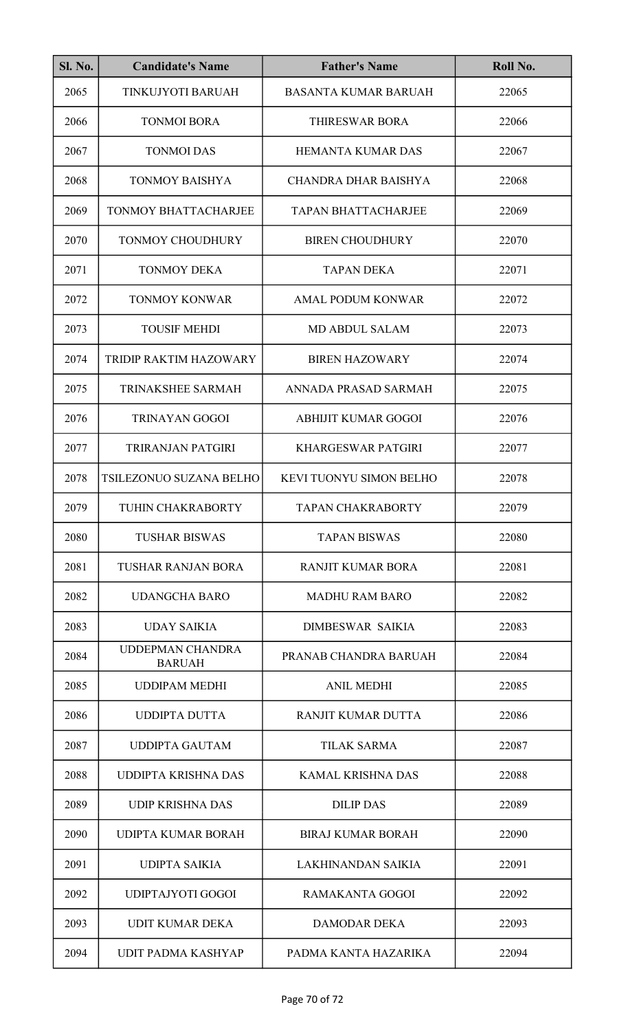| Sl. No. | Candidate's Name | Father's Name | Roll No. |
|---|---|---|---|
| 2065 | TINKUJYOTI BARUAH | BASANTA KUMAR BARUAH | 22065 |
| 2066 | TONMOI BORA | THIRESWAR BORA | 22066 |
| 2067 | TONMOI DAS | HEMANTA KUMAR DAS | 22067 |
| 2068 | TONMOY BAISHYA | CHANDRA DHAR BAISHYA | 22068 |
| 2069 | TONMOY BHATTACHARJEE | TAPAN BHATTACHARJEE | 22069 |
| 2070 | TONMOY CHOUDHURY | BIREN CHOUDHURY | 22070 |
| 2071 | TONMOY DEKA | TAPAN DEKA | 22071 |
| 2072 | TONMOY KONWAR | AMAL PODUM KONWAR | 22072 |
| 2073 | TOUSIF MEHDI | MD ABDUL SALAM | 22073 |
| 2074 | TRIDIP RAKTIM HAZOWARY | BIREN HAZOWARY | 22074 |
| 2075 | TRINAKSHEE SARMAH | ANNADA PRASAD SARMAH | 22075 |
| 2076 | TRINAYAN GOGOI | ABHIJIT KUMAR GOGOI | 22076 |
| 2077 | TRIRANJAN PATGIRI | KHARGESWAR PATGIRI | 22077 |
| 2078 | TSILEZONUO SUZANA BELHO | KEVI TUONYU SIMON BELHO | 22078 |
| 2079 | TUHIN CHAKRABORTY | TAPAN CHAKRABORTY | 22079 |
| 2080 | TUSHAR BISWAS | TAPAN BISWAS | 22080 |
| 2081 | TUSHAR RANJAN BORA | RANJIT KUMAR BORA | 22081 |
| 2082 | UDANGCHA BARO | MADHU RAM BARO | 22082 |
| 2083 | UDAY SAIKIA | DIMBESWAR SAIKIA | 22083 |
| 2084 | UDDEPMAN CHANDRA BARUAH | PRANAB CHANDRA BARUAH | 22084 |
| 2085 | UDDIPAM MEDHI | ANIL MEDHI | 22085 |
| 2086 | UDDIPTA DUTTA | RANJIT KUMAR DUTTA | 22086 |
| 2087 | UDDIPTA GAUTAM | TILAK SARMA | 22087 |
| 2088 | UDDIPTA KRISHNA DAS | KAMAL KRISHNA DAS | 22088 |
| 2089 | UDIP KRISHNA DAS | DILIP DAS | 22089 |
| 2090 | UDIPTA KUMAR BORAH | BIRAJ KUMAR BORAH | 22090 |
| 2091 | UDIPTA SAIKIA | LAKHINANDAN SAIKIA | 22091 |
| 2092 | UDIPTAJYOTI GOGOI | RAMAKANTA GOGOI | 22092 |
| 2093 | UDIT KUMAR DEKA | DAMODAR DEKA | 22093 |
| 2094 | UDIT PADMA KASHYAP | PADMA KANTA HAZARIKA | 22094 |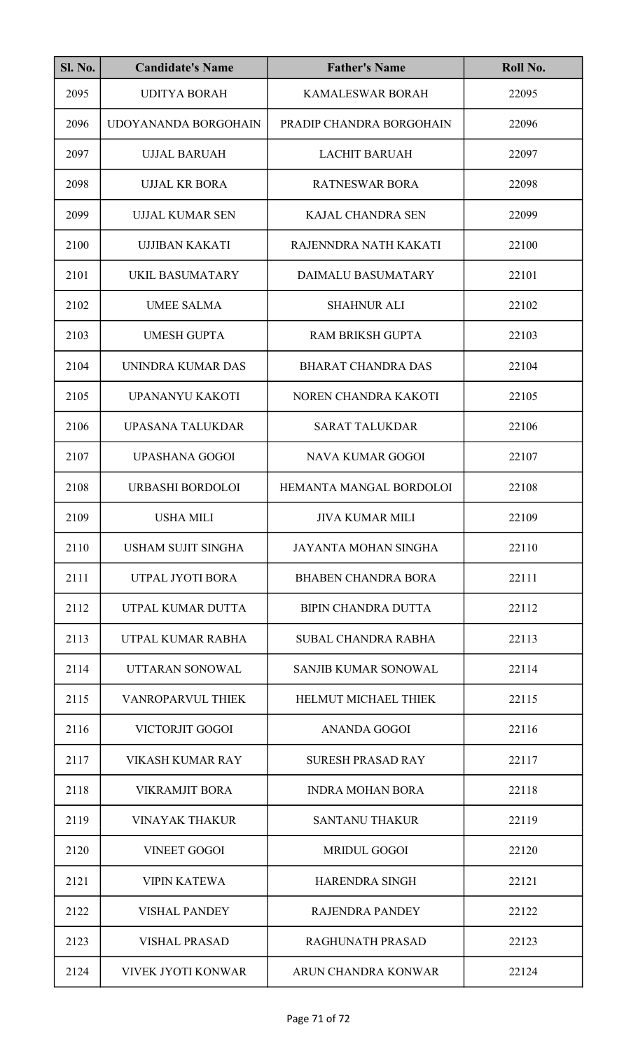| Sl. No. | Candidate's Name | Father's Name | Roll No. |
| --- | --- | --- | --- |
| 2095 | UDITYA BORAH | KAMALESWAR BORAH | 22095 |
| 2096 | UDOYANANDA BORGOHAIN | PRADIP CHANDRA BORGOHAIN | 22096 |
| 2097 | UJJAL BARUAH | LACHIT BARUAH | 22097 |
| 2098 | UJJAL KR BORA | RATNESWAR BORA | 22098 |
| 2099 | UJJAL KUMAR SEN | KAJAL CHANDRA SEN | 22099 |
| 2100 | UJJIBAN KAKATI | RAJENNDRA NATH KAKATI | 22100 |
| 2101 | UKIL BASUMATARY | DAIMALU BASUMATARY | 22101 |
| 2102 | UMEE SALMA | SHAHNUR ALI | 22102 |
| 2103 | UMESH GUPTA | RAM BRIKSH GUPTA | 22103 |
| 2104 | UNINDRA KUMAR DAS | BHARAT CHANDRA DAS | 22104 |
| 2105 | UPANANYU KAKOTI | NOREN CHANDRA KAKOTI | 22105 |
| 2106 | UPASANA TALUKDAR | SARAT TALUKDAR | 22106 |
| 2107 | UPASHANA GOGOI | NAVA KUMAR GOGOI | 22107 |
| 2108 | URBASHI BORDOLOI | HEMANTA MANGAL BORDOLOI | 22108 |
| 2109 | USHA MILI | JIVA KUMAR MILI | 22109 |
| 2110 | USHAM SUJIT SINGHA | JAYANTA MOHAN SINGHA | 22110 |
| 2111 | UTPAL JYOTI BORA | BHABEN CHANDRA BORA | 22111 |
| 2112 | UTPAL KUMAR DUTTA | BIPIN CHANDRA DUTTA | 22112 |
| 2113 | UTPAL KUMAR RABHA | SUBAL CHANDRA RABHA | 22113 |
| 2114 | UTTARAN SONOWAL | SANJIB KUMAR SONOWAL | 22114 |
| 2115 | VANROPARVUL THIEK | HELMUT MICHAEL THIEK | 22115 |
| 2116 | VICTORJIT GOGOI | ANANDA GOGOI | 22116 |
| 2117 | VIKASH KUMAR RAY | SURESH PRASAD RAY | 22117 |
| 2118 | VIKRAMJIT BORA | INDRA MOHAN BORA | 22118 |
| 2119 | VINAYAK THAKUR | SANTANU THAKUR | 22119 |
| 2120 | VINEET GOGOI | MRIDUL GOGOI | 22120 |
| 2121 | VIPIN KATEWA | HARENDRA SINGH | 22121 |
| 2122 | VISHAL PANDEY | RAJENDRA PANDEY | 22122 |
| 2123 | VISHAL PRASAD | RAGHUNATH PRASAD | 22123 |
| 2124 | VIVEK JYOTI KONWAR | ARUN CHANDRA KONWAR | 22124 |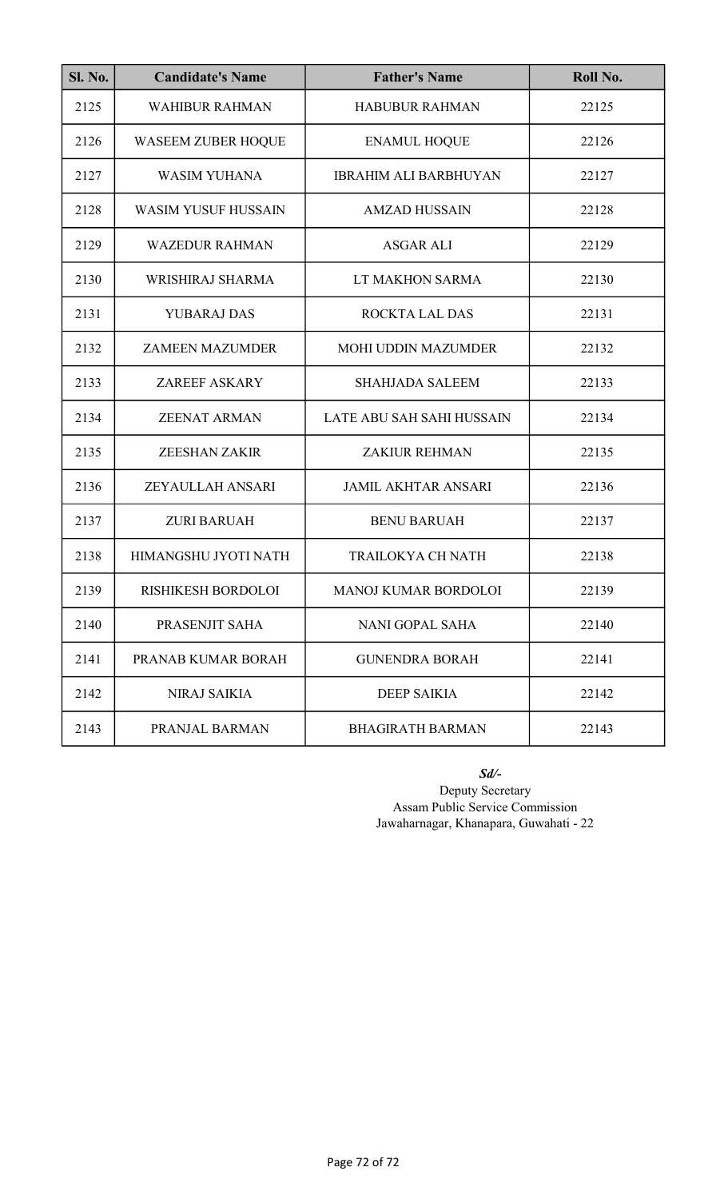| Sl. No. | Candidate's Name | Father's Name | Roll No. |
|---|---|---|---|
| 2125 | WAHIBUR RAHMAN | HABUBUR RAHMAN | 22125 |
| 2126 | WASEEM ZUBER HOQUE | ENAMUL HOQUE | 22126 |
| 2127 | WASIM YUHANA | IBRAHIM ALI BARBHUYAN | 22127 |
| 2128 | WASIM YUSUF HUSSAIN | AMZAD HUSSAIN | 22128 |
| 2129 | WAZEDUR RAHMAN | ASGAR ALI | 22129 |
| 2130 | WRISHIRAJ SHARMA | LT MAKHON SARMA | 22130 |
| 2131 | YUBARAJ DAS | ROCKTA LAL DAS | 22131 |
| 2132 | ZAMEEN MAZUMDER | MOHI UDDIN MAZUMDER | 22132 |
| 2133 | ZAREEF ASKARY | SHAHJADA SALEEM | 22133 |
| 2134 | ZEENAT ARMAN | LATE ABU SAH SAHI HUSSAIN | 22134 |
| 2135 | ZEESHAN ZAKIR | ZAKIUR REHMAN | 22135 |
| 2136 | ZEYAULLAH ANSARI | JAMIL AKHTAR ANSARI | 22136 |
| 2137 | ZURI BARUAH | BENU BARUAH | 22137 |
| 2138 | HIMANGSHU JYOTI NATH | TRAILOKYA CH NATH | 22138 |
| 2139 | RISHIKESH BORDOLOI | MANOJ KUMAR BORDOLOI | 22139 |
| 2140 | PRASENJIT SAHA | NANI GOPAL SAHA | 22140 |
| 2141 | PRANAB KUMAR BORAH | GUNENDRA BORAH | 22141 |
| 2142 | NIRAJ SAIKIA | DEEP SAIKIA | 22142 |
| 2143 | PRANJAL BARMAN | BHAGIRATH BARMAN | 22143 |

***Sd/-***
Deputy Secretary
Assam Public Service Commission
Jawaharnagar, Khanapara, Guwahati - 22